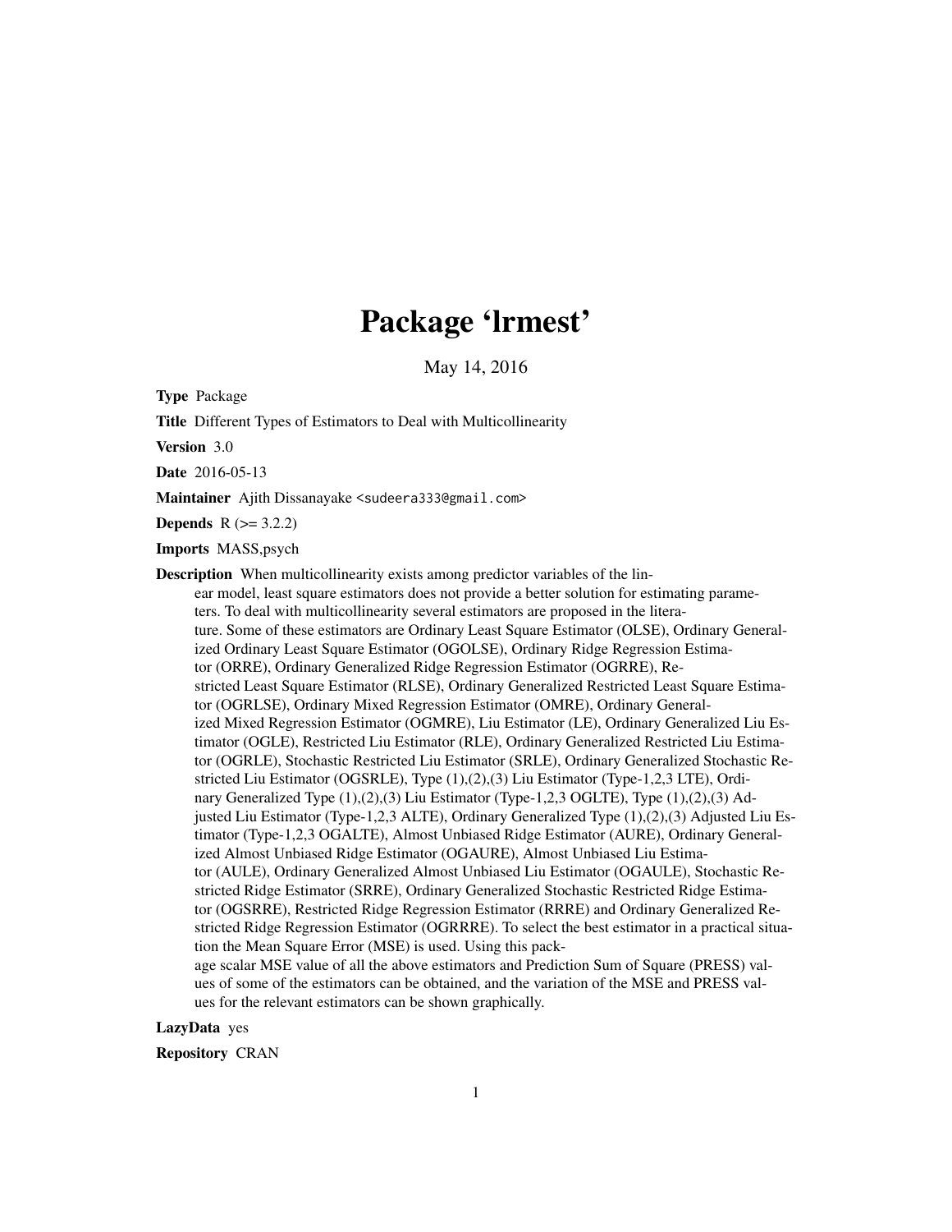# Package 'lrmest'

May 14, 2016

**Type** Package

**Title** Different Types of Estimators to Deal with Multicollinearity

**Version** 3.0

**Date** 2016-05-13

**Maintainer** Ajith Dissanayake <sudeera333@gmail.com>

**Depends** R (>= 3.2.2)

**Imports** MASS,psych

**Description** When multicollinearity exists among predictor variables of the linear model, least square estimators does not provide a better solution for estimating parameters. To deal with multicollinearity several estimators are proposed in the literature. Some of these estimators are Ordinary Least Square Estimator (OLSE), Ordinary Generalized Ordinary Least Square Estimator (OGOLSE), Ordinary Ridge Regression Estimator (ORRE), Ordinary Generalized Ridge Regression Estimator (OGRRE), Restricted Least Square Estimator (RLSE), Ordinary Generalized Restricted Least Square Estimator (OGRLSE), Ordinary Mixed Regression Estimator (OMRE), Ordinary Generalized Mixed Regression Estimator (OGMRE), Liu Estimator (LE), Ordinary Generalized Liu Estimator (OGLE), Restricted Liu Estimator (RLE), Ordinary Generalized Restricted Liu Estimator (OGRLE), Stochastic Restricted Liu Estimator (SRLE), Ordinary Generalized Stochastic Restricted Liu Estimator (OGSRLE), Type (1),(2),(3) Liu Estimator (Type-1,2,3 LTE), Ordinary Generalized Type (1),(2),(3) Liu Estimator (Type-1,2,3 OGLTE), Type (1),(2),(3) Adjusted Liu Estimator (Type-1,2,3 ALTE), Ordinary Generalized Type (1),(2),(3) Adjusted Liu Estimator (Type-1,2,3 OGALTE), Almost Unbiased Ridge Estimator (AURE), Ordinary Generalized Almost Unbiased Ridge Estimator (OGAURE), Almost Unbiased Liu Estimator (AULE), Ordinary Generalized Almost Unbiased Liu Estimator (OGAULE), Stochastic Restricted Ridge Estimator (SRRE), Ordinary Generalized Stochastic Restricted Ridge Estimator (OGSRRE), Restricted Ridge Regression Estimator (RRRE) and Ordinary Generalized Restricted Ridge Regression Estimator (OGRRRE). To select the best estimator in a practical situation the Mean Square Error (MSE) is used. Using this package scalar MSE value of all the above estimators and Prediction Sum of Square (PRESS) values of some of the estimators can be obtained, and the variation of the MSE and PRESS values for the relevant estimators can be shown graphically.

**LazyData** yes

**Repository** CRAN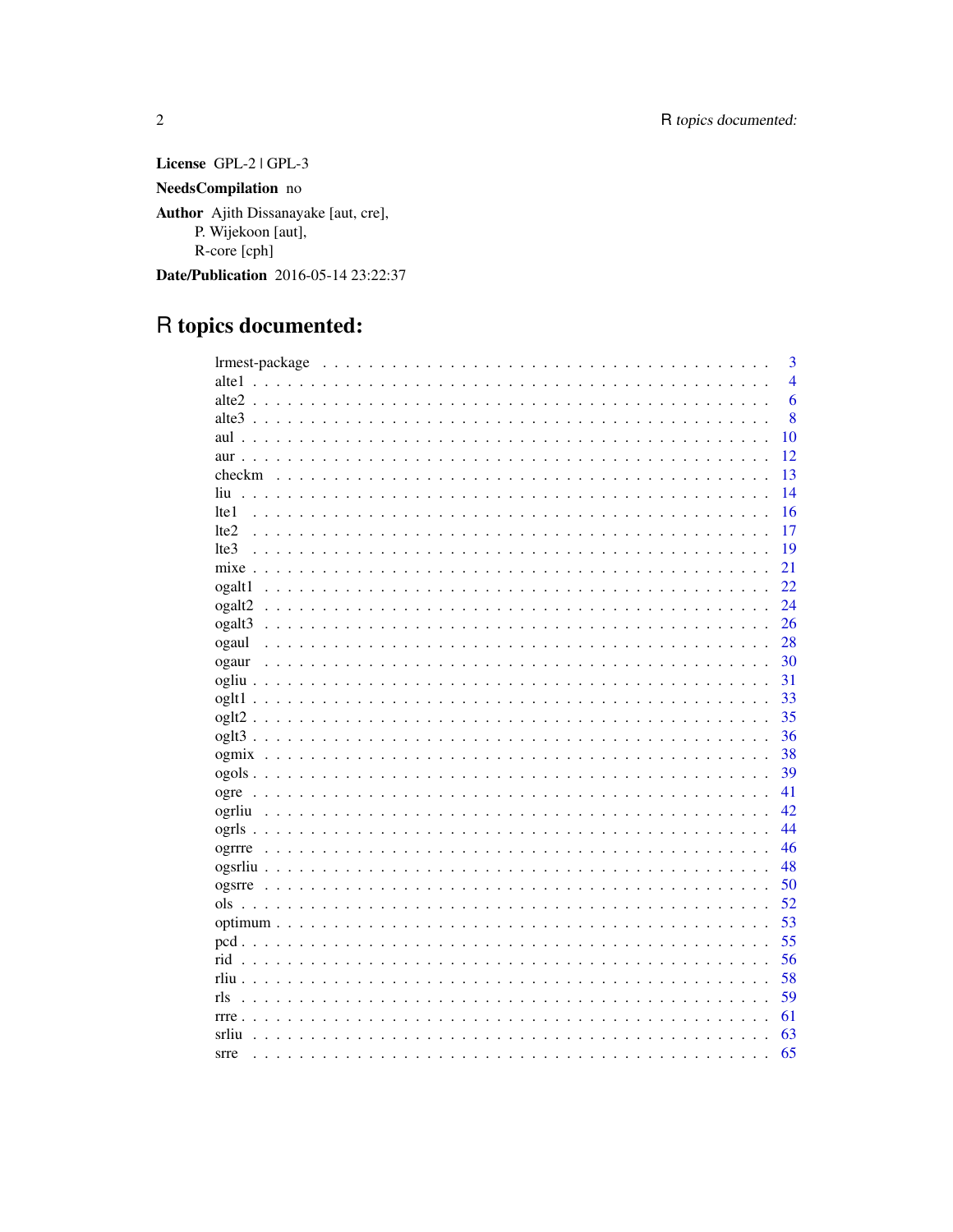**License** GPL-2 | GPL-3

**NeedsCompilation** no

**Author** Ajith Dissanayake [aut, cre],
P. Wijekoon [aut],
R-core [cph]

**Date/Publication** 2016-05-14 23:22:37

# R topics documented:

| | |
|---|---|
| lrmest-package | 3 |
| alte1 | 4 |
| alte2 | 6 |
| alte3 | 8 |
| aul | 10 |
| aur | 12 |
| checkm | 13 |
| liu | 14 |
| lte1 | 16 |
| lte2 | 17 |
| lte3 | 19 |
| mixe | 21 |
| ogalt1 | 22 |
| ogalt2 | 24 |
| ogalt3 | 26 |
| ogaul | 28 |
| ogaur | 30 |
| ogliu | 31 |
| oglt1 | 33 |
| oglt2 | 35 |
| oglt3 | 36 |
| ogmix | 38 |
| ogols | 39 |
| ogre | 41 |
| ogrliu | 42 |
| ogrls | 44 |
| ogrrre | 46 |
| ogsrliu | 48 |
| ogsrre | 50 |
| ols | 52 |
| optimum | 53 |
| pcd | 55 |
| rid | 56 |
| rliu | 58 |
| rls | 59 |
| rrre | 61 |
| srliu | 63 |
| srre | 65 |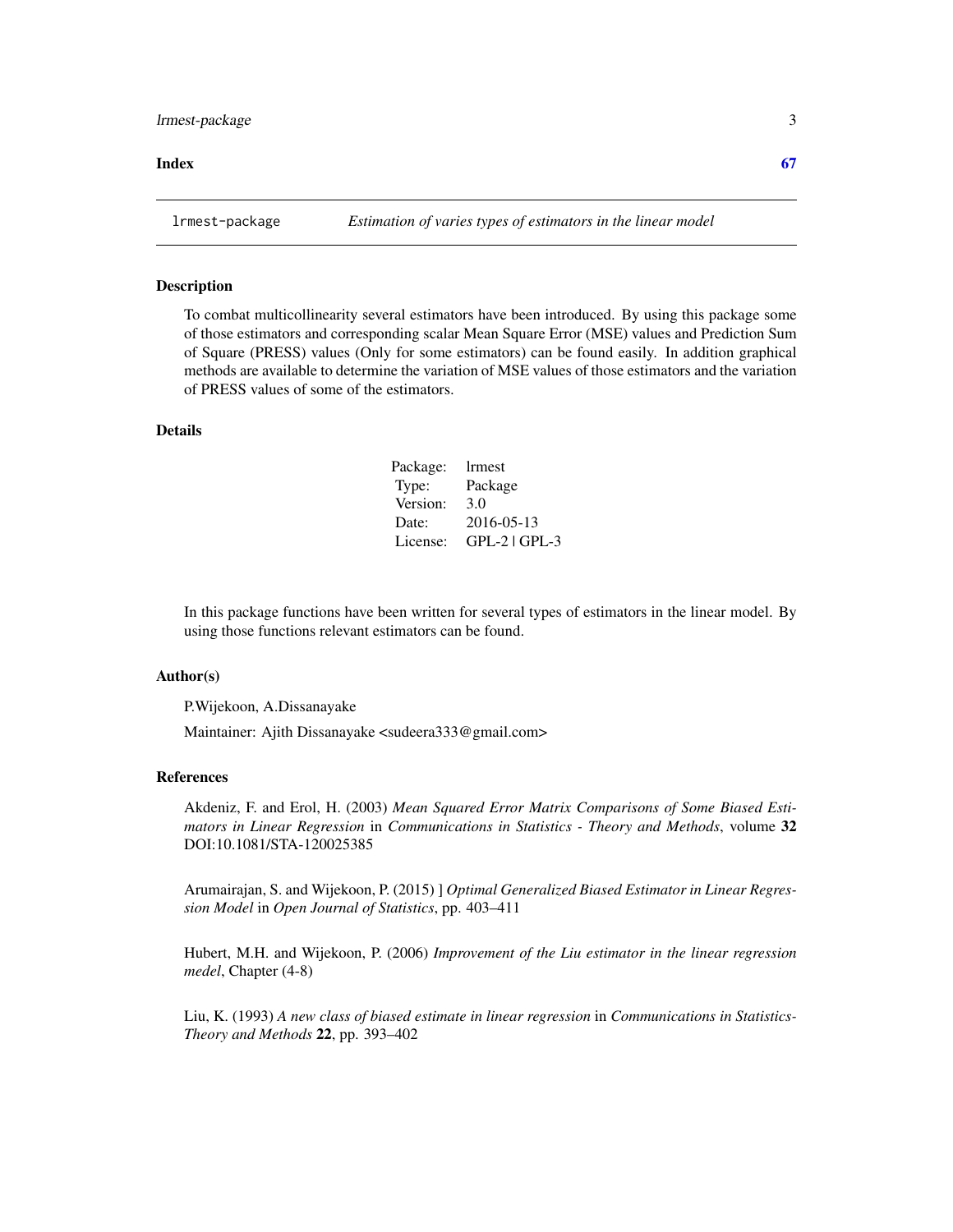**Index** **67**

---

`lrmest-package` *Estimation of varies types of estimators in the linear model*

---

## Description

To combat multicollinearity several estimators have been introduced. By using this package some of those estimators and corresponding scalar Mean Square Error (MSE) values and Prediction Sum of Square (PRESS) values (Only for some estimators) can be found easily. In addition graphical methods are available to determine the variation of MSE values of those estimators and the variation of PRESS values of some of the estimators.

## Details

| | |
|---|---|
| Package: | lrmest |
| Type: | Package |
| Version: | 3.0 |
| Date: | 2016-05-13 |
| License: | GPL-2 \| GPL-3 |

In this package functions have been written for several types of estimators in the linear model. By using those functions relevant estimators can be found.

## Author(s)

P.Wijekoon, A.Dissanayake

Maintainer: Ajith Dissanayake <sudeera333@gmail.com>

## References

Akdeniz, F. and Erol, H. (2003) *Mean Squared Error Matrix Comparisons of Some Biased Estimators in Linear Regression* in *Communications in Statistics - Theory and Methods*, volume **32** DOI:10.1081/STA-120025385

Arumairajan, S. and Wijekoon, P. (2015) ] *Optimal Generalized Biased Estimator in Linear Regression Model* in *Open Journal of Statistics*, pp. 403–411

Hubert, M.H. and Wijekoon, P. (2006) *Improvement of the Liu estimator in the linear regression medel*, Chapter (4-8)

Liu, K. (1993) *A new class of biased estimate in linear regression* in *Communications in Statistics-Theory and Methods* **22**, pp. 393–402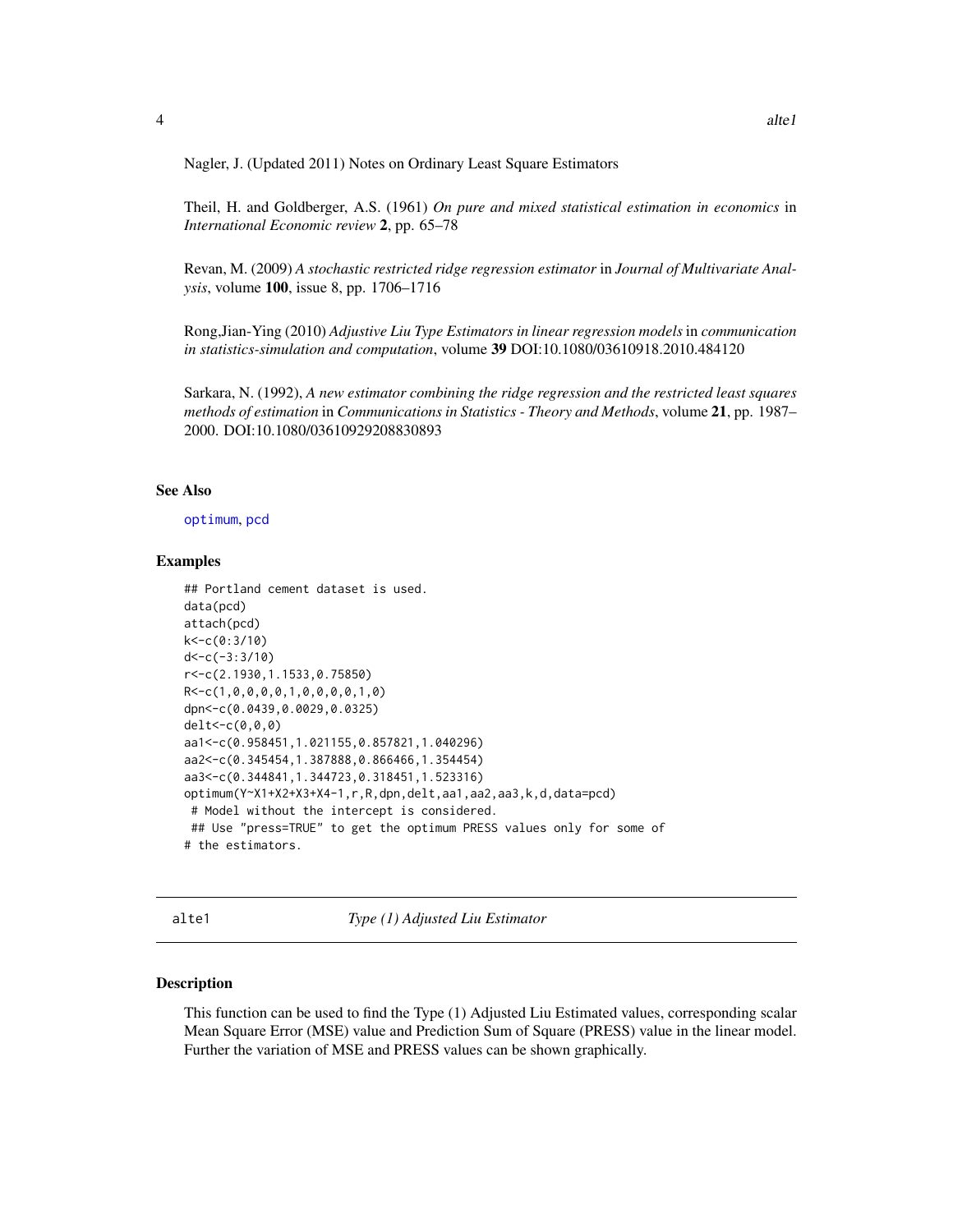Nagler, J. (Updated 2011) Notes on Ordinary Least Square Estimators

Theil, H. and Goldberger, A.S. (1961) *On pure and mixed statistical estimation in economics* in *International Economic review* **2**, pp. 65–78

Revan, M. (2009) *A stochastic restricted ridge regression estimator* in *Journal of Multivariate Analysis*, volume **100**, issue 8, pp. 1706–1716

Rong,Jian-Ying (2010) *Adjustive Liu Type Estimators in linear regression models* in *communication in statistics-simulation and computation*, volume **39** DOI:10.1080/03610918.2010.484120

Sarkara, N. (1992), *A new estimator combining the ridge regression and the restricted least squares methods of estimation* in *Communications in Statistics - Theory and Methods*, volume **21**, pp. 1987–2000. DOI:10.1080/03610929208830893

### See Also

optimum, pcd

### Examples

```
## Portland cement dataset is used.
data(pcd)
attach(pcd)
k<-c(0:3/10)
d<-c(-3:3/10)
r<-c(2.1930,1.1533,0.75850)
R<-c(1,0,0,0,0,1,0,0,0,0,1,0)
dpn<-c(0.0439,0.0029,0.0325)
delt<-c(0,0,0)
aa1<-c(0.958451,1.021155,0.857821,1.040296)
aa2<-c(0.345454,1.387888,0.866466,1.354454)
aa3<-c(0.344841,1.344723,0.318451,1.523316)
optimum(Y~X1+X2+X3+X4-1,r,R,dpn,delt,aa1,aa2,aa3,k,d,data=pcd)
 # Model without the intercept is considered.
 ## Use "press=TRUE" to get the optimum PRESS values only for some of
# the estimators.
```

## alte1 *Type (1) Adjusted Liu Estimator*

### Description

This function can be used to find the Type (1) Adjusted Liu Estimated values, corresponding scalar Mean Square Error (MSE) value and Prediction Sum of Square (PRESS) value in the linear model. Further the variation of MSE and PRESS values can be shown graphically.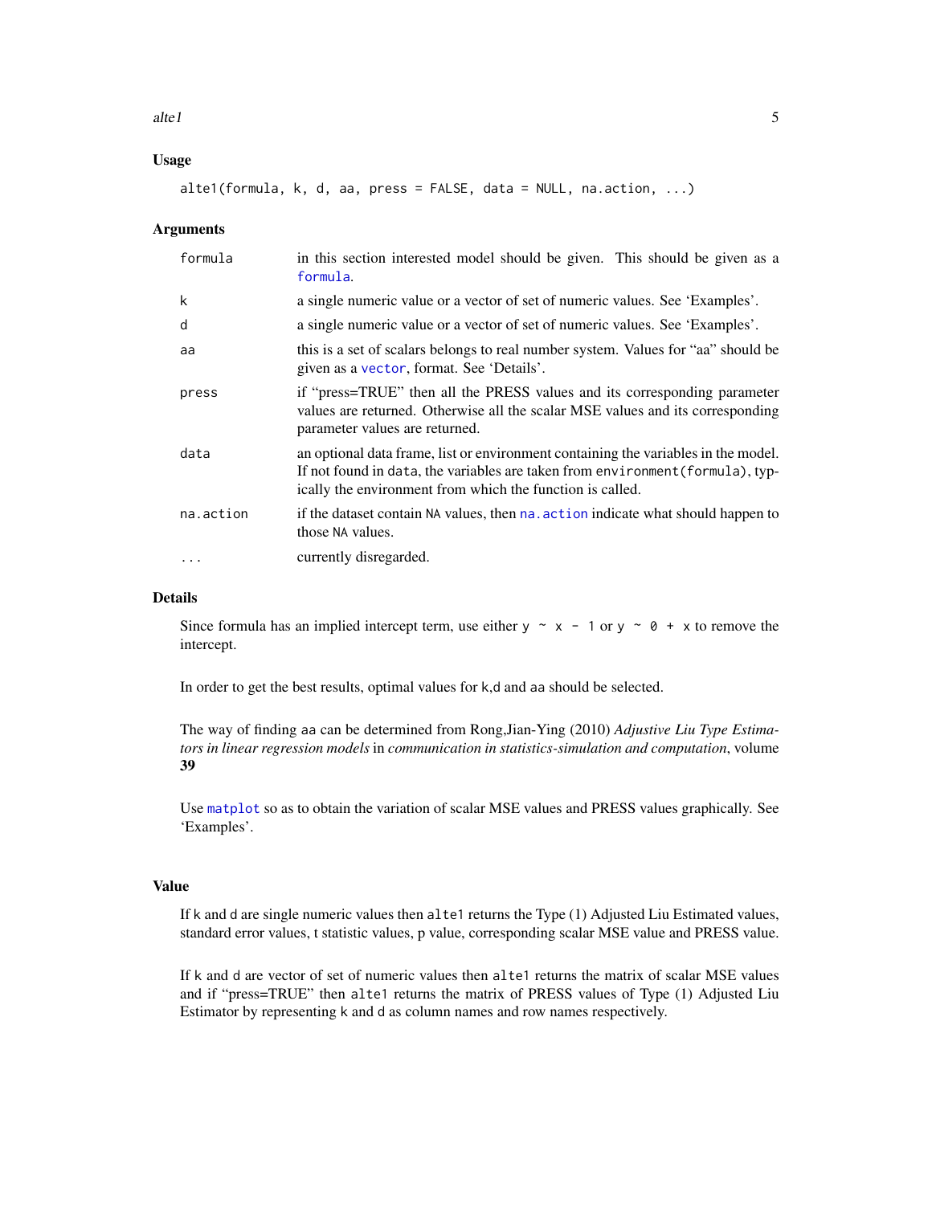## Usage

```
alte1(formula, k, d, aa, press = FALSE, data = NULL, na.action, ...)
```

## Arguments

| | |
|---|---|
| formula | in this section interested model should be given. This should be given as a formula. |
| k | a single numeric value or a vector of set of numeric values. See 'Examples'. |
| d | a single numeric value or a vector of set of numeric values. See 'Examples'. |
| aa | this is a set of scalars belongs to real number system. Values for "aa" should be given as a vector, format. See 'Details'. |
| press | if "press=TRUE" then all the PRESS values and its corresponding parameter values are returned. Otherwise all the scalar MSE values and its corresponding parameter values are returned. |
| data | an optional data frame, list or environment containing the variables in the model. If not found in data, the variables are taken from environment(formula), typically the environment from which the function is called. |
| na.action | if the dataset contain NA values, then na.action indicate what should happen to those NA values. |
| ... | currently disregarded. |

## Details

Since formula has an implied intercept term, use either `y ~ x - 1` or `y ~ 0 + x` to remove the intercept.

In order to get the best results, optimal values for k,d and aa should be selected.

The way of finding aa can be determined from Rong,Jian-Ying (2010) *Adjustive Liu Type Estimators in linear regression models* in *communication in statistics-simulation and computation*, volume **39**

Use matplot so as to obtain the variation of scalar MSE values and PRESS values graphically. See 'Examples'.

## Value

If k and d are single numeric values then alte1 returns the Type (1) Adjusted Liu Estimated values, standard error values, t statistic values, p value, corresponding scalar MSE value and PRESS value.

If k and d are vector of set of numeric values then alte1 returns the matrix of scalar MSE values and if "press=TRUE" then alte1 returns the matrix of PRESS values of Type (1) Adjusted Liu Estimator by representing k and d as column names and row names respectively.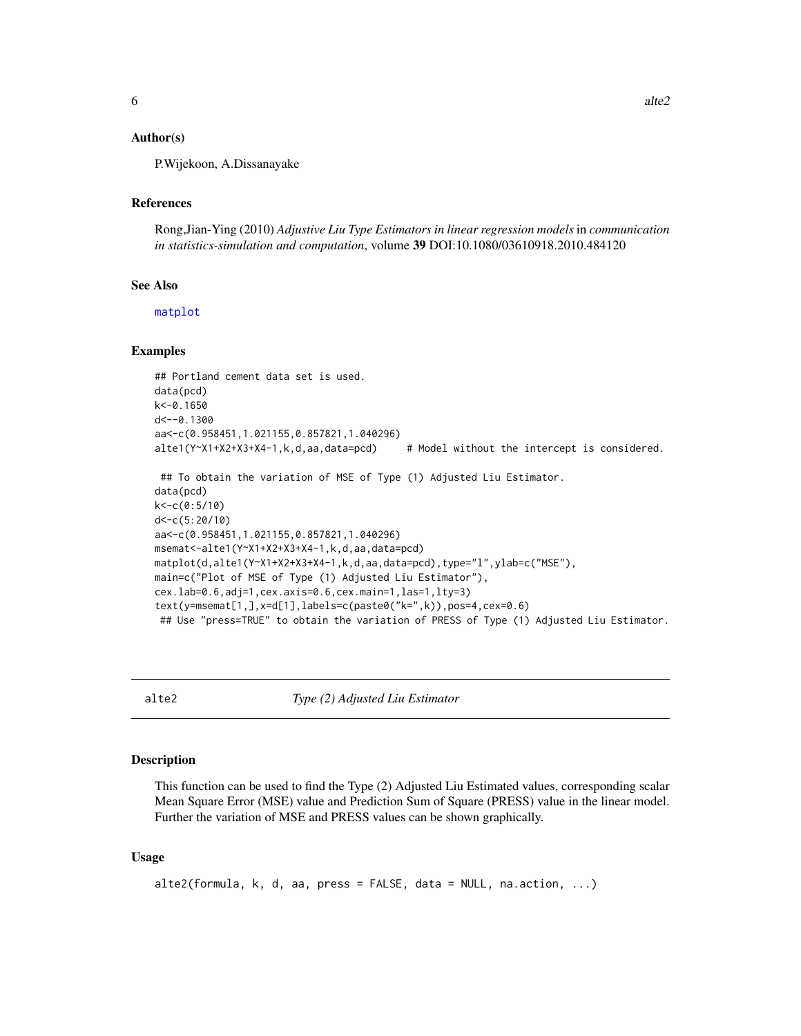### Author(s)

P.Wijekoon, A.Dissanayake

### References

Rong,Jian-Ying (2010) *Adjustive Liu Type Estimators in linear regression models* in *communication in statistics-simulation and computation*, volume **39** DOI:10.1080/03610918.2010.484120

### See Also

matplot

### Examples

```
## Portland cement data set is used.
data(pcd)
k<-0.1650
d<--0.1300
aa<-c(0.958451,1.021155,0.857821,1.040296)
alte1(Y~X1+X2+X3+X4-1,k,d,aa,data=pcd)     # Model without the intercept is considered.

 ## To obtain the variation of MSE of Type (1) Adjusted Liu Estimator.
data(pcd)
k<-c(0:5/10)
d<-c(5:20/10)
aa<-c(0.958451,1.021155,0.857821,1.040296)
msemat<-alte1(Y~X1+X2+X3+X4-1,k,d,aa,data=pcd)
matplot(d,alte1(Y~X1+X2+X3+X4-1,k,d,aa,data=pcd),type="l",ylab=c("MSE"),
main=c("Plot of MSE of Type (1) Adjusted Liu Estimator"),
cex.lab=0.6,adj=1,cex.axis=0.6,cex.main=1,las=1,lty=3)
text(y=msemat[1,],x=d[1],labels=c(paste0("k=",k)),pos=4,cex=0.6)
 ## Use "press=TRUE" to obtain the variation of PRESS of Type (1) Adjusted Liu Estimator.
```

---

## alte2 *Type (2) Adjusted Liu Estimator*

### Description

This function can be used to find the Type (2) Adjusted Liu Estimated values, corresponding scalar Mean Square Error (MSE) value and Prediction Sum of Square (PRESS) value in the linear model. Further the variation of MSE and PRESS values can be shown graphically.

### Usage

```
alte2(formula, k, d, aa, press = FALSE, data = NULL, na.action, ...)
```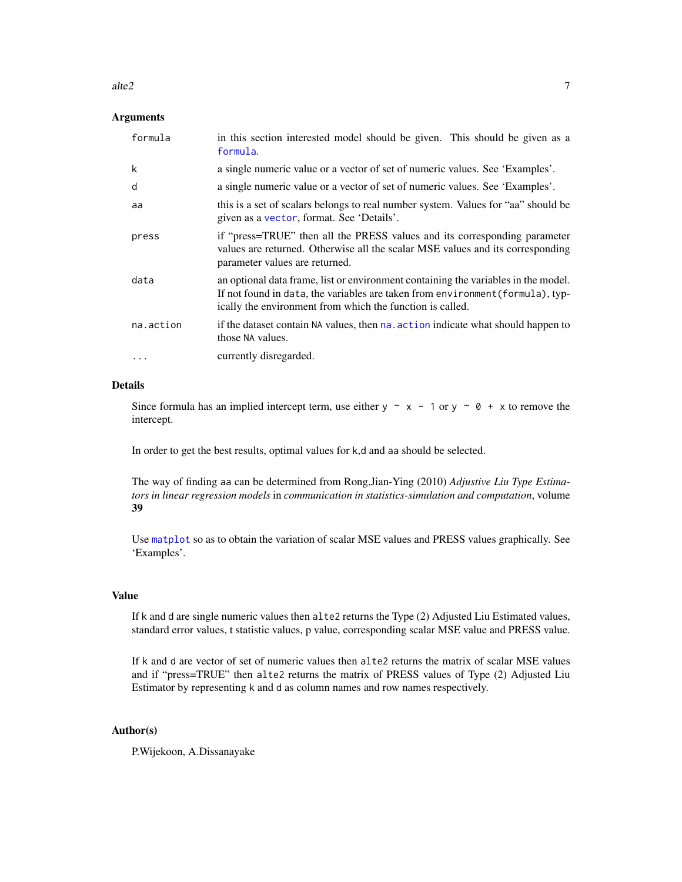### Arguments

| | |
|---|---|
| formula | in this section interested model should be given. This should be given as a formula. |
| k | a single numeric value or a vector of set of numeric values. See 'Examples'. |
| d | a single numeric value or a vector of set of numeric values. See 'Examples'. |
| aa | this is a set of scalars belongs to real number system. Values for "aa" should be given as a vector, format. See 'Details'. |
| press | if "press=TRUE" then all the PRESS values and its corresponding parameter values are returned. Otherwise all the scalar MSE values and its corresponding parameter values are returned. |
| data | an optional data frame, list or environment containing the variables in the model. If not found in data, the variables are taken from environment(formula), typically the environment from which the function is called. |
| na.action | if the dataset contain NA values, then na.action indicate what should happen to those NA values. |
| ... | currently disregarded. |

### Details

Since formula has an implied intercept term, use either `y ~ x - 1` or `y ~ 0 + x` to remove the intercept.

In order to get the best results, optimal values for k,d and aa should be selected.

The way of finding aa can be determined from Rong,Jian-Ying (2010) *Adjustive Liu Type Estimators in linear regression models* in *communication in statistics-simulation and computation*, volume **39**

Use matplot so as to obtain the variation of scalar MSE values and PRESS values graphically. See 'Examples'.

### Value

If k and d are single numeric values then alte2 returns the Type (2) Adjusted Liu Estimated values, standard error values, t statistic values, p value, corresponding scalar MSE value and PRESS value.

If k and d are vector of set of numeric values then alte2 returns the matrix of scalar MSE values and if "press=TRUE" then alte2 returns the matrix of PRESS values of Type (2) Adjusted Liu Estimator by representing k and d as column names and row names respectively.

### Author(s)

P.Wijekoon, A.Dissanayake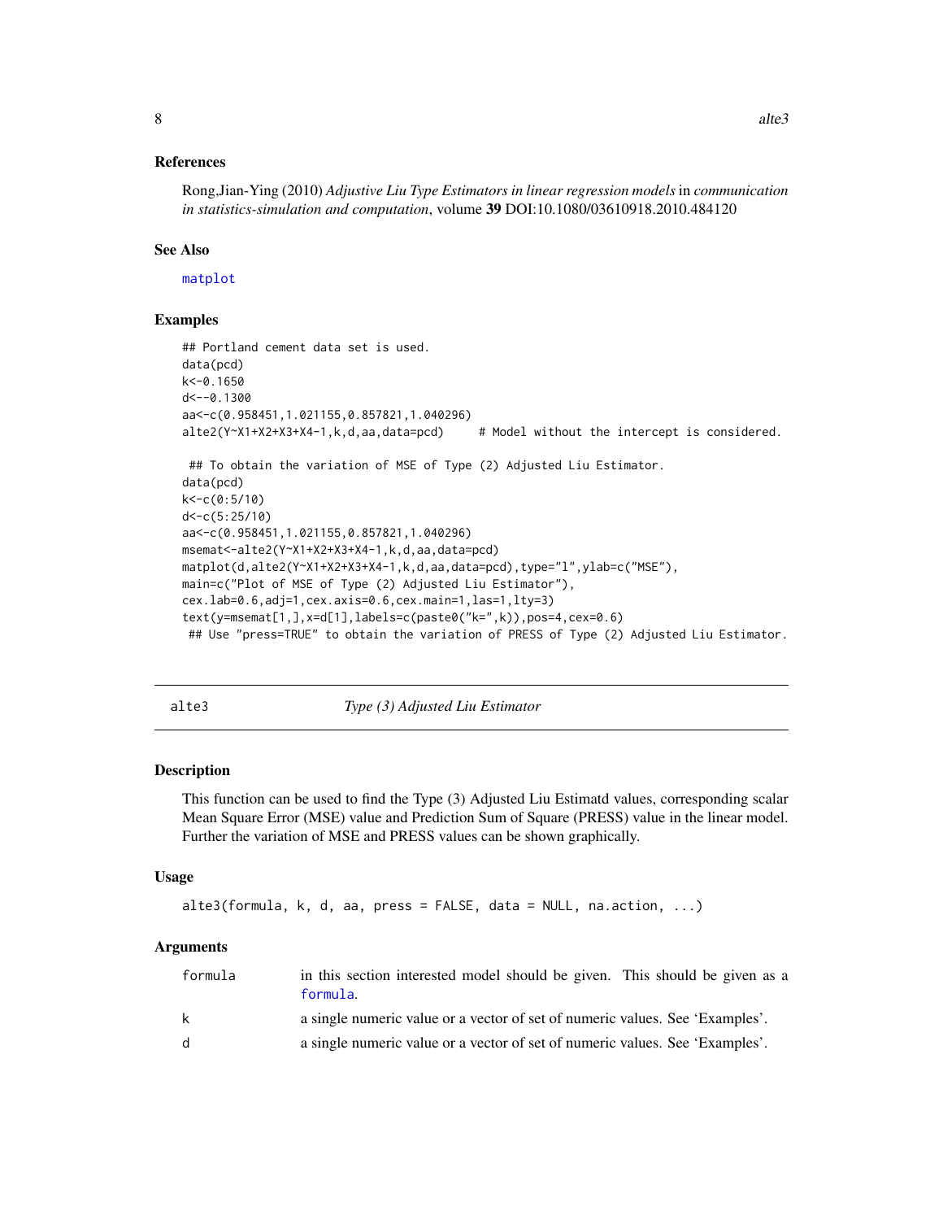### References

Rong,Jian-Ying (2010) *Adjustive Liu Type Estimators in linear regression models* in *communication in statistics-simulation and computation*, volume **39** DOI:10.1080/03610918.2010.484120

### See Also

matplot

### Examples

```
## Portland cement data set is used.
data(pcd)
k<-0.1650
d<--0.1300
aa<-c(0.958451,1.021155,0.857821,1.040296)
alte2(Y~X1+X2+X3+X4-1,k,d,aa,data=pcd)     # Model without the intercept is considered.

 ## To obtain the variation of MSE of Type (2) Adjusted Liu Estimator.
data(pcd)
k<-c(0:5/10)
d<-c(5:25/10)
aa<-c(0.958451,1.021155,0.857821,1.040296)
msemat<-alte2(Y~X1+X2+X3+X4-1,k,d,aa,data=pcd)
matplot(d,alte2(Y~X1+X2+X3+X4-1,k,d,aa,data=pcd),type="l",ylab=c("MSE"),
main=c("Plot of MSE of Type (2) Adjusted Liu Estimator"),
cex.lab=0.6,adj=1,cex.axis=0.6,cex.main=1,las=1,lty=3)
text(y=msemat[1,],x=d[1],labels=c(paste0("k=",k)),pos=4,cex=0.6)
 ## Use "press=TRUE" to obtain the variation of PRESS of Type (2) Adjusted Liu Estimator.
```

---

## alte3 — *Type (3) Adjusted Liu Estimator*

### Description

This function can be used to find the Type (3) Adjusted Liu Estimatd values, corresponding scalar Mean Square Error (MSE) value and Prediction Sum of Square (PRESS) value in the linear model. Further the variation of MSE and PRESS values can be shown graphically.

### Usage

```
alte3(formula, k, d, aa, press = FALSE, data = NULL, na.action, ...)
```

### Arguments

| | |
|---|---|
| formula | in this section interested model should be given. This should be given as a formula. |
| k | a single numeric value or a vector of set of numeric values. See 'Examples'. |
| d | a single numeric value or a vector of set of numeric values. See 'Examples'. |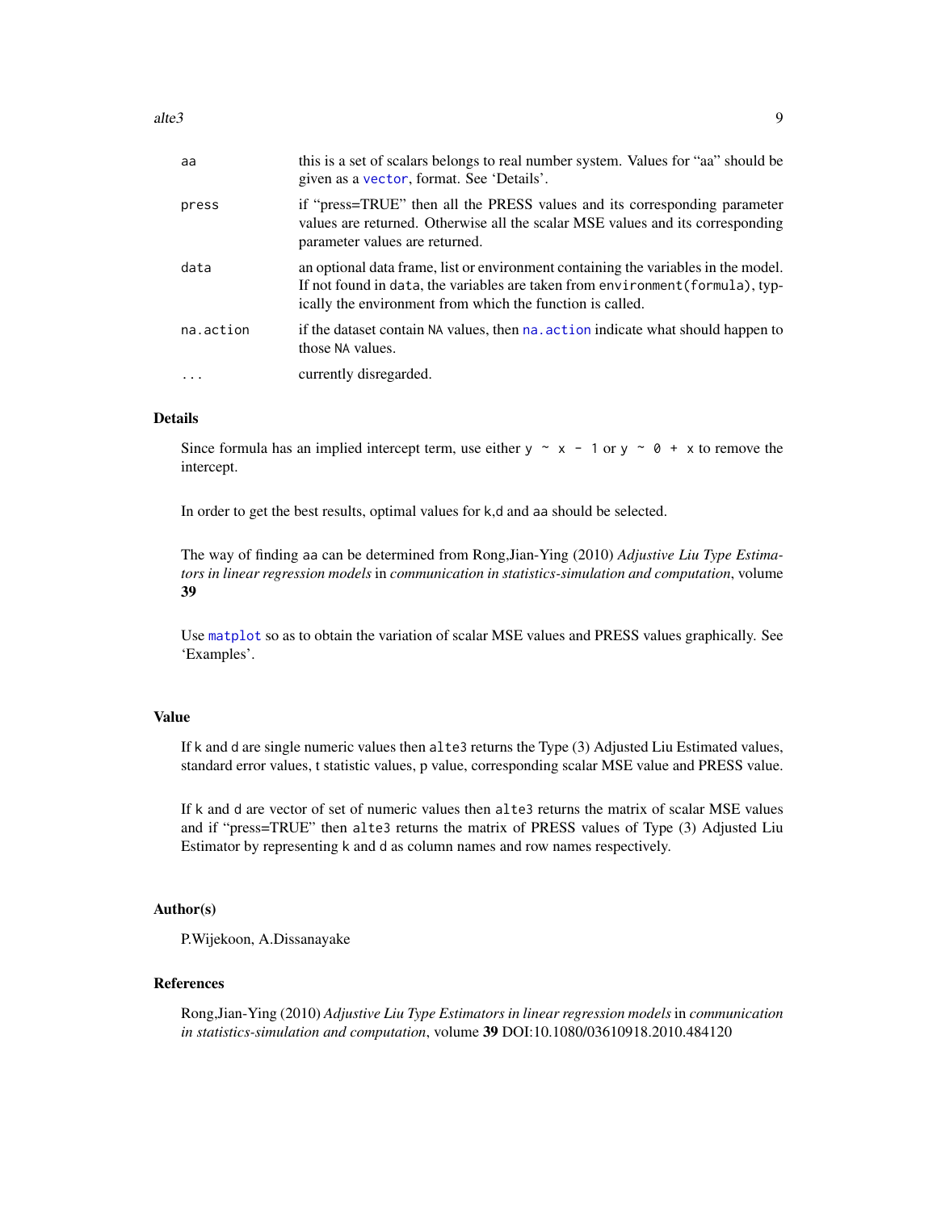| | |
|---|---|
| aa | this is a set of scalars belongs to real number system. Values for "aa" should be given as a vector, format. See 'Details'. |
| press | if "press=TRUE" then all the PRESS values and its corresponding parameter values are returned. Otherwise all the scalar MSE values and its corresponding parameter values are returned. |
| data | an optional data frame, list or environment containing the variables in the model. If not found in data, the variables are taken from environment(formula), typically the environment from which the function is called. |
| na.action | if the dataset contain NA values, then na.action indicate what should happen to those NA values. |
| ... | currently disregarded. |

## Details

Since formula has an implied intercept term, use either `y ~ x - 1` or `y ~ 0 + x` to remove the intercept.

In order to get the best results, optimal values for k,d and aa should be selected.

The way of finding aa can be determined from Rong,Jian-Ying (2010) *Adjustive Liu Type Estimators in linear regression models* in *communication in statistics-simulation and computation*, volume **39**

Use matplot so as to obtain the variation of scalar MSE values and PRESS values graphically. See 'Examples'.

## Value

If k and d are single numeric values then alte3 returns the Type (3) Adjusted Liu Estimated values, standard error values, t statistic values, p value, corresponding scalar MSE value and PRESS value.

If k and d are vector of set of numeric values then alte3 returns the matrix of scalar MSE values and if "press=TRUE" then alte3 returns the matrix of PRESS values of Type (3) Adjusted Liu Estimator by representing k and d as column names and row names respectively.

## Author(s)

P.Wijekoon, A.Dissanayake

## References

Rong,Jian-Ying (2010) *Adjustive Liu Type Estimators in linear regression models* in *communication in statistics-simulation and computation*, volume **39** DOI:10.1080/03610918.2010.484120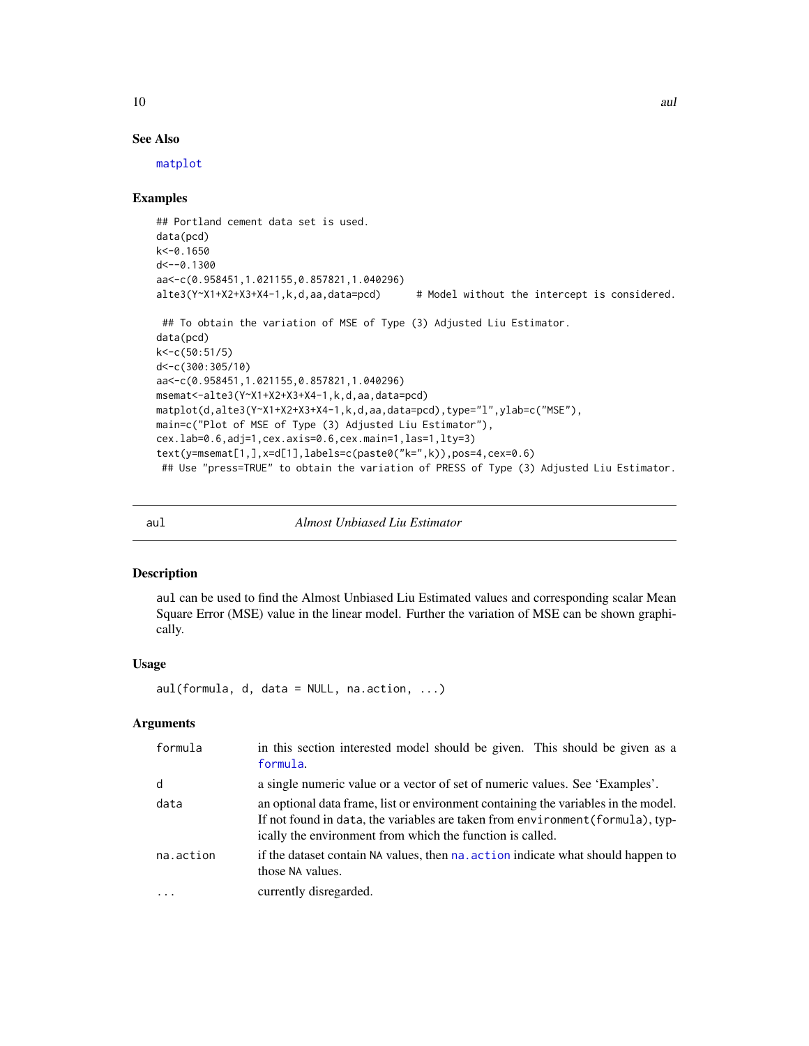### See Also

matplot

### Examples

```
## Portland cement data set is used.
data(pcd)
k<-0.1650
d<--0.1300
aa<-c(0.958451,1.021155,0.857821,1.040296)
alte3(Y~X1+X2+X3+X4-1,k,d,aa,data=pcd)      # Model without the intercept is considered.

 ## To obtain the variation of MSE of Type (3) Adjusted Liu Estimator.
data(pcd)
k<-c(50:51/5)
d<-c(300:305/10)
aa<-c(0.958451,1.021155,0.857821,1.040296)
msemat<-alte3(Y~X1+X2+X3+X4-1,k,d,aa,data=pcd)
matplot(d,alte3(Y~X1+X2+X3+X4-1,k,d,aa,data=pcd),type="l",ylab=c("MSE"),
main=c("Plot of MSE of Type (3) Adjusted Liu Estimator"),
cex.lab=0.6,adj=1,cex.axis=0.6,cex.main=1,las=1,lty=3)
text(y=msemat[1,],x=d[1],labels=c(paste0("k=",k)),pos=4,cex=0.6)
 ## Use "press=TRUE" to obtain the variation of PRESS of Type (3) Adjusted Liu Estimator.
```

---

## aul — *Almost Unbiased Liu Estimator*

### Description

aul can be used to find the Almost Unbiased Liu Estimated values and corresponding scalar Mean Square Error (MSE) value in the linear model. Further the variation of MSE can be shown graphically.

### Usage

```
aul(formula, d, data = NULL, na.action, ...)
```

### Arguments

| | |
|---|---|
| formula | in this section interested model should be given. This should be given as a formula. |
| d | a single numeric value or a vector of set of numeric values. See 'Examples'. |
| data | an optional data frame, list or environment containing the variables in the model. If not found in data, the variables are taken from environment(formula), typically the environment from which the function is called. |
| na.action | if the dataset contain NA values, then na.action indicate what should happen to those NA values. |
| ... | currently disregarded. |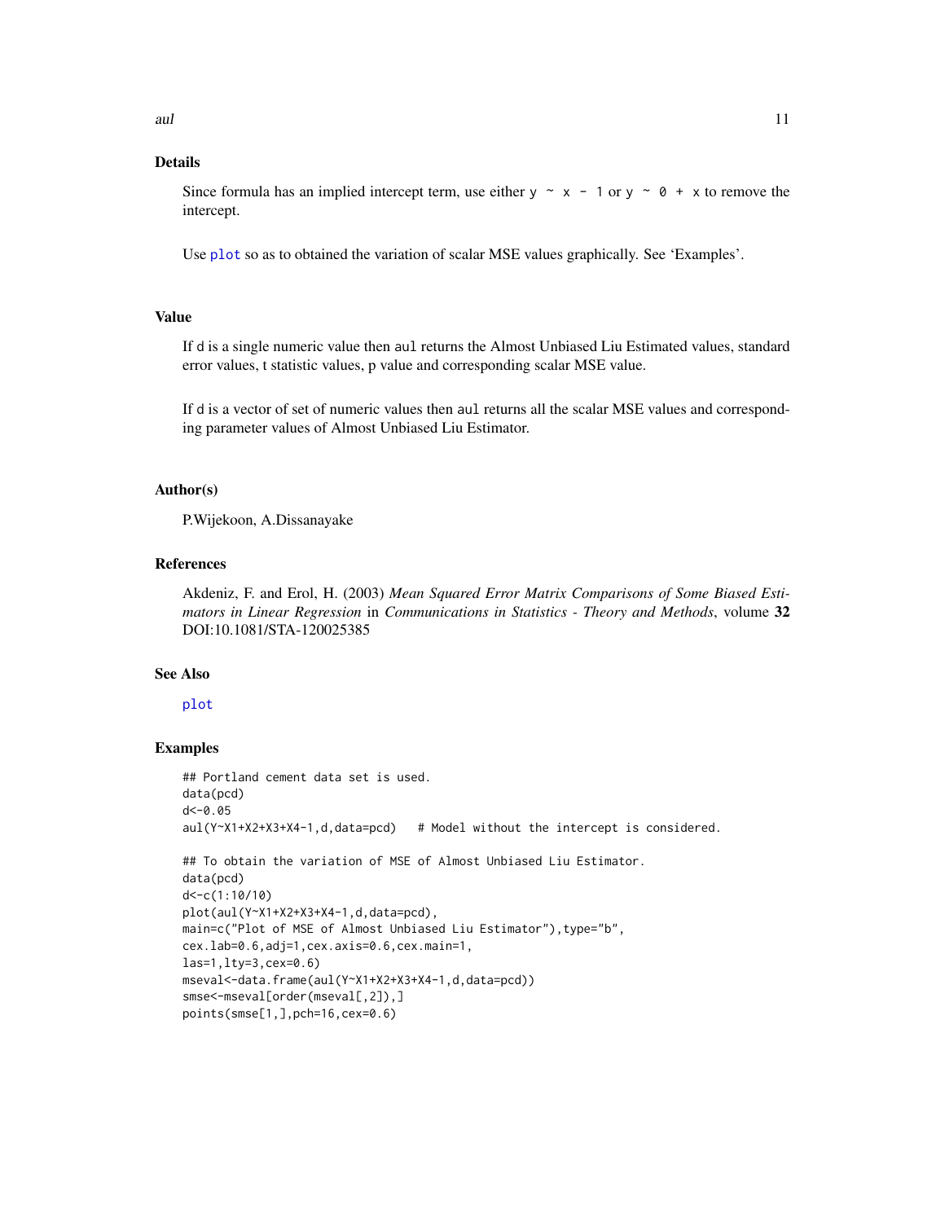## Details

Since formula has an implied intercept term, use either `y ~ x - 1` or `y ~ 0 + x` to remove the intercept.

Use `plot` so as to obtained the variation of scalar MSE values graphically. See 'Examples'.

## Value

If `d` is a single numeric value then `aul` returns the Almost Unbiased Liu Estimated values, standard error values, t statistic values, p value and corresponding scalar MSE value.

If `d` is a vector of set of numeric values then `aul` returns all the scalar MSE values and corresponding parameter values of Almost Unbiased Liu Estimator.

## Author(s)

P.Wijekoon, A.Dissanayake

## References

Akdeniz, F. and Erol, H. (2003) *Mean Squared Error Matrix Comparisons of Some Biased Estimators in Linear Regression* in *Communications in Statistics - Theory and Methods*, volume **32** DOI:10.1081/STA-120025385

## See Also

`plot`

## Examples

```
## Portland cement data set is used.
data(pcd)
d<-0.05
aul(Y~X1+X2+X3+X4-1,d,data=pcd)   # Model without the intercept is considered.

## To obtain the variation of MSE of Almost Unbiased Liu Estimator.
data(pcd)
d<-c(1:10/10)
plot(aul(Y~X1+X2+X3+X4-1,d,data=pcd),
main=c("Plot of MSE of Almost Unbiased Liu Estimator"),type="b",
cex.lab=0.6,adj=1,cex.axis=0.6,cex.main=1,
las=1,lty=3,cex=0.6)
mseval<-data.frame(aul(Y~X1+X2+X3+X4-1,d,data=pcd))
smse<-mseval[order(mseval[,2]),]
points(smse[1,],pch=16,cex=0.6)
```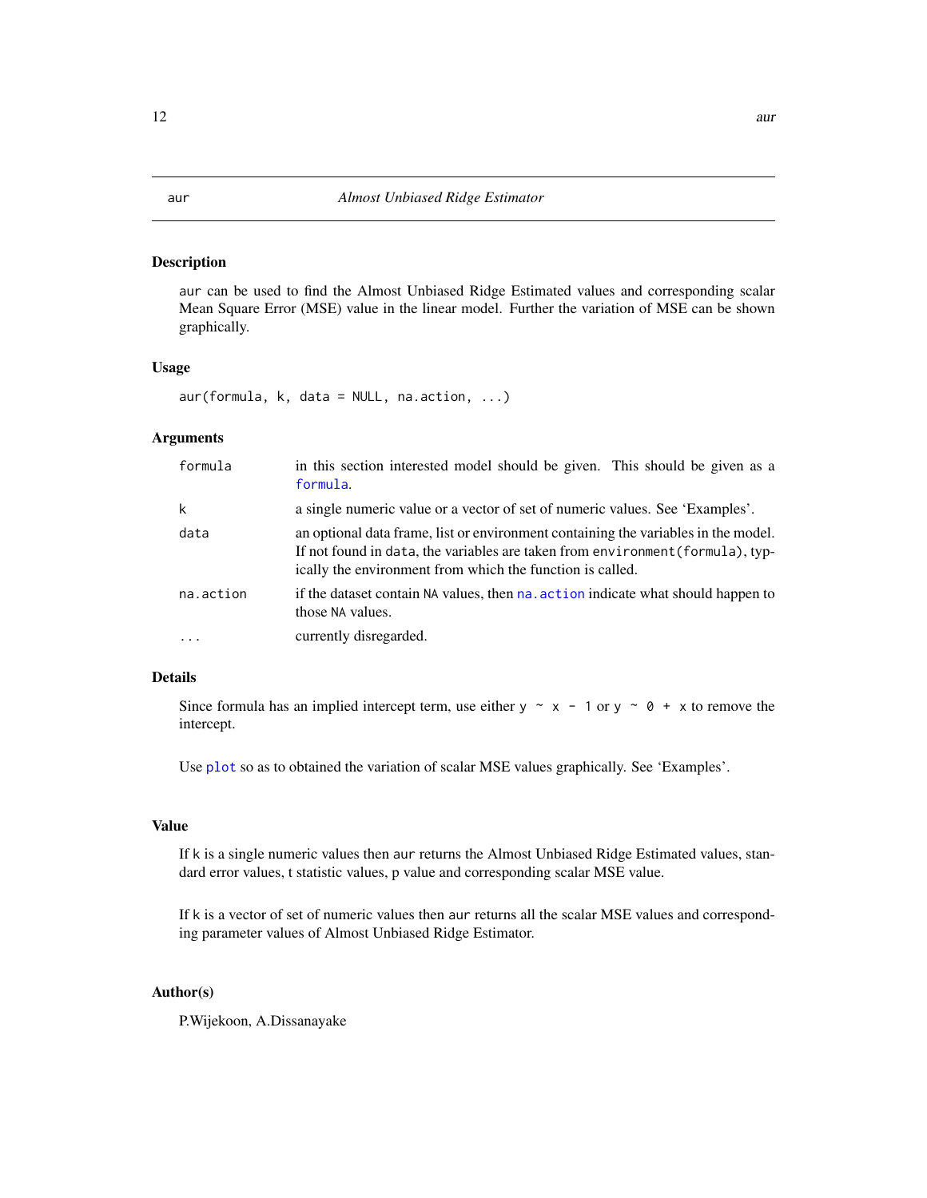# aur — *Almost Unbiased Ridge Estimator*

## Description

aur can be used to find the Almost Unbiased Ridge Estimated values and corresponding scalar Mean Square Error (MSE) value in the linear model. Further the variation of MSE can be shown graphically.

## Usage

```
aur(formula, k, data = NULL, na.action, ...)
```

## Arguments

| | |
|---|---|
| formula | in this section interested model should be given. This should be given as a formula. |
| k | a single numeric value or a vector of set of numeric values. See 'Examples'. |
| data | an optional data frame, list or environment containing the variables in the model. If not found in data, the variables are taken from environment(formula), typically the environment from which the function is called. |
| na.action | if the dataset contain NA values, then na.action indicate what should happen to those NA values. |
| ... | currently disregarded. |

## Details

Since formula has an implied intercept term, use either `y ~ x - 1` or `y ~ 0 + x` to remove the intercept.

Use plot so as to obtained the variation of scalar MSE values graphically. See 'Examples'.

## Value

If k is a single numeric values then aur returns the Almost Unbiased Ridge Estimated values, standard error values, t statistic values, p value and corresponding scalar MSE value.

If k is a vector of set of numeric values then aur returns all the scalar MSE values and corresponding parameter values of Almost Unbiased Ridge Estimator.

## Author(s)

P.Wijekoon, A.Dissanayake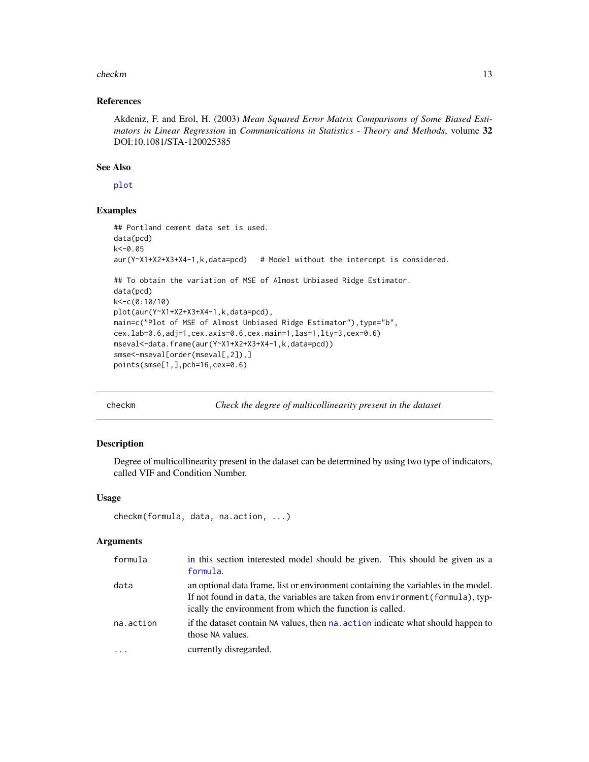### References

Akdeniz, F. and Erol, H. (2003) *Mean Squared Error Matrix Comparisons of Some Biased Estimators in Linear Regression* in *Communications in Statistics - Theory and Methods*, volume **32** DOI:10.1081/STA-120025385

### See Also

plot

### Examples

```
## Portland cement data set is used.
data(pcd)
k<-0.05
aur(Y~X1+X2+X3+X4-1,k,data=pcd)   # Model without the intercept is considered.

## To obtain the variation of MSE of Almost Unbiased Ridge Estimator.
data(pcd)
k<-c(0:10/10)
plot(aur(Y~X1+X2+X3+X4-1,k,data=pcd),
main=c("Plot of MSE of Almost Unbiased Ridge Estimator"),type="b",
cex.lab=0.6,adj=1,cex.axis=0.6,cex.main=1,las=1,lty=3,cex=0.6)
mseval<-data.frame(aur(Y~X1+X2+X3+X4-1,k,data=pcd))
smse<-mseval[order(mseval[,2]),]
points(smse[1,],pch=16,cex=0.6)
```

---

## checkm — *Check the degree of multicollinearity present in the dataset*

---

### Description

Degree of multicollinearity present in the dataset can be determined by using two type of indicators, called VIF and Condition Number.

### Usage

```
checkm(formula, data, na.action, ...)
```

### Arguments

| | |
|---|---|
| formula | in this section interested model should be given. This should be given as a formula. |
| data | an optional data frame, list or environment containing the variables in the model. If not found in data, the variables are taken from environment(formula), typically the environment from which the function is called. |
| na.action | if the dataset contain NA values, then na.action indicate what should happen to those NA values. |
| ... | currently disregarded. |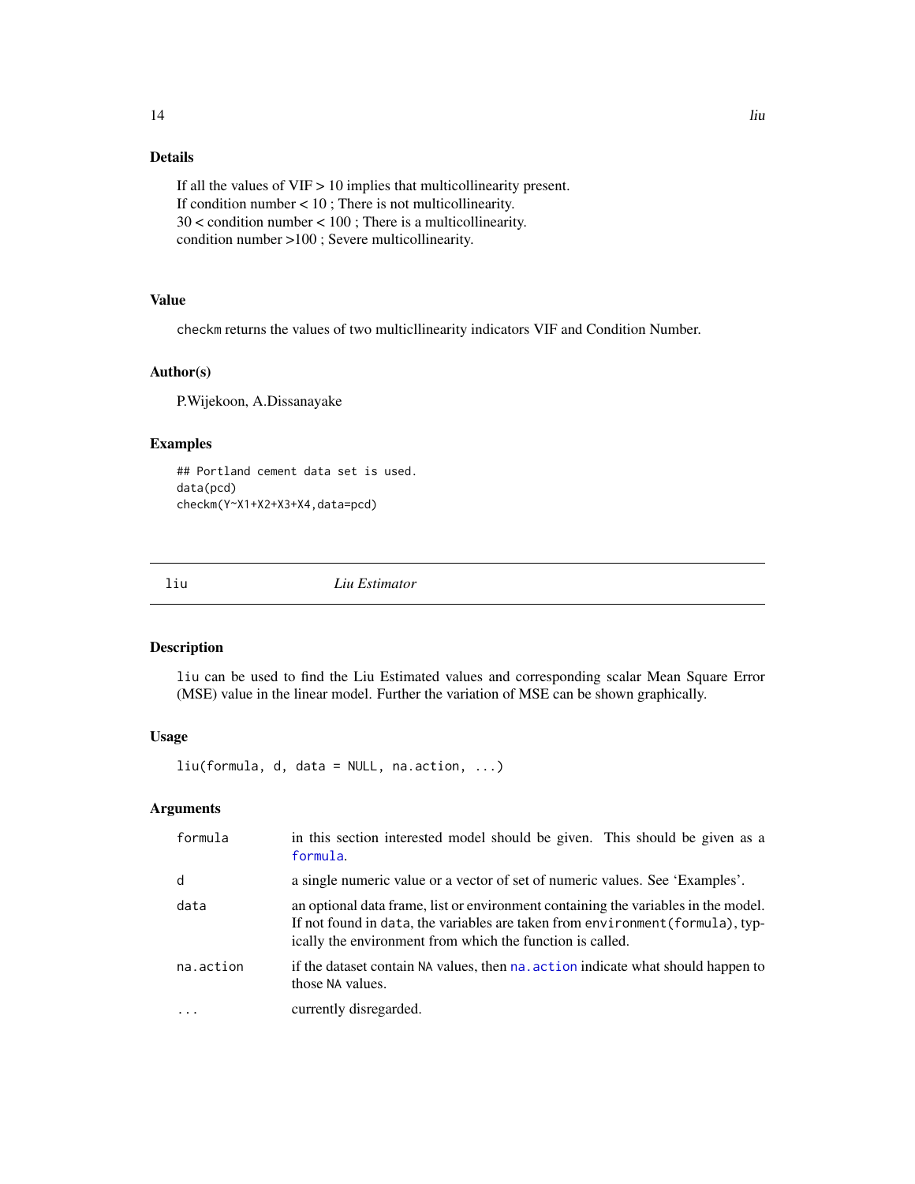## Details

If all the values of VIF > 10 implies that multicollinearity present.
If condition number < 10 ; There is not multicollinearity.
30 < condition number < 100 ; There is a multicollinearity.
condition number >100 ; Severe multicollinearity.

## Value

`checkm` returns the values of two multicllinearity indicators VIF and Condition Number.

## Author(s)

P.Wijekoon, A.Dissanayake

## Examples

```
## Portland cement data set is used.
data(pcd)
checkm(Y~X1+X2+X3+X4,data=pcd)
```

---

# liu — *Liu Estimator*

## Description

`liu` can be used to find the Liu Estimated values and corresponding scalar Mean Square Error (MSE) value in the linear model. Further the variation of MSE can be shown graphically.

## Usage

```
liu(formula, d, data = NULL, na.action, ...)
```

## Arguments

| | |
|---|---|
| `formula` | in this section interested model should be given. This should be given as a `formula`. |
| `d` | a single numeric value or a vector of set of numeric values. See 'Examples'. |
| `data` | an optional data frame, list or environment containing the variables in the model. If not found in `data`, the variables are taken from `environment(formula)`, typically the environment from which the function is called. |
| `na.action` | if the dataset contain `NA` values, then `na.action` indicate what should happen to those `NA` values. |
| `...` | currently disregarded. |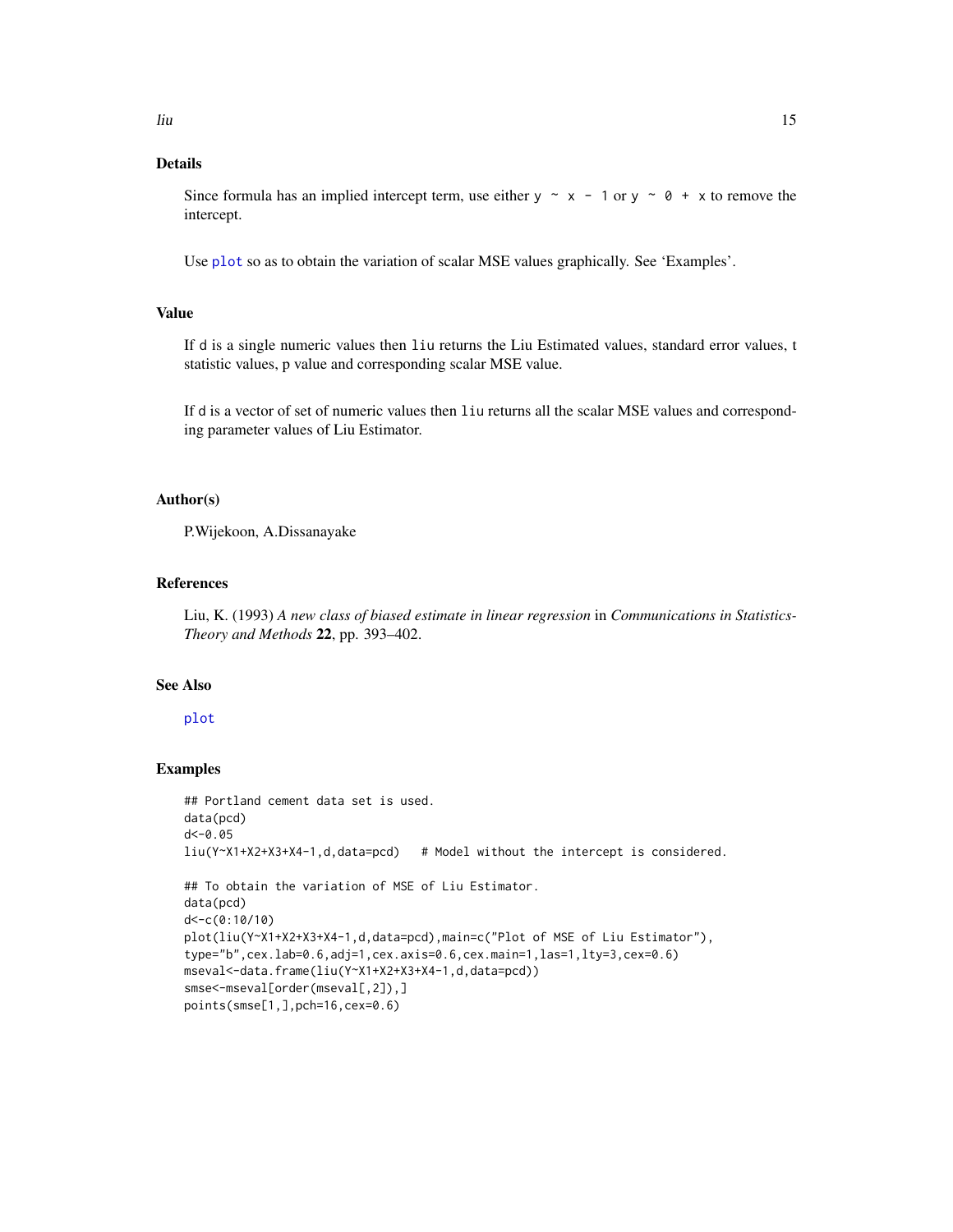## Details

Since formula has an implied intercept term, use either `y ~ x - 1` or `y ~ 0 + x` to remove the intercept.

Use `plot` so as to obtain the variation of scalar MSE values graphically. See 'Examples'.

## Value

If `d` is a single numeric values then `liu` returns the Liu Estimated values, standard error values, t statistic values, p value and corresponding scalar MSE value.

If `d` is a vector of set of numeric values then `liu` returns all the scalar MSE values and corresponding parameter values of Liu Estimator.

## Author(s)

P.Wijekoon, A.Dissanayake

## References

Liu, K. (1993) *A new class of biased estimate in linear regression* in *Communications in Statistics-Theory and Methods* **22**, pp. 393–402.

## See Also

`plot`

## Examples

```
## Portland cement data set is used.
data(pcd)
d<-0.05
liu(Y~X1+X2+X3+X4-1,d,data=pcd)   # Model without the intercept is considered.

## To obtain the variation of MSE of Liu Estimator.
data(pcd)
d<-c(0:10/10)
plot(liu(Y~X1+X2+X3+X4-1,d,data=pcd),main=c("Plot of MSE of Liu Estimator"),
type="b",cex.lab=0.6,adj=1,cex.axis=0.6,cex.main=1,las=1,lty=3,cex=0.6)
mseval<-data.frame(liu(Y~X1+X2+X3+X4-1,d,data=pcd))
smse<-mseval[order(mseval[,2]),]
points(smse[1,],pch=16,cex=0.6)
```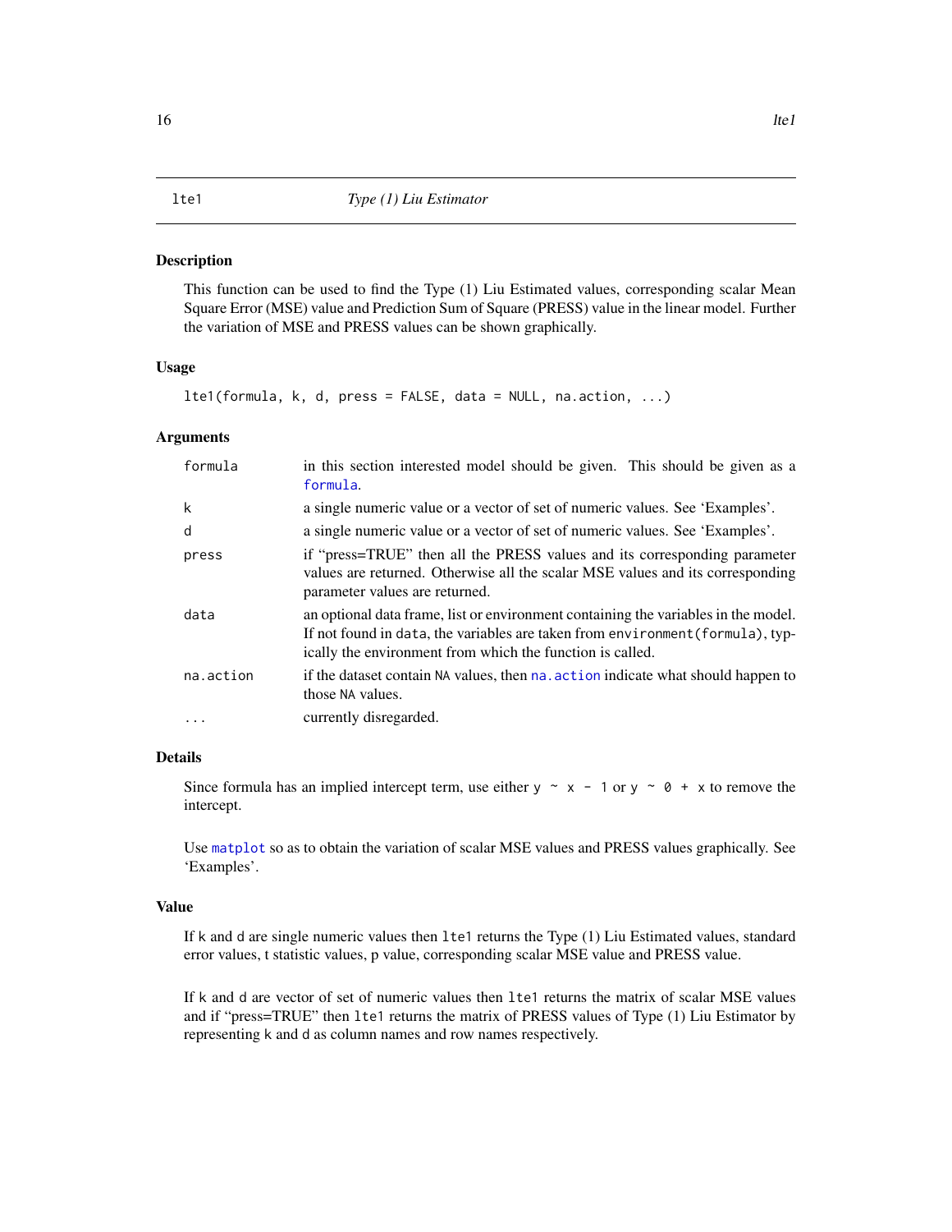## lte1 — *Type (1) Liu Estimator*

### Description

This function can be used to find the Type (1) Liu Estimated values, corresponding scalar Mean Square Error (MSE) value and Prediction Sum of Square (PRESS) value in the linear model. Further the variation of MSE and PRESS values can be shown graphically.

### Usage

```
lte1(formula, k, d, press = FALSE, data = NULL, na.action, ...)
```

### Arguments

| | |
|---|---|
| `formula` | in this section interested model should be given. This should be given as a `formula`. |
| `k` | a single numeric value or a vector of set of numeric values. See 'Examples'. |
| `d` | a single numeric value or a vector of set of numeric values. See 'Examples'. |
| `press` | if "press=TRUE" then all the PRESS values and its corresponding parameter values are returned. Otherwise all the scalar MSE values and its corresponding parameter values are returned. |
| `data` | an optional data frame, list or environment containing the variables in the model. If not found in `data`, the variables are taken from `environment(formula)`, typically the environment from which the function is called. |
| `na.action` | if the dataset contain `NA` values, then `na.action` indicate what should happen to those `NA` values. |
| `...` | currently disregarded. |

### Details

Since formula has an implied intercept term, use either `y ~ x - 1` or `y ~ 0 + x` to remove the intercept.

Use `matplot` so as to obtain the variation of scalar MSE values and PRESS values graphically. See 'Examples'.

### Value

If `k` and `d` are single numeric values then `lte1` returns the Type (1) Liu Estimated values, standard error values, t statistic values, p value, corresponding scalar MSE value and PRESS value.

If `k` and `d` are vector of set of numeric values then `lte1` returns the matrix of scalar MSE values and if "press=TRUE" then `lte1` returns the matrix of PRESS values of Type (1) Liu Estimator by representing `k` and `d` as column names and row names respectively.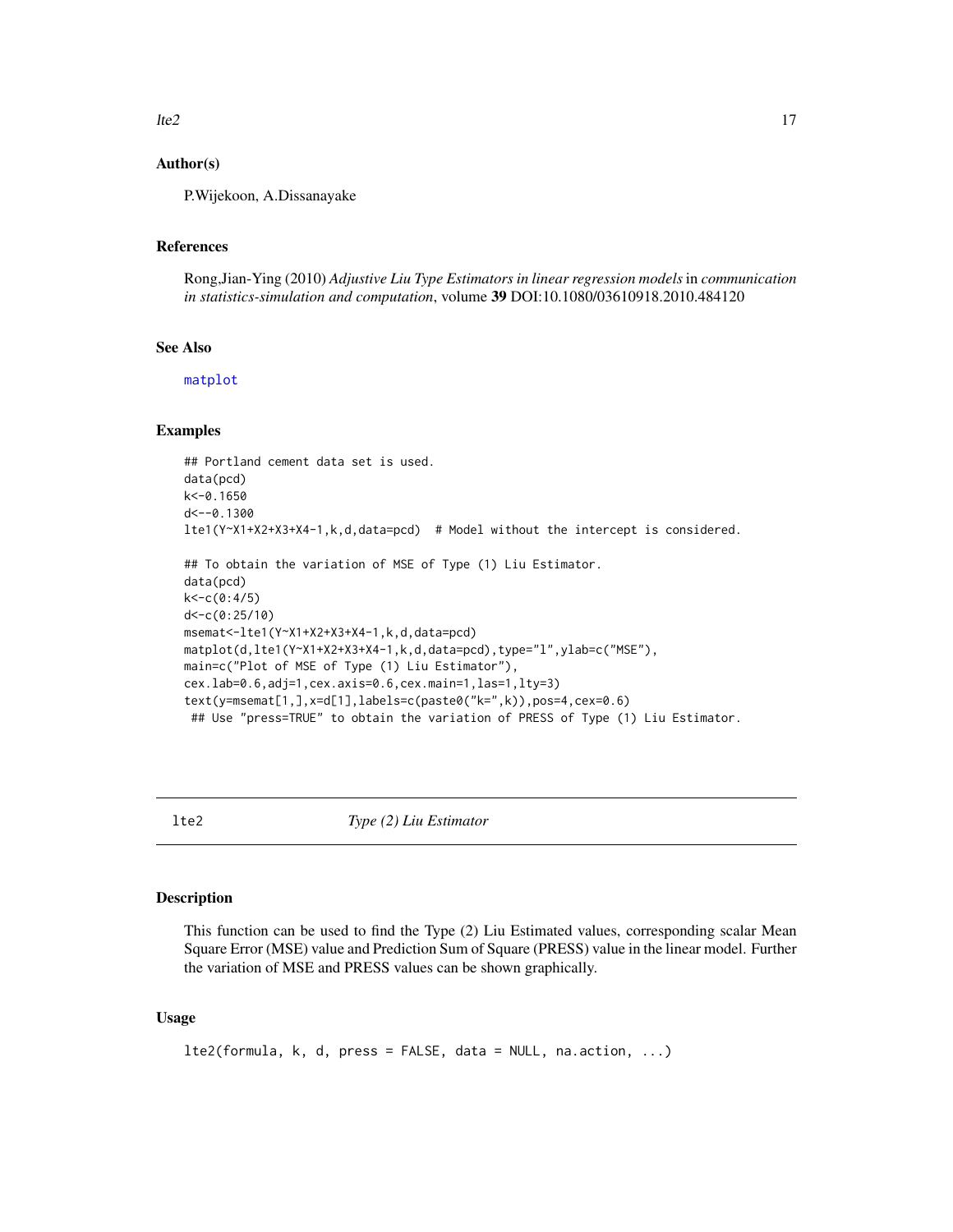## Author(s)

P.Wijekoon, A.Dissanayake

## References

Rong,Jian-Ying (2010) *Adjustive Liu Type Estimators in linear regression models* in *communication in statistics-simulation and computation*, volume **39** DOI:10.1080/03610918.2010.484120

## See Also

matplot

## Examples

```
## Portland cement data set is used.
data(pcd)
k<-0.1650
d<--0.1300
lte1(Y~X1+X2+X3+X4-1,k,d,data=pcd)  # Model without the intercept is considered.

## To obtain the variation of MSE of Type (1) Liu Estimator.
data(pcd)
k<-c(0:4/5)
d<-c(0:25/10)
msemat<-lte1(Y~X1+X2+X3+X4-1,k,d,data=pcd)
matplot(d,lte1(Y~X1+X2+X3+X4-1,k,d,data=pcd),type="l",ylab=c("MSE"),
main=c("Plot of MSE of Type (1) Liu Estimator"),
cex.lab=0.6,adj=1,cex.axis=0.6,cex.main=1,las=1,lty=3)
text(y=msemat[1,],x=d[1],labels=c(paste0("k=",k)),pos=4,cex=0.6)
 ## Use "press=TRUE" to obtain the variation of PRESS of Type (1) Liu Estimator.
```

---

# lte2 — *Type (2) Liu Estimator*

## Description

This function can be used to find the Type (2) Liu Estimated values, corresponding scalar Mean Square Error (MSE) value and Prediction Sum of Square (PRESS) value in the linear model. Further the variation of MSE and PRESS values can be shown graphically.

## Usage

```
lte2(formula, k, d, press = FALSE, data = NULL, na.action, ...)
```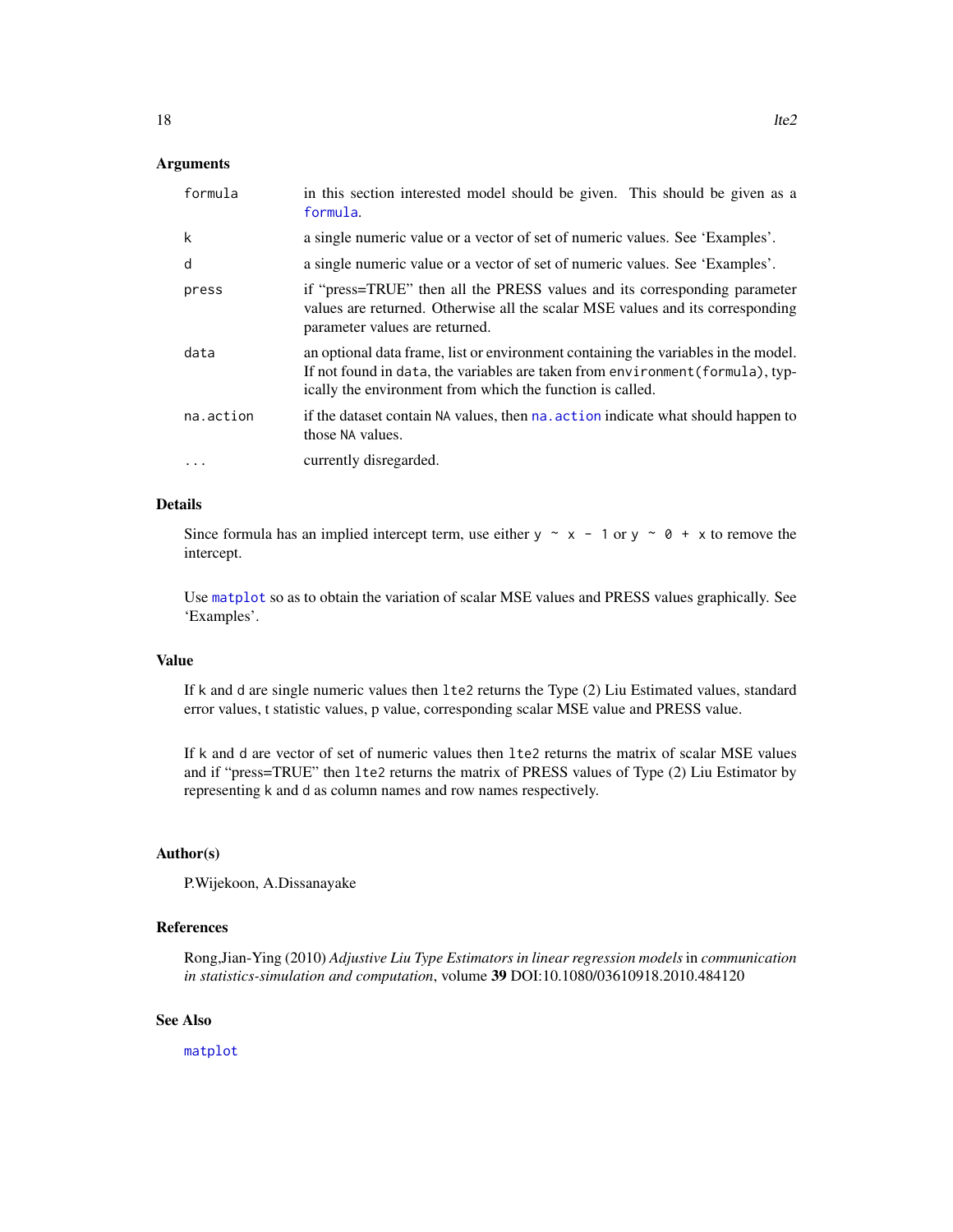## Arguments

| | |
|---|---|
| `formula` | in this section interested model should be given. This should be given as a `formula`. |
| `k` | a single numeric value or a vector of set of numeric values. See 'Examples'. |
| `d` | a single numeric value or a vector of set of numeric values. See 'Examples'. |
| `press` | if "press=TRUE" then all the PRESS values and its corresponding parameter values are returned. Otherwise all the scalar MSE values and its corresponding parameter values are returned. |
| `data` | an optional data frame, list or environment containing the variables in the model. If not found in `data`, the variables are taken from `environment(formula)`, typically the environment from which the function is called. |
| `na.action` | if the dataset contain `NA` values, then `na.action` indicate what should happen to those `NA` values. |
| `...` | currently disregarded. |

## Details

Since formula has an implied intercept term, use either `y ~ x - 1` or `y ~ 0 + x` to remove the intercept.

Use `matplot` so as to obtain the variation of scalar MSE values and PRESS values graphically. See 'Examples'.

## Value

If `k` and `d` are single numeric values then `lte2` returns the Type (2) Liu Estimated values, standard error values, t statistic values, p value, corresponding scalar MSE value and PRESS value.

If `k` and `d` are vector of set of numeric values then `lte2` returns the matrix of scalar MSE values and if "press=TRUE" then `lte2` returns the matrix of PRESS values of Type (2) Liu Estimator by representing `k` and `d` as column names and row names respectively.

## Author(s)

P.Wijekoon, A.Dissanayake

## References

Rong,Jian-Ying (2010) *Adjustive Liu Type Estimators in linear regression models* in *communication in statistics-simulation and computation*, volume **39** DOI:10.1080/03610918.2010.484120

## See Also

`matplot`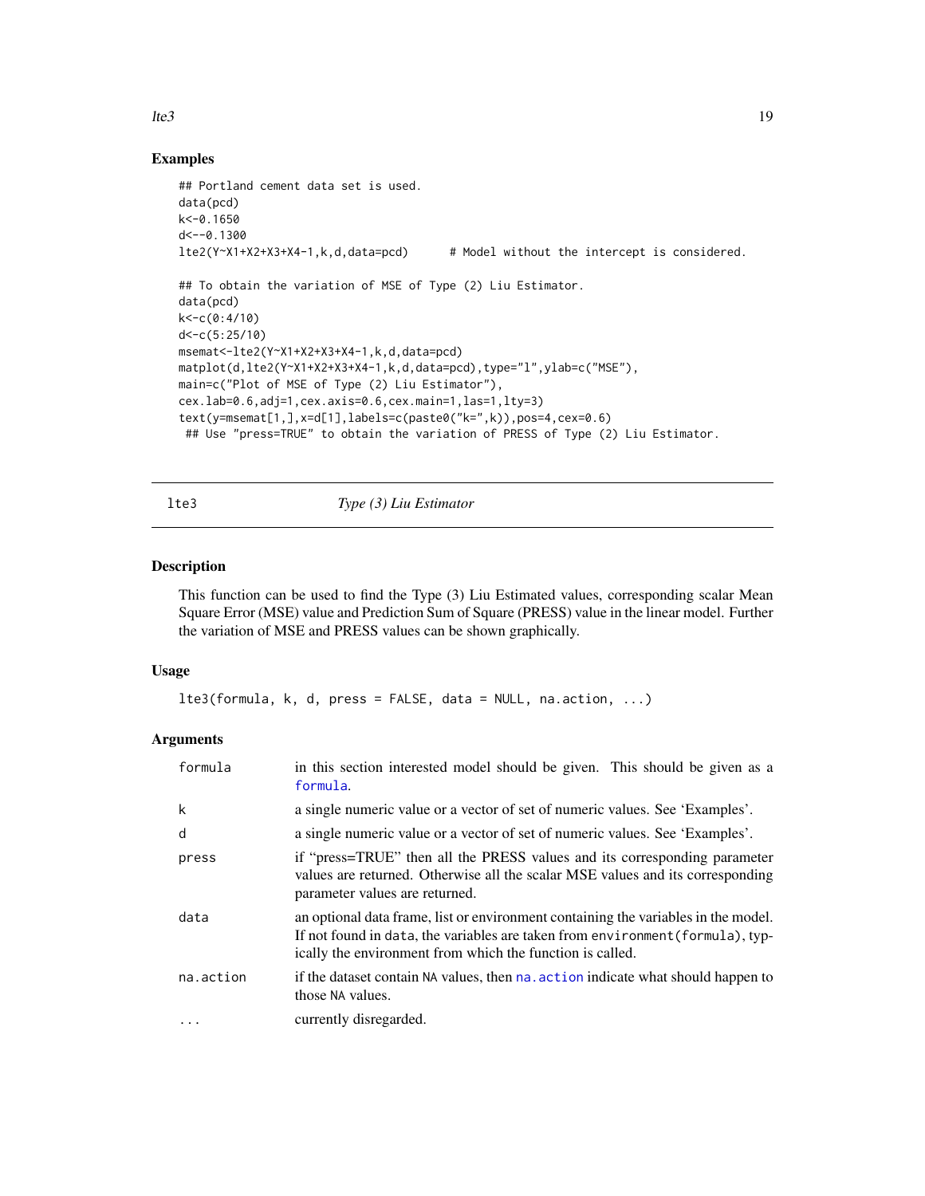## Examples

```
## Portland cement data set is used.
data(pcd)
k<-0.1650
d<--0.1300
lte2(Y~X1+X2+X3+X4-1,k,d,data=pcd)      # Model without the intercept is considered.

## To obtain the variation of MSE of Type (2) Liu Estimator.
data(pcd)
k<-c(0:4/10)
d<-c(5:25/10)
msemat<-lte2(Y~X1+X2+X3+X4-1,k,d,data=pcd)
matplot(d,lte2(Y~X1+X2+X3+X4-1,k,d,data=pcd),type="l",ylab=c("MSE"),
main=c("Plot of MSE of Type (2) Liu Estimator"),
cex.lab=0.6,adj=1,cex.axis=0.6,cex.main=1,las=1,lty=3)
text(y=msemat[1,],x=d[1],labels=c(paste0("k=",k)),pos=4,cex=0.6)
 ## Use "press=TRUE" to obtain the variation of PRESS of Type (2) Liu Estimator.
```

---

# lte3 — *Type (3) Liu Estimator*

## Description

This function can be used to find the Type (3) Liu Estimated values, corresponding scalar Mean Square Error (MSE) value and Prediction Sum of Square (PRESS) value in the linear model. Further the variation of MSE and PRESS values can be shown graphically.

## Usage

```
lte3(formula, k, d, press = FALSE, data = NULL, na.action, ...)
```

## Arguments

| | |
|---|---|
| `formula` | in this section interested model should be given. This should be given as a `formula`. |
| `k` | a single numeric value or a vector of set of numeric values. See 'Examples'. |
| `d` | a single numeric value or a vector of set of numeric values. See 'Examples'. |
| `press` | if "press=TRUE" then all the PRESS values and its corresponding parameter values are returned. Otherwise all the scalar MSE values and its corresponding parameter values are returned. |
| `data` | an optional data frame, list or environment containing the variables in the model. If not found in `data`, the variables are taken from `environment(formula)`, typically the environment from which the function is called. |
| `na.action` | if the dataset contain `NA` values, then `na.action` indicate what should happen to those `NA` values. |
| `...` | currently disregarded. |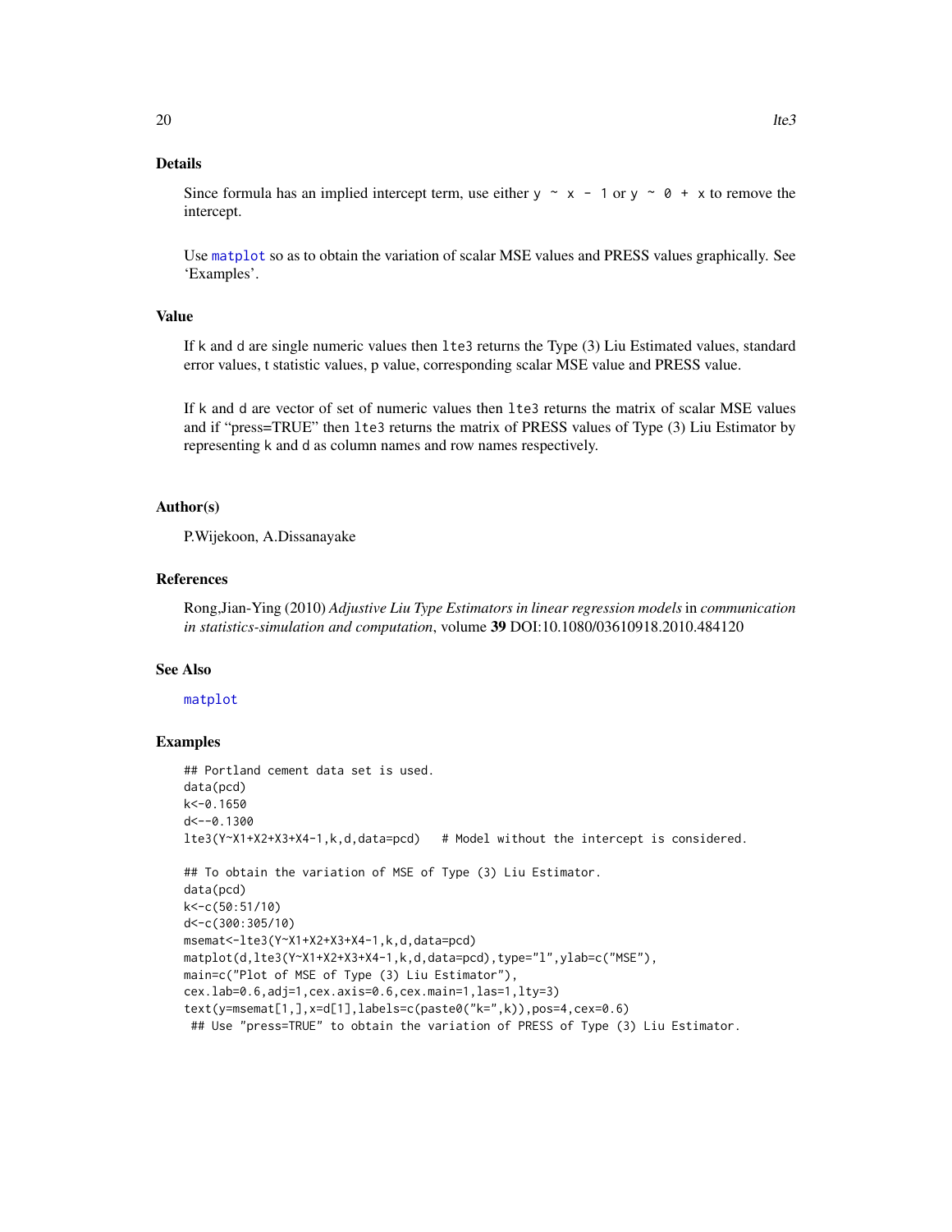## Details

Since formula has an implied intercept term, use either `y ~ x - 1` or `y ~ 0 + x` to remove the intercept.

Use `matplot` so as to obtain the variation of scalar MSE values and PRESS values graphically. See 'Examples'.

## Value

If k and d are single numeric values then `lte3` returns the Type (3) Liu Estimated values, standard error values, t statistic values, p value, corresponding scalar MSE value and PRESS value.

If k and d are vector of set of numeric values then `lte3` returns the matrix of scalar MSE values and if "press=TRUE" then `lte3` returns the matrix of PRESS values of Type (3) Liu Estimator by representing k and d as column names and row names respectively.

## Author(s)

P.Wijekoon, A.Dissanayake

## References

Rong,Jian-Ying (2010) *Adjustive Liu Type Estimators in linear regression models* in *communication in statistics-simulation and computation*, volume **39** DOI:10.1080/03610918.2010.484120

## See Also

`matplot`

## Examples

```
## Portland cement data set is used.
data(pcd)
k<-0.1650
d<--0.1300
lte3(Y~X1+X2+X3+X4-1,k,d,data=pcd)   # Model without the intercept is considered.

## To obtain the variation of MSE of Type (3) Liu Estimator.
data(pcd)
k<-c(50:51/10)
d<-c(300:305/10)
msemat<-lte3(Y~X1+X2+X3+X4-1,k,d,data=pcd)
matplot(d,lte3(Y~X1+X2+X3+X4-1,k,d,data=pcd),type="l",ylab=c("MSE"),
main=c("Plot of MSE of Type (3) Liu Estimator"),
cex.lab=0.6,adj=1,cex.axis=0.6,cex.main=1,las=1,lty=3)
text(y=msemat[1,],x=d[1],labels=c(paste0("k=",k)),pos=4,cex=0.6)
 ## Use "press=TRUE" to obtain the variation of PRESS of Type (3) Liu Estimator.
```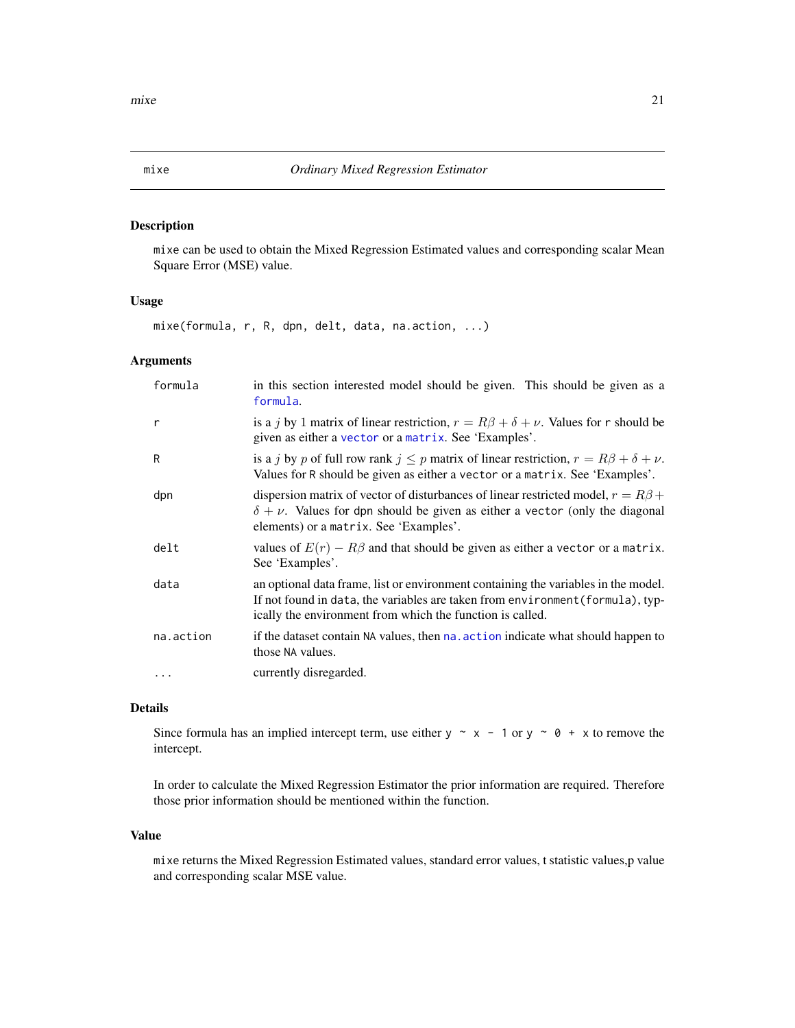# mixe — *Ordinary Mixed Regression Estimator*

## Description

`mixe` can be used to obtain the Mixed Regression Estimated values and corresponding scalar Mean Square Error (MSE) value.

## Usage

```
mixe(formula, r, R, dpn, delt, data, na.action, ...)
```

## Arguments

| | |
|---|---|
| `formula` | in this section interested model should be given. This should be given as a `formula`. |
| `r` | is a $j$ by 1 matrix of linear restriction, $r = R\beta + \delta + \nu$. Values for `r` should be given as either a `vector` or a `matrix`. See 'Examples'. |
| `R` | is a $j$ by $p$ of full row rank $j \leq p$ matrix of linear restriction, $r = R\beta + \delta + \nu$. Values for `R` should be given as either a `vector` or a `matrix`. See 'Examples'. |
| `dpn` | dispersion matrix of vector of disturbances of linear restricted model, $r = R\beta + \delta + \nu$. Values for `dpn` should be given as either a `vector` (only the diagonal elements) or a `matrix`. See 'Examples'. |
| `delt` | values of $E(r) - R\beta$ and that should be given as either a `vector` or a `matrix`. See 'Examples'. |
| `data` | an optional data frame, list or environment containing the variables in the model. If not found in `data`, the variables are taken from `environment(formula)`, typically the environment from which the function is called. |
| `na.action` | if the dataset contain `NA` values, then `na.action` indicate what should happen to those `NA` values. |
| `...` | currently disregarded. |

## Details

Since formula has an implied intercept term, use either `y ~ x - 1` or `y ~ 0 + x` to remove the intercept.

In order to calculate the Mixed Regression Estimator the prior information are required. Therefore those prior information should be mentioned within the function.

## Value

`mixe` returns the Mixed Regression Estimated values, standard error values, t statistic values,p value and corresponding scalar MSE value.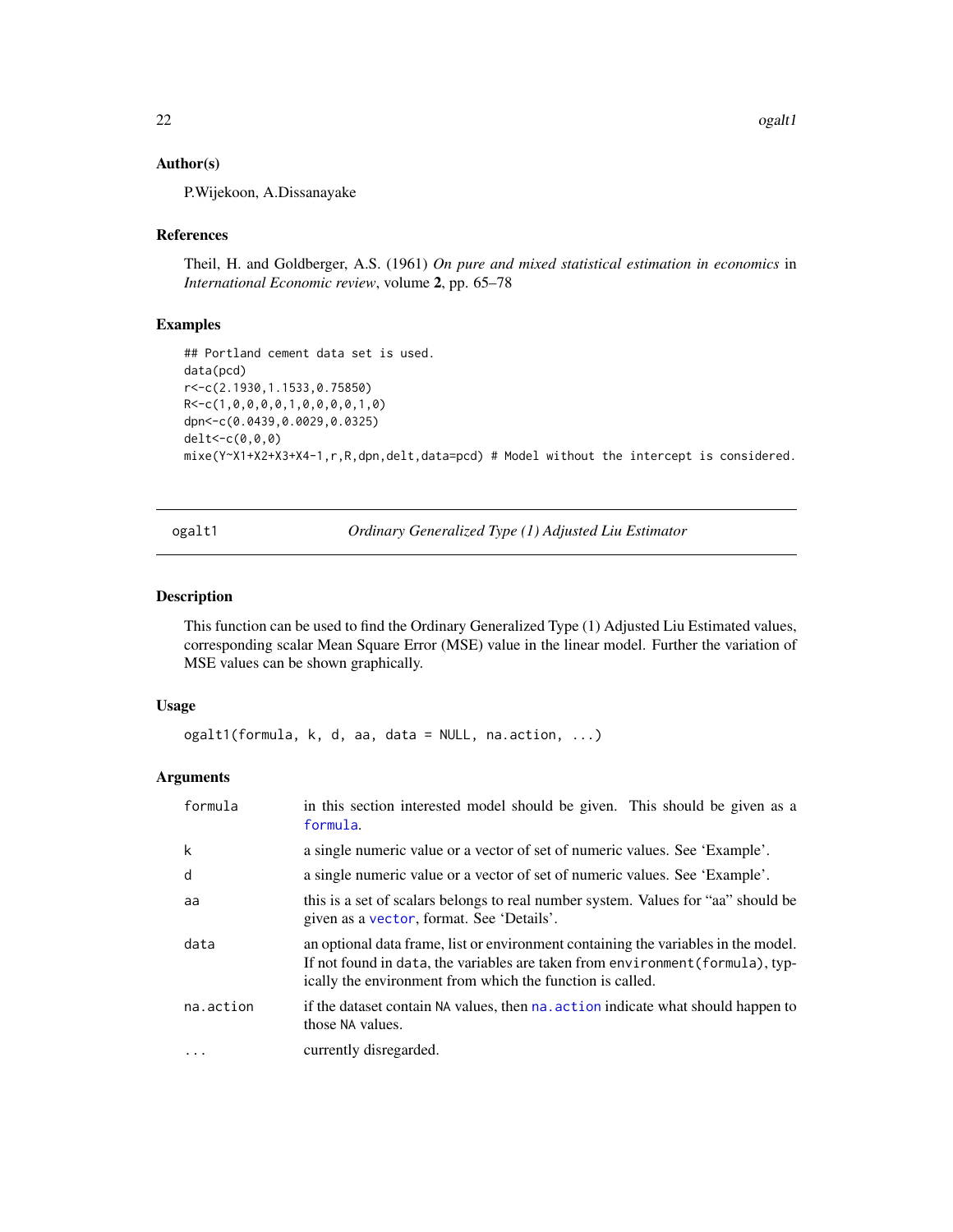## Author(s)

P.Wijekoon, A.Dissanayake

## References

Theil, H. and Goldberger, A.S. (1961) *On pure and mixed statistical estimation in economics* in *International Economic review*, volume **2**, pp. 65–78

## Examples

```
## Portland cement data set is used.
data(pcd)
r<-c(2.1930,1.1533,0.75850)
R<-c(1,0,0,0,0,1,0,0,0,0,1,0)
dpn<-c(0.0439,0.0029,0.0325)
delt<-c(0,0,0)
mixe(Y~X1+X2+X3+X4-1,r,R,dpn,delt,data=pcd) # Model without the intercept is considered.
```

---

# ogalt1 — *Ordinary Generalized Type (1) Adjusted Liu Estimator*

## Description

This function can be used to find the Ordinary Generalized Type (1) Adjusted Liu Estimated values, corresponding scalar Mean Square Error (MSE) value in the linear model. Further the variation of MSE values can be shown graphically.

## Usage

```
ogalt1(formula, k, d, aa, data = NULL, na.action, ...)
```

## Arguments

| | |
|---|---|
| formula | in this section interested model should be given. This should be given as a formula. |
| k | a single numeric value or a vector of set of numeric values. See 'Example'. |
| d | a single numeric value or a vector of set of numeric values. See 'Example'. |
| aa | this is a set of scalars belongs to real number system. Values for "aa" should be given as a vector, format. See 'Details'. |
| data | an optional data frame, list or environment containing the variables in the model. If not found in data, the variables are taken from environment(formula), typically the environment from which the function is called. |
| na.action | if the dataset contain NA values, then na.action indicate what should happen to those NA values. |
| ... | currently disregarded. |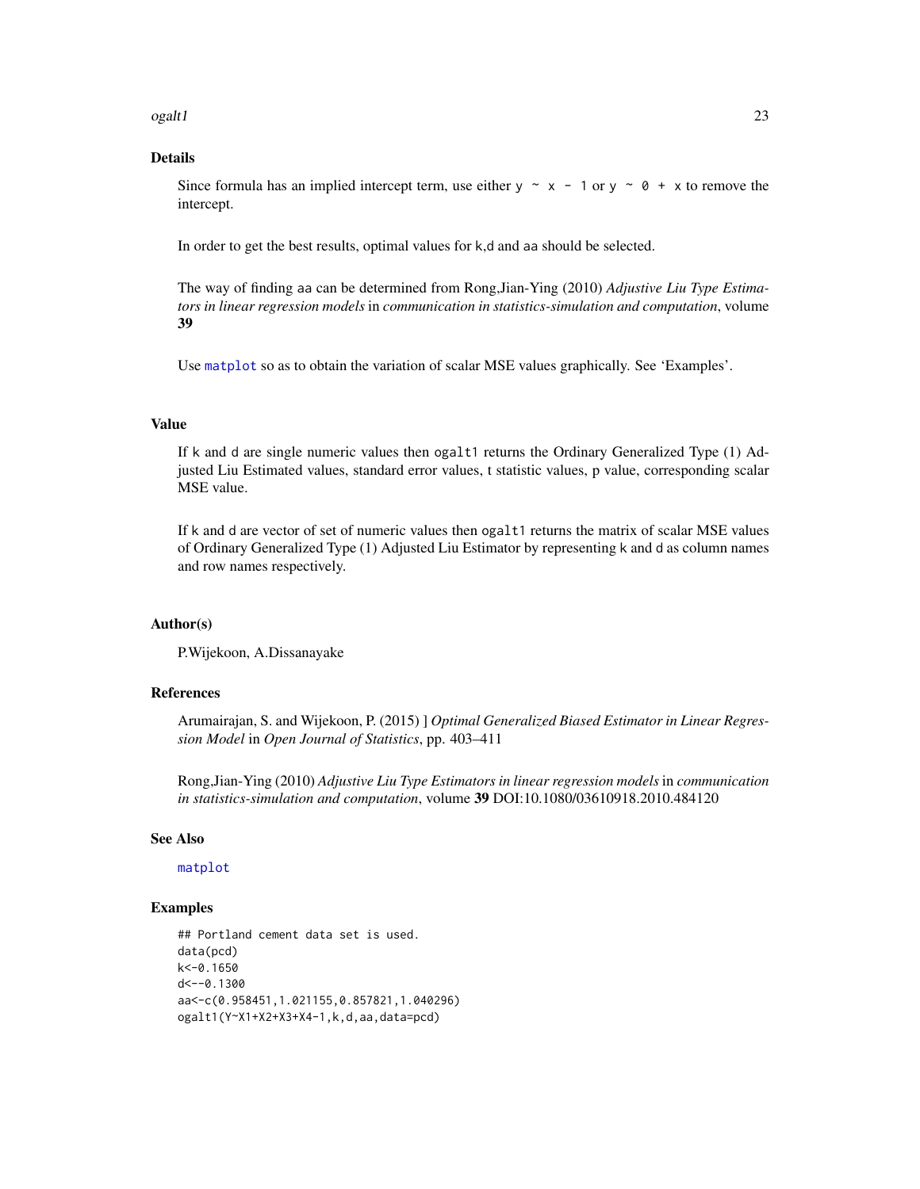## Details

Since formula has an implied intercept term, use either `y ~ x - 1` or `y ~ 0 + x` to remove the intercept.

In order to get the best results, optimal values for `k`,`d` and `aa` should be selected.

The way of finding `aa` can be determined from Rong,Jian-Ying (2010) *Adjustive Liu Type Estimators in linear regression models* in *communication in statistics-simulation and computation*, volume **39**

Use `matplot` so as to obtain the variation of scalar MSE values graphically. See 'Examples'.

## Value

If `k` and `d` are single numeric values then `ogalt1` returns the Ordinary Generalized Type (1) Adjusted Liu Estimated values, standard error values, t statistic values, p value, corresponding scalar MSE value.

If `k` and `d` are vector of set of numeric values then `ogalt1` returns the matrix of scalar MSE values of Ordinary Generalized Type (1) Adjusted Liu Estimator by representing `k` and `d` as column names and row names respectively.

## Author(s)

P.Wijekoon, A.Dissanayake

## References

Arumairajan, S. and Wijekoon, P. (2015) ] *Optimal Generalized Biased Estimator in Linear Regression Model* in *Open Journal of Statistics*, pp. 403–411

Rong,Jian-Ying (2010) *Adjustive Liu Type Estimators in linear regression models* in *communication in statistics-simulation and computation*, volume **39** DOI:10.1080/03610918.2010.484120

## See Also

`matplot`

## Examples

```
## Portland cement data set is used.
data(pcd)
k<-0.1650
d<--0.1300
aa<-c(0.958451,1.021155,0.857821,1.040296)
ogalt1(Y~X1+X2+X3+X4-1,k,d,aa,data=pcd)
```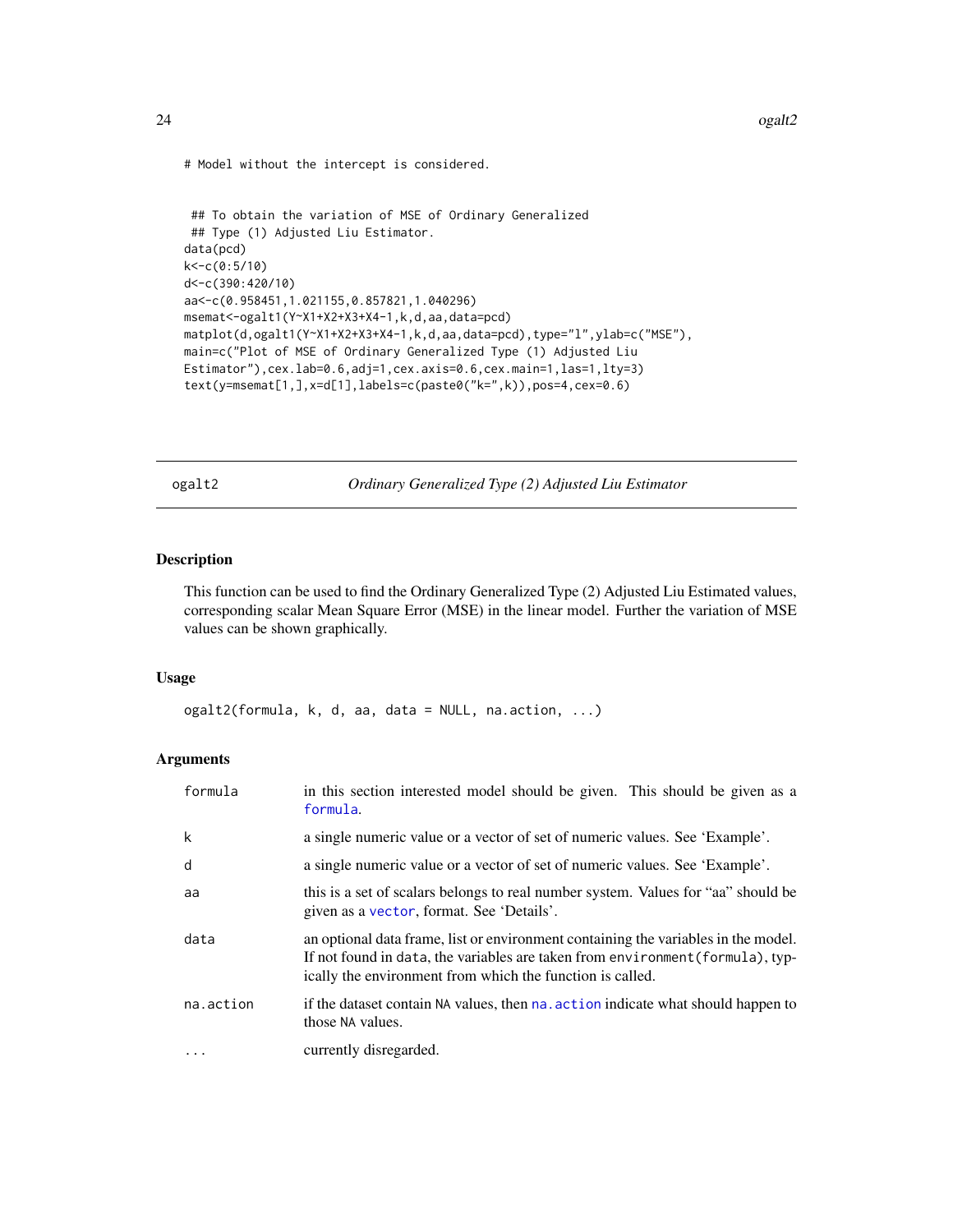```
# Model without the intercept is considered.


 ## To obtain the variation of MSE of Ordinary Generalized
 ## Type (1) Adjusted Liu Estimator.
data(pcd)
k<-c(0:5/10)
d<-c(390:420/10)
aa<-c(0.958451,1.021155,0.857821,1.040296)
msemat<-ogalt1(Y~X1+X2+X3+X4-1,k,d,aa,data=pcd)
matplot(d,ogalt1(Y~X1+X2+X3+X4-1,k,d,aa,data=pcd),type="l",ylab=c("MSE"),
main=c("Plot of MSE of Ordinary Generalized Type (1) Adjusted Liu
Estimator"),cex.lab=0.6,adj=1,cex.axis=0.6,cex.main=1,las=1,lty=3)
text(y=msemat[1,],x=d[1],labels=c(paste0("k=",k)),pos=4,cex=0.6)
```

## ogalt2 — *Ordinary Generalized Type (2) Adjusted Liu Estimator*

### Description

This function can be used to find the Ordinary Generalized Type (2) Adjusted Liu Estimated values, corresponding scalar Mean Square Error (MSE) in the linear model. Further the variation of MSE values can be shown graphically.

### Usage

```
ogalt2(formula, k, d, aa, data = NULL, na.action, ...)
```

### Arguments

| | |
|---|---|
| `formula` | in this section interested model should be given. This should be given as a `formula`. |
| `k` | a single numeric value or a vector of set of numeric values. See 'Example'. |
| `d` | a single numeric value or a vector of set of numeric values. See 'Example'. |
| `aa` | this is a set of scalars belongs to real number system. Values for "aa" should be given as a `vector`, format. See 'Details'. |
| `data` | an optional data frame, list or environment containing the variables in the model. If not found in `data`, the variables are taken from `environment(formula)`, typically the environment from which the function is called. |
| `na.action` | if the dataset contain `NA` values, then `na.action` indicate what should happen to those `NA` values. |
| `...` | currently disregarded. |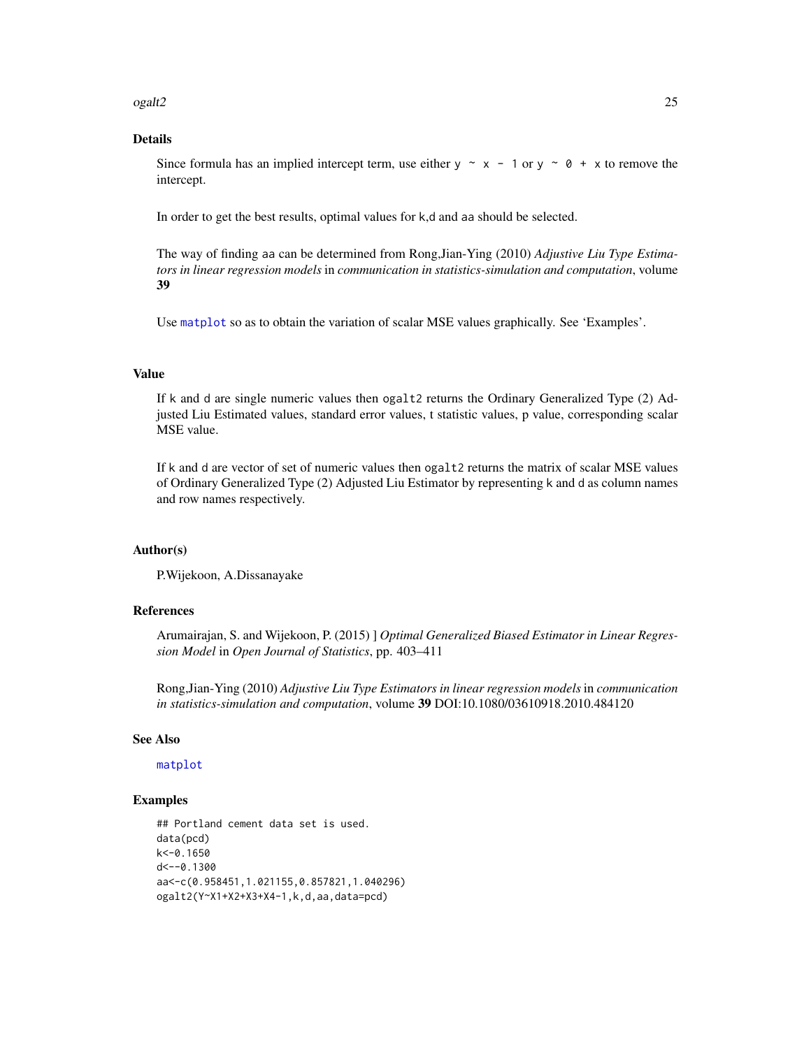## Details

Since formula has an implied intercept term, use either `y ~ x - 1` or `y ~ 0 + x` to remove the intercept.

In order to get the best results, optimal values for k,d and aa should be selected.

The way of finding aa can be determined from Rong,Jian-Ying (2010) *Adjustive Liu Type Estimators in linear regression models* in *communication in statistics-simulation and computation*, volume **39**

Use matplot so as to obtain the variation of scalar MSE values graphically. See 'Examples'.

## Value

If k and d are single numeric values then ogalt2 returns the Ordinary Generalized Type (2) Adjusted Liu Estimated values, standard error values, t statistic values, p value, corresponding scalar MSE value.

If k and d are vector of set of numeric values then ogalt2 returns the matrix of scalar MSE values of Ordinary Generalized Type (2) Adjusted Liu Estimator by representing k and d as column names and row names respectively.

## Author(s)

P.Wijekoon, A.Dissanayake

## References

Arumairajan, S. and Wijekoon, P. (2015) ] *Optimal Generalized Biased Estimator in Linear Regression Model* in *Open Journal of Statistics*, pp. 403–411

Rong,Jian-Ying (2010) *Adjustive Liu Type Estimators in linear regression models* in *communication in statistics-simulation and computation*, volume **39** DOI:10.1080/03610918.2010.484120

## See Also

matplot

## Examples

```
## Portland cement data set is used.
data(pcd)
k<-0.1650
d<--0.1300
aa<-c(0.958451,1.021155,0.857821,1.040296)
ogalt2(Y~X1+X2+X3+X4-1,k,d,aa,data=pcd)
```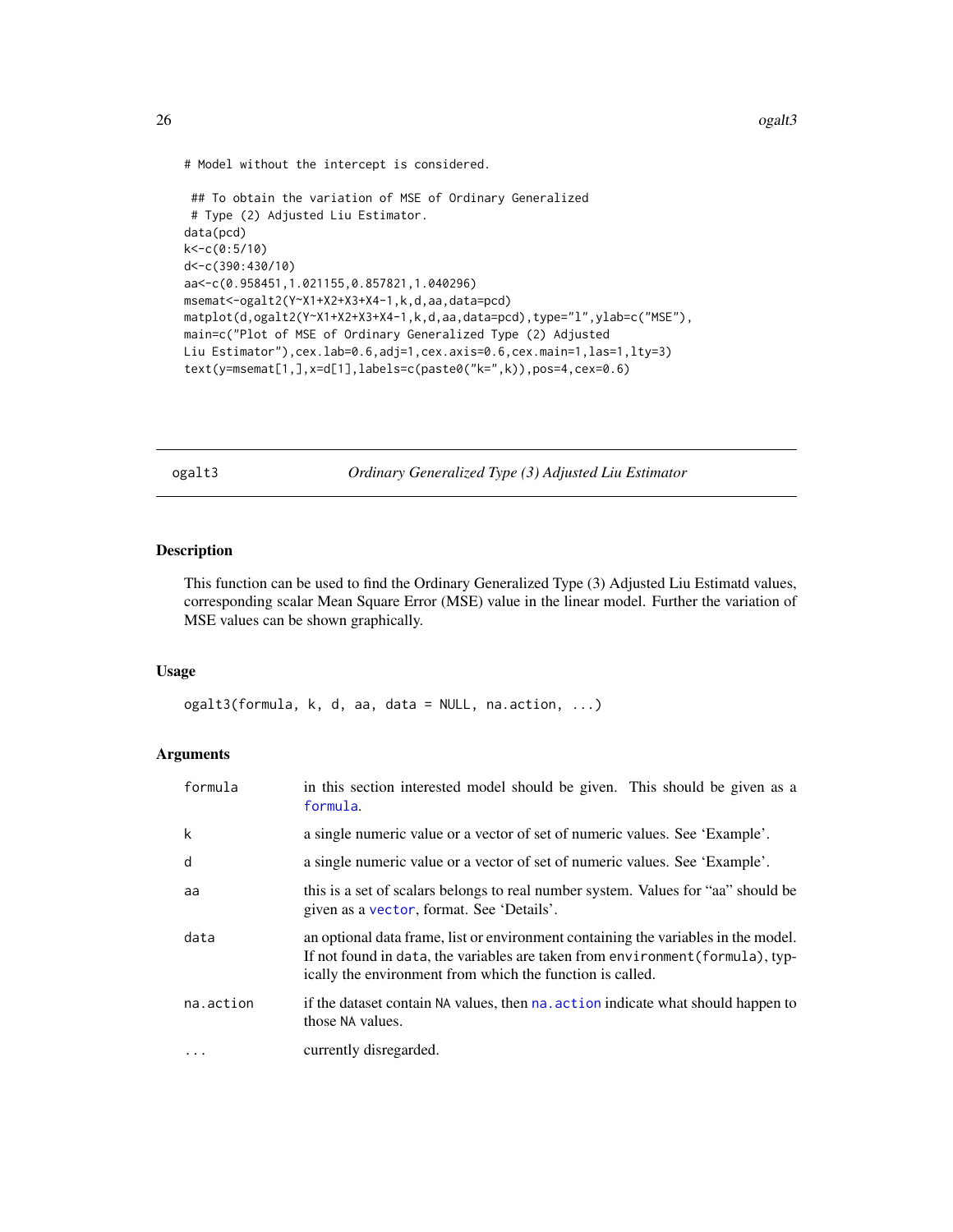```
# Model without the intercept is considered.

 ## To obtain the variation of MSE of Ordinary Generalized
 # Type (2) Adjusted Liu Estimator.
data(pcd)
k<-c(0:5/10)
d<-c(390:430/10)
aa<-c(0.958451,1.021155,0.857821,1.040296)
msemat<-ogalt2(Y~X1+X2+X3+X4-1,k,d,aa,data=pcd)
matplot(d,ogalt2(Y~X1+X2+X3+X4-1,k,d,aa,data=pcd),type="l",ylab=c("MSE"),
main=c("Plot of MSE of Ordinary Generalized Type (2) Adjusted
Liu Estimator"),cex.lab=0.6,adj=1,cex.axis=0.6,cex.main=1,las=1,lty=3)
text(y=msemat[1,],x=d[1],labels=c(paste0("k=",k)),pos=4,cex=0.6)
```

## ogalt3 — *Ordinary Generalized Type (3) Adjusted Liu Estimator*

### Description

This function can be used to find the Ordinary Generalized Type (3) Adjusted Liu Estimatd values, corresponding scalar Mean Square Error (MSE) value in the linear model. Further the variation of MSE values can be shown graphically.

### Usage

```
ogalt3(formula, k, d, aa, data = NULL, na.action, ...)
```

### Arguments

| | |
|---|---|
| formula | in this section interested model should be given. This should be given as a formula. |
| k | a single numeric value or a vector of set of numeric values. See 'Example'. |
| d | a single numeric value or a vector of set of numeric values. See 'Example'. |
| aa | this is a set of scalars belongs to real number system. Values for "aa" should be given as a vector, format. See 'Details'. |
| data | an optional data frame, list or environment containing the variables in the model. If not found in data, the variables are taken from environment(formula), typically the environment from which the function is called. |
| na.action | if the dataset contain NA values, then na.action indicate what should happen to those NA values. |
| ... | currently disregarded. |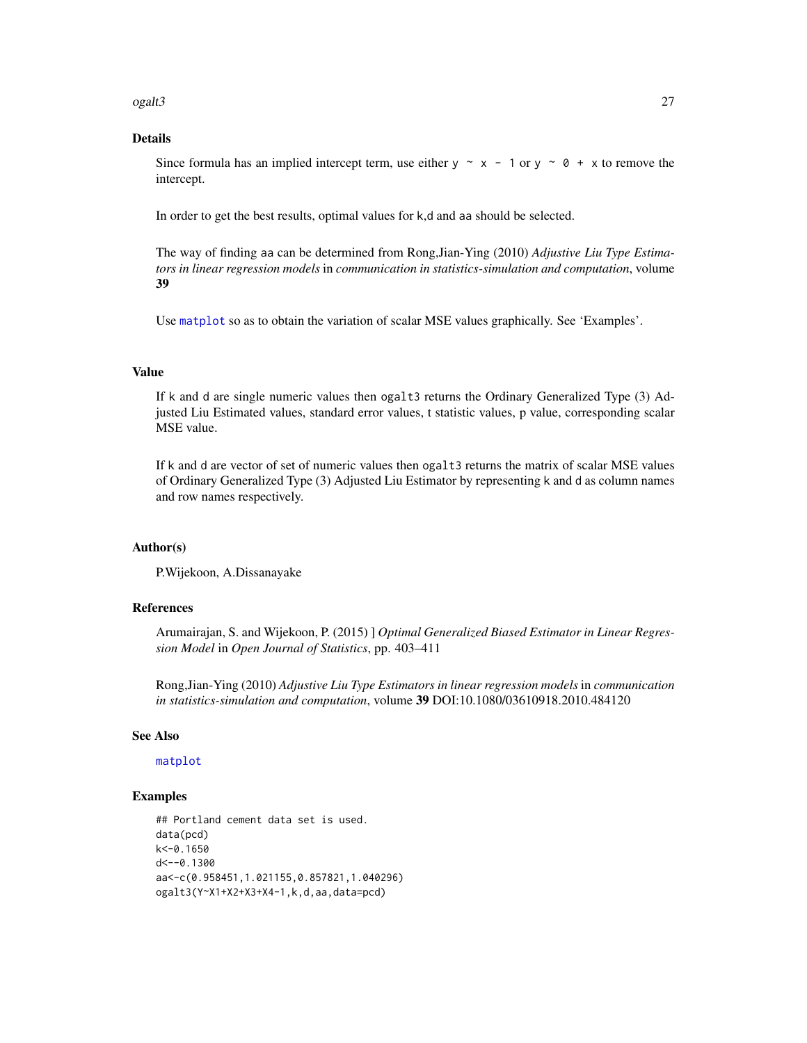## Details

Since formula has an implied intercept term, use either `y ~ x - 1` or `y ~ 0 + x` to remove the intercept.

In order to get the best results, optimal values for k,d and aa should be selected.

The way of finding aa can be determined from Rong,Jian-Ying (2010) *Adjustive Liu Type Estimators in linear regression models* in *communication in statistics-simulation and computation*, volume **39**

Use matplot so as to obtain the variation of scalar MSE values graphically. See 'Examples'.

## Value

If k and d are single numeric values then ogalt3 returns the Ordinary Generalized Type (3) Adjusted Liu Estimated values, standard error values, t statistic values, p value, corresponding scalar MSE value.

If k and d are vector of set of numeric values then ogalt3 returns the matrix of scalar MSE values of Ordinary Generalized Type (3) Adjusted Liu Estimator by representing k and d as column names and row names respectively.

## Author(s)

P.Wijekoon, A.Dissanayake

## References

Arumairajan, S. and Wijekoon, P. (2015) ] *Optimal Generalized Biased Estimator in Linear Regression Model* in *Open Journal of Statistics*, pp. 403–411

Rong,Jian-Ying (2010) *Adjustive Liu Type Estimators in linear regression models* in *communication in statistics-simulation and computation*, volume **39** DOI:10.1080/03610918.2010.484120

## See Also

matplot

## Examples

```
## Portland cement data set is used.
data(pcd)
k<-0.1650
d<--0.1300
aa<-c(0.958451,1.021155,0.857821,1.040296)
ogalt3(Y~X1+X2+X3+X4-1,k,d,aa,data=pcd)
```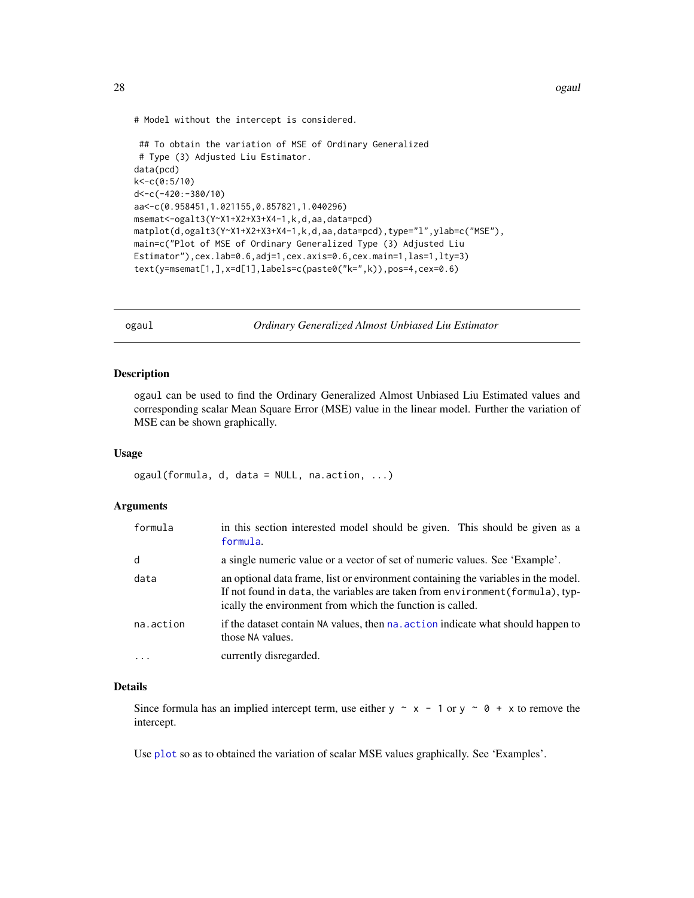```
# Model without the intercept is considered.

 ## To obtain the variation of MSE of Ordinary Generalized
 # Type (3) Adjusted Liu Estimator.
data(pcd)
k<-c(0:5/10)
d<-c(-420:-380/10)
aa<-c(0.958451,1.021155,0.857821,1.040296)
msemat<-ogalt3(Y~X1+X2+X3+X4-1,k,d,aa,data=pcd)
matplot(d,ogalt3(Y~X1+X2+X3+X4-1,k,d,aa,data=pcd),type="l",ylab=c("MSE"),
main=c("Plot of MSE of Ordinary Generalized Type (3) Adjusted Liu
Estimator"),cex.lab=0.6,adj=1,cex.axis=0.6,cex.main=1,las=1,lty=3)
text(y=msemat[1,],x=d[1],labels=c(paste0("k=",k)),pos=4,cex=0.6)
```

---

## ogaul — *Ordinary Generalized Almost Unbiased Liu Estimator*

### Description

`ogaul` can be used to find the Ordinary Generalized Almost Unbiased Liu Estimated values and corresponding scalar Mean Square Error (MSE) value in the linear model. Further the variation of MSE can be shown graphically.

### Usage

```
ogaul(formula, d, data = NULL, na.action, ...)
```

### Arguments

| | |
|---|---|
| `formula` | in this section interested model should be given. This should be given as a `formula`. |
| `d` | a single numeric value or a vector of set of numeric values. See 'Example'. |
| `data` | an optional data frame, list or environment containing the variables in the model. If not found in `data`, the variables are taken from `environment(formula)`, typically the environment from which the function is called. |
| `na.action` | if the dataset contain NA values, then `na.action` indicate what should happen to those NA values. |
| `...` | currently disregarded. |

### Details

Since formula has an implied intercept term, use either `y ~ x - 1` or `y ~ 0 + x` to remove the intercept.

Use `plot` so as to obtained the variation of scalar MSE values graphically. See 'Examples'.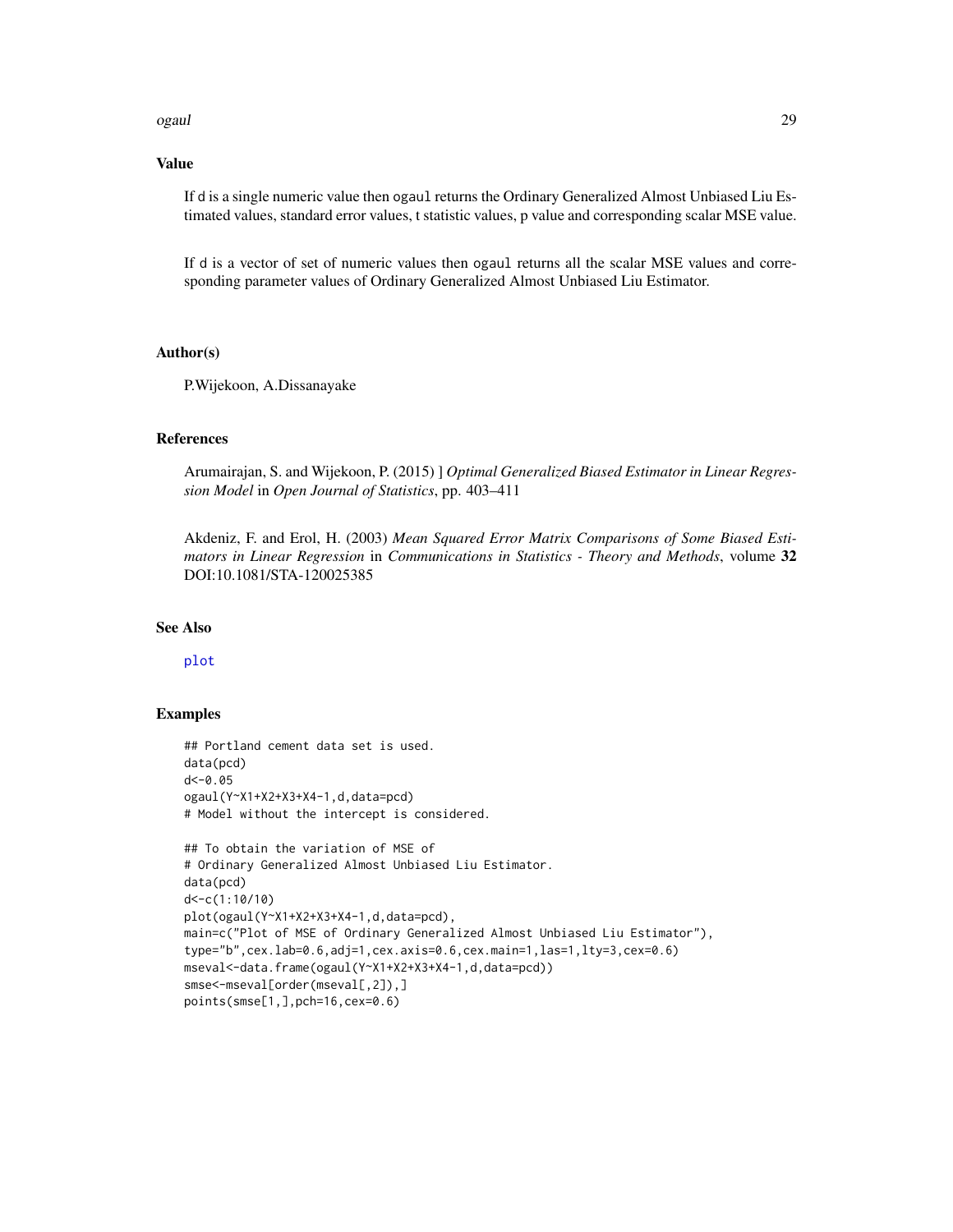## Value

If d is a single numeric value then `ogaul` returns the Ordinary Generalized Almost Unbiased Liu Estimated values, standard error values, t statistic values, p value and corresponding scalar MSE value.

If d is a vector of set of numeric values then `ogaul` returns all the scalar MSE values and corresponding parameter values of Ordinary Generalized Almost Unbiased Liu Estimator.

## Author(s)

P.Wijekoon, A.Dissanayake

## References

Arumairajan, S. and Wijekoon, P. (2015) ] *Optimal Generalized Biased Estimator in Linear Regression Model* in *Open Journal of Statistics*, pp. 403–411

Akdeniz, F. and Erol, H. (2003) *Mean Squared Error Matrix Comparisons of Some Biased Estimators in Linear Regression* in *Communications in Statistics - Theory and Methods*, volume **32** DOI:10.1081/STA-120025385

## See Also

plot

## Examples

```
## Portland cement data set is used.
data(pcd)
d<-0.05
ogaul(Y~X1+X2+X3+X4-1,d,data=pcd)
# Model without the intercept is considered.

## To obtain the variation of MSE of
# Ordinary Generalized Almost Unbiased Liu Estimator.
data(pcd)
d<-c(1:10/10)
plot(ogaul(Y~X1+X2+X3+X4-1,d,data=pcd),
main=c("Plot of MSE of Ordinary Generalized Almost Unbiased Liu Estimator"),
type="b",cex.lab=0.6,adj=1,cex.axis=0.6,cex.main=1,las=1,lty=3,cex=0.6)
mseval<-data.frame(ogaul(Y~X1+X2+X3+X4-1,d,data=pcd))
smse<-mseval[order(mseval[,2]),]
points(smse[1,],pch=16,cex=0.6)
```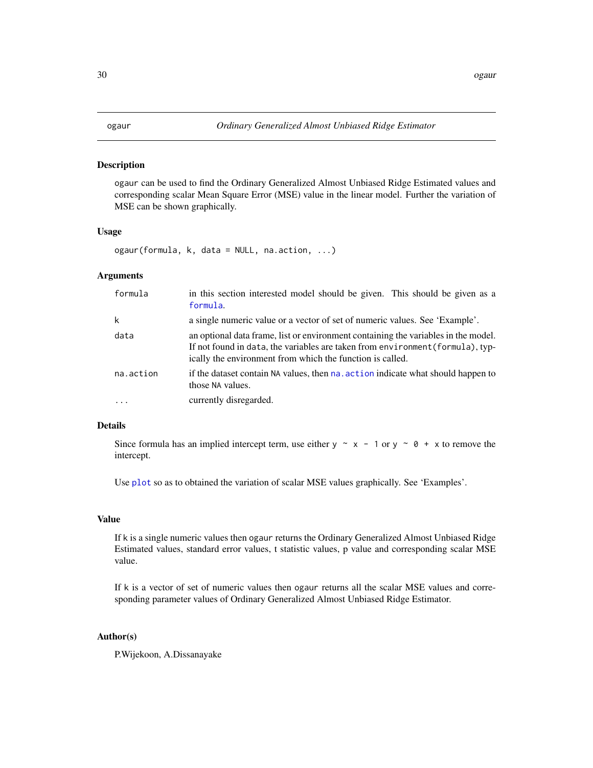# ogaur — *Ordinary Generalized Almost Unbiased Ridge Estimator*

## Description

`ogaur` can be used to find the Ordinary Generalized Almost Unbiased Ridge Estimated values and corresponding scalar Mean Square Error (MSE) value in the linear model. Further the variation of MSE can be shown graphically.

## Usage

```
ogaur(formula, k, data = NULL, na.action, ...)
```

## Arguments

| | |
|---|---|
| `formula` | in this section interested model should be given. This should be given as a `formula`. |
| `k` | a single numeric value or a vector of set of numeric values. See 'Example'. |
| `data` | an optional data frame, list or environment containing the variables in the model. If not found in `data`, the variables are taken from `environment(formula)`, typically the environment from which the function is called. |
| `na.action` | if the dataset contain `NA` values, then `na.action` indicate what should happen to those `NA` values. |
| `...` | currently disregarded. |

## Details

Since formula has an implied intercept term, use either `y ~ x - 1` or `y ~ 0 + x` to remove the intercept.

Use `plot` so as to obtained the variation of scalar MSE values graphically. See 'Examples'.

## Value

If `k` is a single numeric values then `ogaur` returns the Ordinary Generalized Almost Unbiased Ridge Estimated values, standard error values, t statistic values, p value and corresponding scalar MSE value.

If `k` is a vector of set of numeric values then `ogaur` returns all the scalar MSE values and corresponding parameter values of Ordinary Generalized Almost Unbiased Ridge Estimator.

## Author(s)

P.Wijekoon, A.Dissanayake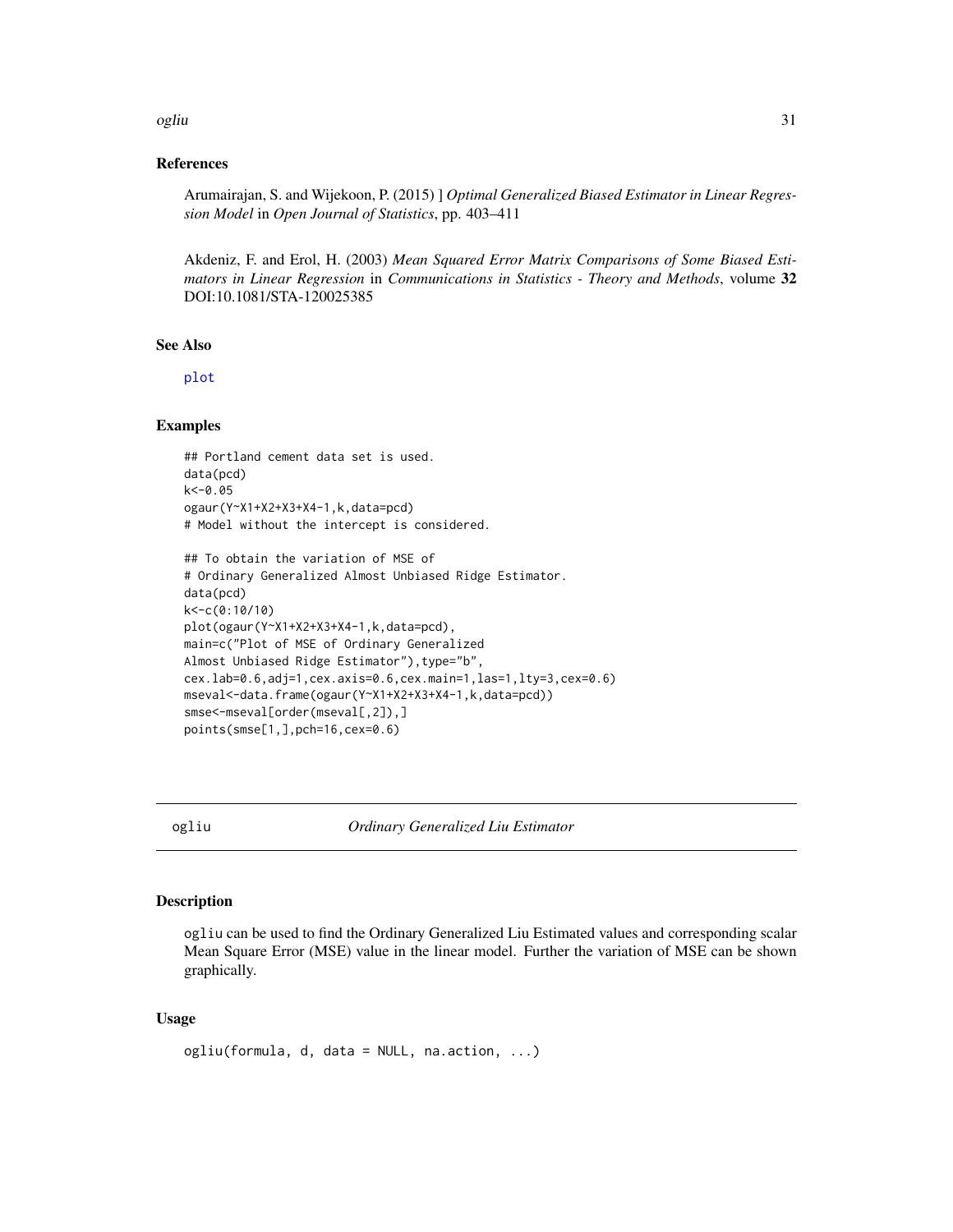## References

Arumairajan, S. and Wijekoon, P. (2015) ] *Optimal Generalized Biased Estimator in Linear Regression Model* in *Open Journal of Statistics*, pp. 403–411

Akdeniz, F. and Erol, H. (2003) *Mean Squared Error Matrix Comparisons of Some Biased Estimators in Linear Regression* in *Communications in Statistics - Theory and Methods*, volume **32** DOI:10.1081/STA-120025385

## See Also

plot

## Examples

```
## Portland cement data set is used.
data(pcd)
k<-0.05
ogaur(Y~X1+X2+X3+X4-1,k,data=pcd)
# Model without the intercept is considered.

## To obtain the variation of MSE of
# Ordinary Generalized Almost Unbiased Ridge Estimator.
data(pcd)
k<-c(0:10/10)
plot(ogaur(Y~X1+X2+X3+X4-1,k,data=pcd),
main=c("Plot of MSE of Ordinary Generalized
Almost Unbiased Ridge Estimator"),type="b",
cex.lab=0.6,adj=1,cex.axis=0.6,cex.main=1,las=1,lty=3,cex=0.6)
mseval<-data.frame(ogaur(Y~X1+X2+X3+X4-1,k,data=pcd))
smse<-mseval[order(mseval[,2]),]
points(smse[1,],pch=16,cex=0.6)
```

---

# ogliu — *Ordinary Generalized Liu Estimator*

## Description

ogliu can be used to find the Ordinary Generalized Liu Estimated values and corresponding scalar Mean Square Error (MSE) value in the linear model. Further the variation of MSE can be shown graphically.

## Usage

```
ogliu(formula, d, data = NULL, na.action, ...)
```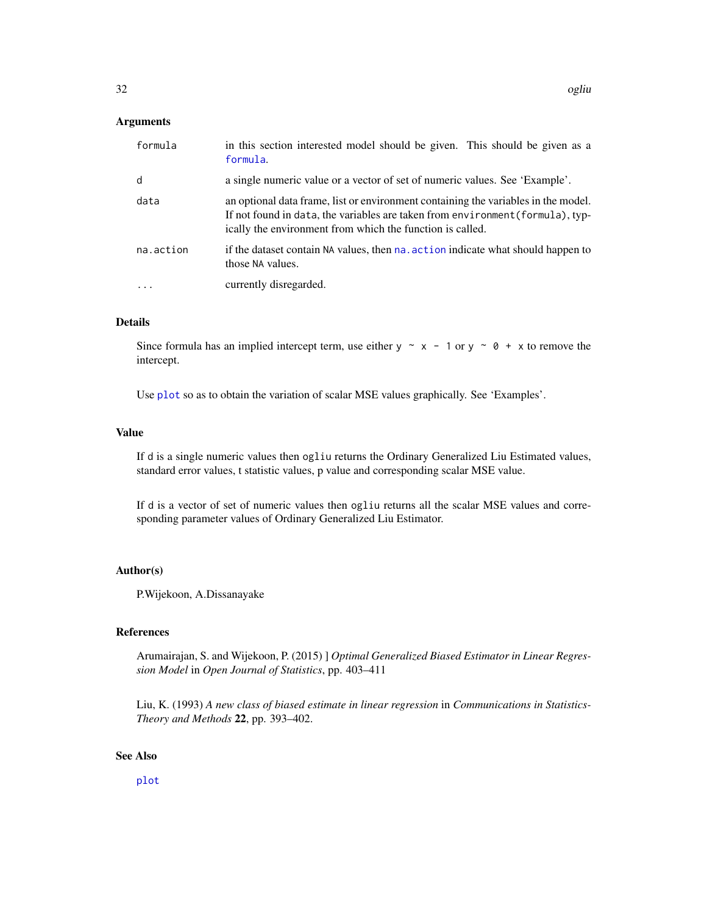### Arguments

| | |
|---|---|
| `formula` | in this section interested model should be given. This should be given as a `formula`. |
| `d` | a single numeric value or a vector of set of numeric values. See 'Example'. |
| `data` | an optional data frame, list or environment containing the variables in the model. If not found in `data`, the variables are taken from `environment(formula)`, typically the environment from which the function is called. |
| `na.action` | if the dataset contain `NA` values, then `na.action` indicate what should happen to those `NA` values. |
| `...` | currently disregarded. |

### Details

Since formula has an implied intercept term, use either `y ~ x - 1` or `y ~ 0 + x` to remove the intercept.

Use `plot` so as to obtain the variation of scalar MSE values graphically. See 'Examples'.

### Value

If `d` is a single numeric values then `ogliu` returns the Ordinary Generalized Liu Estimated values, standard error values, t statistic values, p value and corresponding scalar MSE value.

If `d` is a vector of set of numeric values then `ogliu` returns all the scalar MSE values and corresponding parameter values of Ordinary Generalized Liu Estimator.

### Author(s)

P.Wijekoon, A.Dissanayake

### References

Arumairajan, S. and Wijekoon, P. (2015) ] *Optimal Generalized Biased Estimator in Linear Regression Model* in *Open Journal of Statistics*, pp. 403–411

Liu, K. (1993) *A new class of biased estimate in linear regression* in *Communications in Statistics-Theory and Methods* **22**, pp. 393–402.

### See Also

`plot`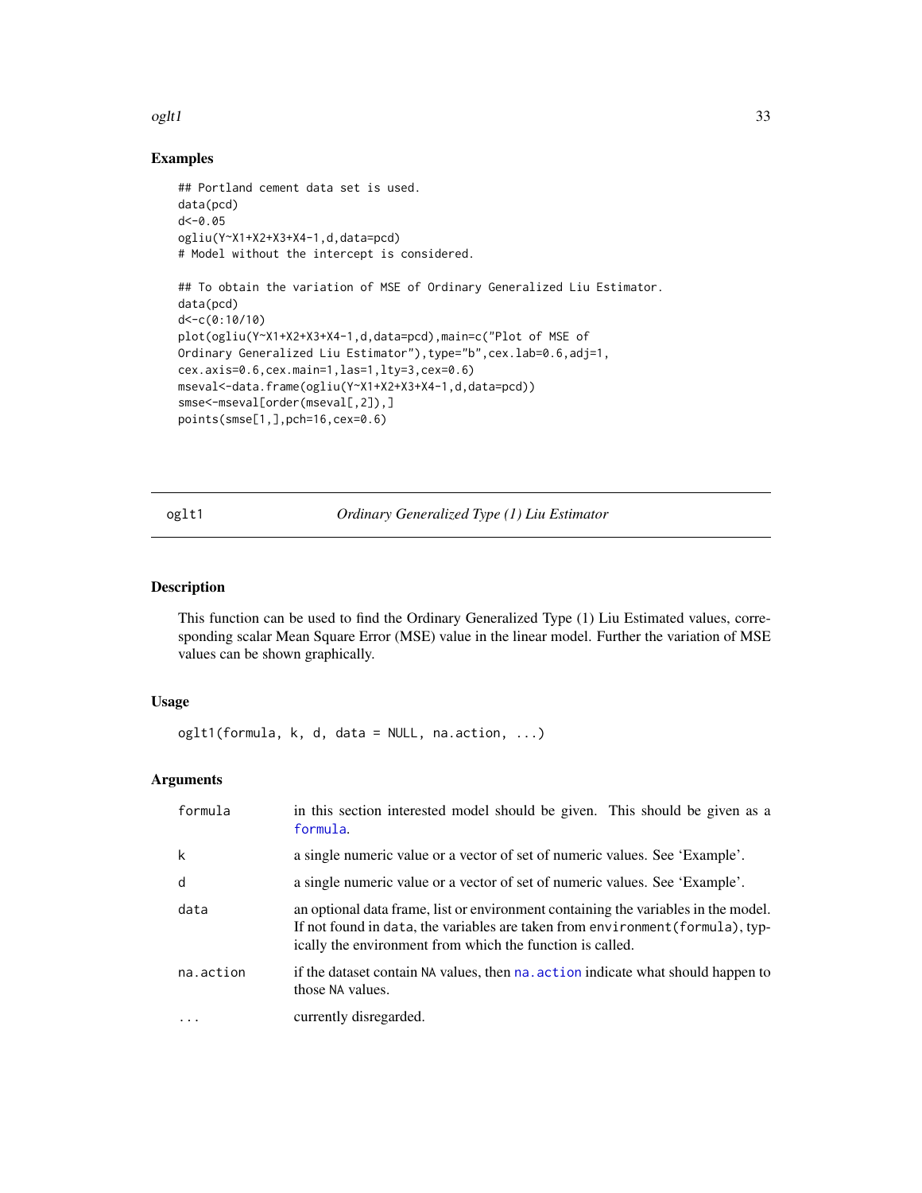## Examples

```
## Portland cement data set is used.
data(pcd)
d<-0.05
ogliu(Y~X1+X2+X3+X4-1,d,data=pcd)
# Model without the intercept is considered.

## To obtain the variation of MSE of Ordinary Generalized Liu Estimator.
data(pcd)
d<-c(0:10/10)
plot(ogliu(Y~X1+X2+X3+X4-1,d,data=pcd),main=c("Plot of MSE of
Ordinary Generalized Liu Estimator"),type="b",cex.lab=0.6,adj=1,
cex.axis=0.6,cex.main=1,las=1,lty=3,cex=0.6)
mseval<-data.frame(ogliu(Y~X1+X2+X3+X4-1,d,data=pcd))
smse<-mseval[order(mseval[,2]),]
points(smse[1,],pch=16,cex=0.6)
```

---

# oglt1 *Ordinary Generalized Type (1) Liu Estimator*

## Description

This function can be used to find the Ordinary Generalized Type (1) Liu Estimated values, corresponding scalar Mean Square Error (MSE) value in the linear model. Further the variation of MSE values can be shown graphically.

## Usage

```
oglt1(formula, k, d, data = NULL, na.action, ...)
```

## Arguments

| | |
|---|---|
| formula | in this section interested model should be given. This should be given as a formula. |
| k | a single numeric value or a vector of set of numeric values. See 'Example'. |
| d | a single numeric value or a vector of set of numeric values. See 'Example'. |
| data | an optional data frame, list or environment containing the variables in the model. If not found in data, the variables are taken from environment(formula), typically the environment from which the function is called. |
| na.action | if the dataset contain NA values, then na.action indicate what should happen to those NA values. |
| ... | currently disregarded. |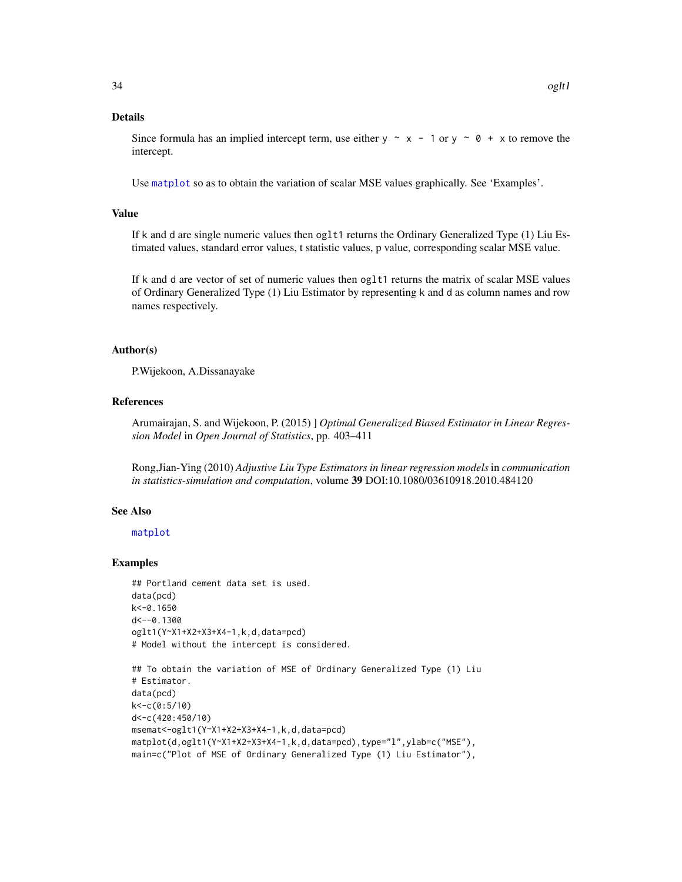## Details

Since formula has an implied intercept term, use either `y ~ x - 1` or `y ~ 0 + x` to remove the intercept.

Use `matplot` so as to obtain the variation of scalar MSE values graphically. See 'Examples'.

## Value

If k and d are single numeric values then `oglt1` returns the Ordinary Generalized Type (1) Liu Estimated values, standard error values, t statistic values, p value, corresponding scalar MSE value.

If k and d are vector of set of numeric values then `oglt1` returns the matrix of scalar MSE values of Ordinary Generalized Type (1) Liu Estimator by representing k and d as column names and row names respectively.

## Author(s)

P.Wijekoon, A.Dissanayake

## References

Arumairajan, S. and Wijekoon, P. (2015) ] *Optimal Generalized Biased Estimator in Linear Regression Model* in *Open Journal of Statistics*, pp. 403–411

Rong,Jian-Ying (2010) *Adjustive Liu Type Estimators in linear regression models* in *communication in statistics-simulation and computation*, volume **39** DOI:10.1080/03610918.2010.484120

## See Also

`matplot`

## Examples

```
## Portland cement data set is used.
data(pcd)
k<-0.1650
d<--0.1300
oglt1(Y~X1+X2+X3+X4-1,k,d,data=pcd)
# Model without the intercept is considered.

## To obtain the variation of MSE of Ordinary Generalized Type (1) Liu
# Estimator.
data(pcd)
k<-c(0:5/10)
d<-c(420:450/10)
msemat<-oglt1(Y~X1+X2+X3+X4-1,k,d,data=pcd)
matplot(d,oglt1(Y~X1+X2+X3+X4-1,k,d,data=pcd),type="l",ylab=c("MSE"),
main=c("Plot of MSE of Ordinary Generalized Type (1) Liu Estimator"),
```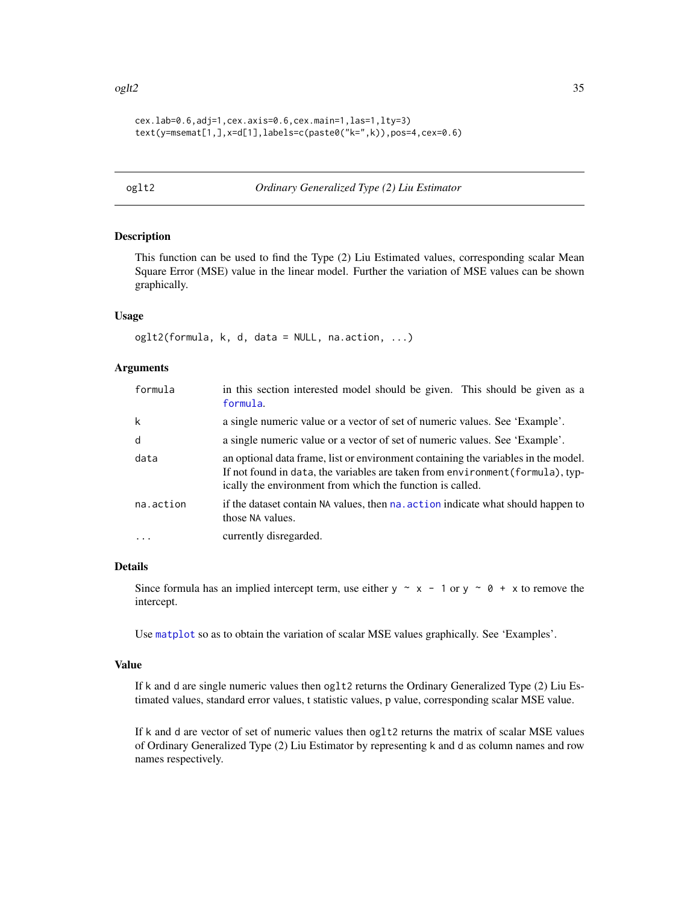```
cex.lab=0.6,adj=1,cex.axis=0.6,cex.main=1,las=1,lty=3)
text(y=msemat[1,],x=d[1],labels=c(paste0("k=",k)),pos=4,cex=0.6)
```

## oglt2 — *Ordinary Generalized Type (2) Liu Estimator*

### Description

This function can be used to find the Type (2) Liu Estimated values, corresponding scalar Mean Square Error (MSE) value in the linear model. Further the variation of MSE values can be shown graphically.

### Usage

```
oglt2(formula, k, d, data = NULL, na.action, ...)
```

### Arguments

| | |
|---|---|
| formula | in this section interested model should be given. This should be given as a formula. |
| k | a single numeric value or a vector of set of numeric values. See 'Example'. |
| d | a single numeric value or a vector of set of numeric values. See 'Example'. |
| data | an optional data frame, list or environment containing the variables in the model. If not found in data, the variables are taken from environment(formula), typically the environment from which the function is called. |
| na.action | if the dataset contain NA values, then na.action indicate what should happen to those NA values. |
| ... | currently disregarded. |

### Details

Since formula has an implied intercept term, use either `y ~ x - 1` or `y ~ 0 + x` to remove the intercept.

Use `matplot` so as to obtain the variation of scalar MSE values graphically. See 'Examples'.

### Value

If k and d are single numeric values then oglt2 returns the Ordinary Generalized Type (2) Liu Estimated values, standard error values, t statistic values, p value, corresponding scalar MSE value.

If k and d are vector of set of numeric values then oglt2 returns the matrix of scalar MSE values of Ordinary Generalized Type (2) Liu Estimator by representing k and d as column names and row names respectively.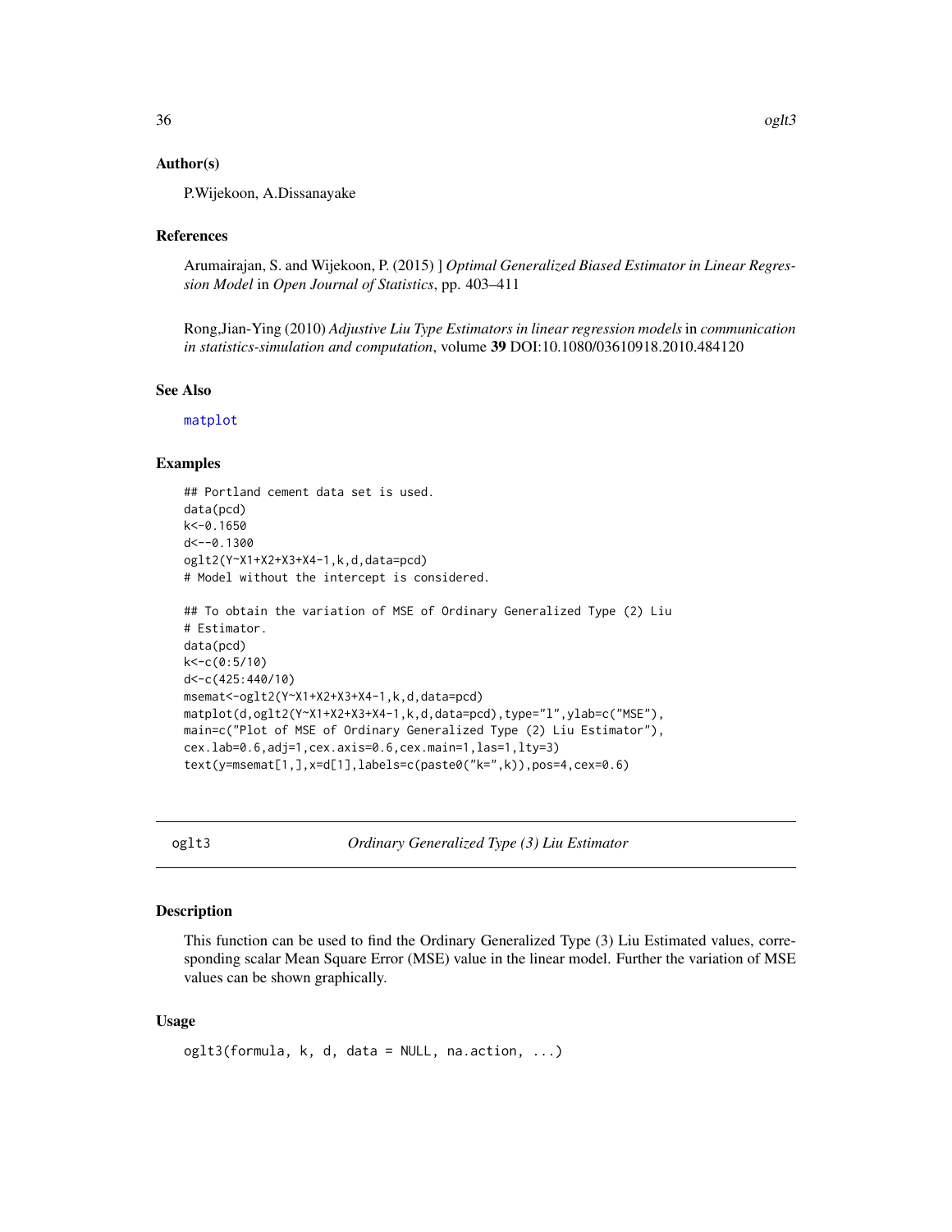### Author(s)

P.Wijekoon, A.Dissanayake

### References

Arumairajan, S. and Wijekoon, P. (2015) ] *Optimal Generalized Biased Estimator in Linear Regression Model* in *Open Journal of Statistics*, pp. 403–411

Rong,Jian-Ying (2010) *Adjustive Liu Type Estimators in linear regression models* in *communication in statistics-simulation and computation*, volume **39** DOI:10.1080/03610918.2010.484120

### See Also

matplot

### Examples

```
## Portland cement data set is used.
data(pcd)
k<-0.1650
d<--0.1300
oglt2(Y~X1+X2+X3+X4-1,k,d,data=pcd)
# Model without the intercept is considered.

## To obtain the variation of MSE of Ordinary Generalized Type (2) Liu
# Estimator.
data(pcd)
k<-c(0:5/10)
d<-c(425:440/10)
msemat<-oglt2(Y~X1+X2+X3+X4-1,k,d,data=pcd)
matplot(d,oglt2(Y~X1+X2+X3+X4-1,k,d,data=pcd),type="l",ylab=c("MSE"),
main=c("Plot of MSE of Ordinary Generalized Type (2) Liu Estimator"),
cex.lab=0.6,adj=1,cex.axis=0.6,cex.main=1,las=1,lty=3)
text(y=msemat[1,],x=d[1],labels=c(paste0("k=",k)),pos=4,cex=0.6)
```

---

## oglt3 — *Ordinary Generalized Type (3) Liu Estimator*

### Description

This function can be used to find the Ordinary Generalized Type (3) Liu Estimated values, corresponding scalar Mean Square Error (MSE) value in the linear model. Further the variation of MSE values can be shown graphically.

### Usage

```
oglt3(formula, k, d, data = NULL, na.action, ...)
```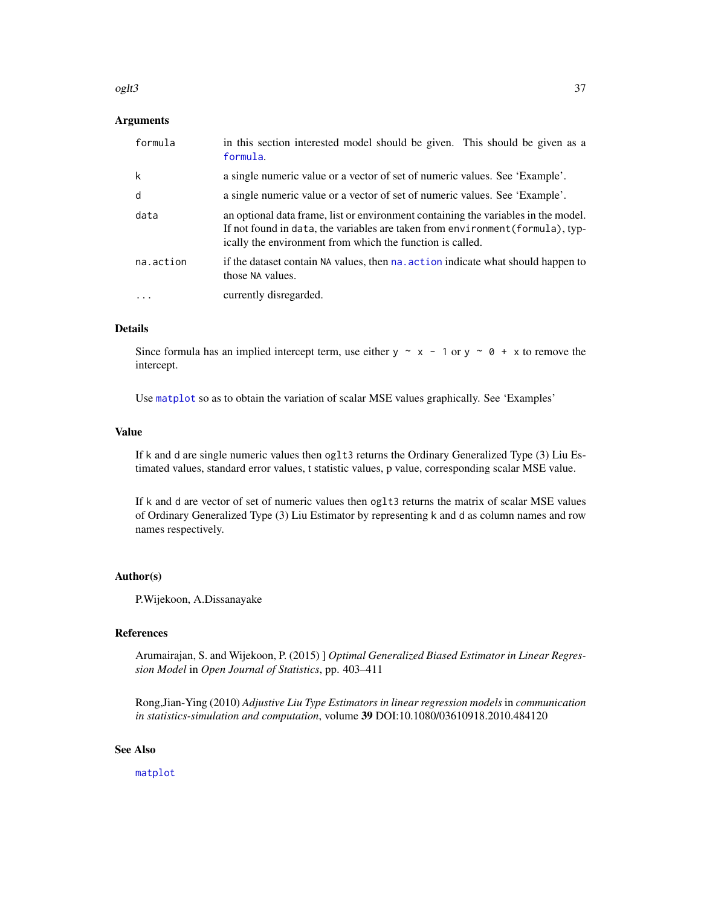## Arguments

| | |
|---|---|
| `formula` | in this section interested model should be given. This should be given as a `formula`. |
| `k` | a single numeric value or a vector of set of numeric values. See 'Example'. |
| `d` | a single numeric value or a vector of set of numeric values. See 'Example'. |
| `data` | an optional data frame, list or environment containing the variables in the model. If not found in `data`, the variables are taken from `environment(formula)`, typically the environment from which the function is called. |
| `na.action` | if the dataset contain `NA` values, then `na.action` indicate what should happen to those `NA` values. |
| `...` | currently disregarded. |

## Details

Since formula has an implied intercept term, use either `y ~ x - 1` or `y ~ 0 + x` to remove the intercept.

Use `matplot` so as to obtain the variation of scalar MSE values graphically. See 'Examples'

## Value

If `k` and `d` are single numeric values then `oglt3` returns the Ordinary Generalized Type (3) Liu Estimated values, standard error values, t statistic values, p value, corresponding scalar MSE value.

If `k` and `d` are vector of set of numeric values then `oglt3` returns the matrix of scalar MSE values of Ordinary Generalized Type (3) Liu Estimator by representing `k` and `d` as column names and row names respectively.

## Author(s)

P.Wijekoon, A.Dissanayake

## References

Arumairajan, S. and Wijekoon, P. (2015) ] *Optimal Generalized Biased Estimator in Linear Regression Model* in *Open Journal of Statistics*, pp. 403–411

Rong,Jian-Ying (2010) *Adjustive Liu Type Estimators in linear regression models* in *communication in statistics-simulation and computation*, volume **39** DOI:10.1080/03610918.2010.484120

## See Also

`matplot`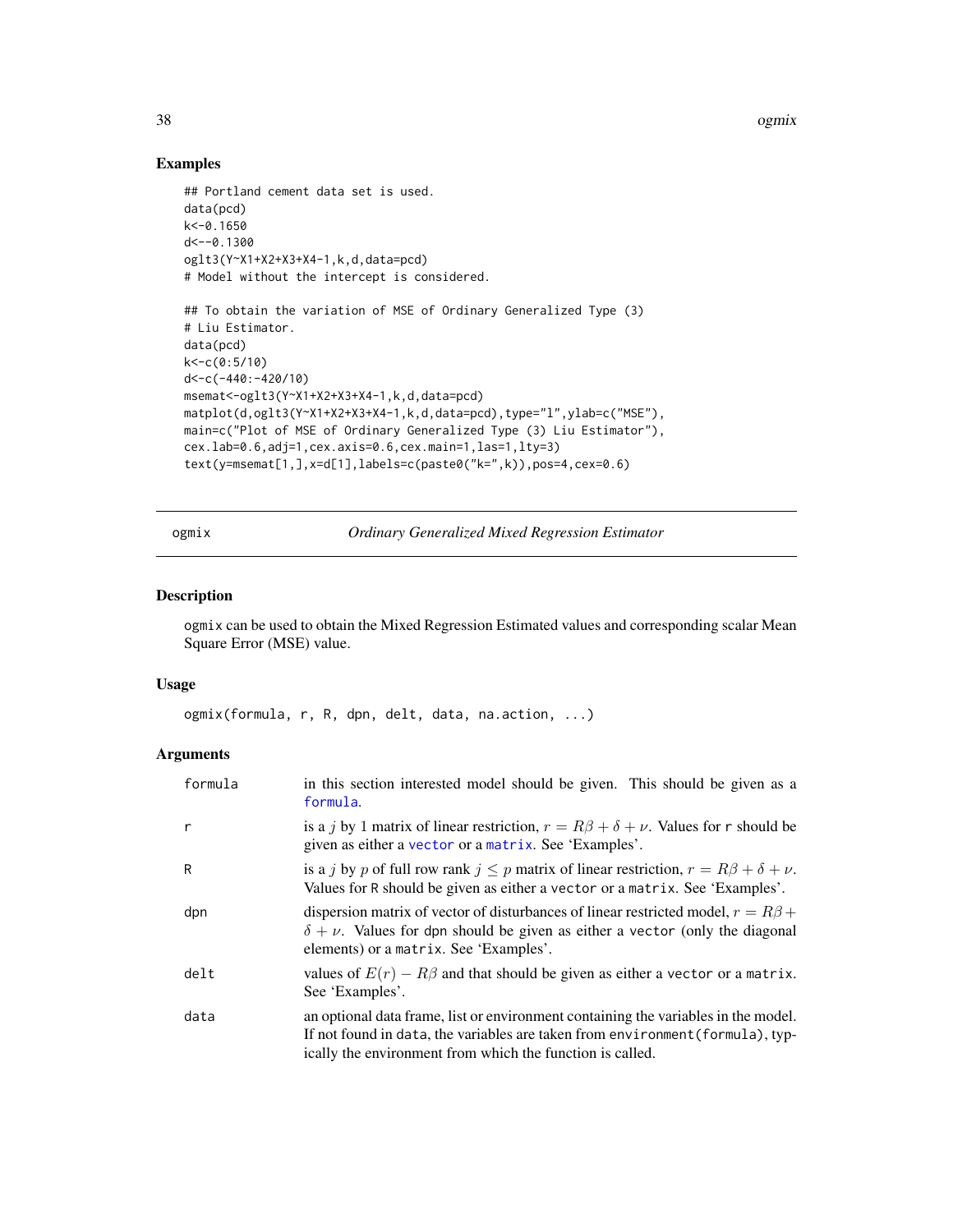## Examples

```
## Portland cement data set is used.
data(pcd)
k<-0.1650
d<--0.1300
oglt3(Y~X1+X2+X3+X4-1,k,d,data=pcd)
# Model without the intercept is considered.

## To obtain the variation of MSE of Ordinary Generalized Type (3)
# Liu Estimator.
data(pcd)
k<-c(0:5/10)
d<-c(-440:-420/10)
msemat<-oglt3(Y~X1+X2+X3+X4-1,k,d,data=pcd)
matplot(d,oglt3(Y~X1+X2+X3+X4-1,k,d,data=pcd),type="l",ylab=c("MSE"),
main=c("Plot of MSE of Ordinary Generalized Type (3) Liu Estimator"),
cex.lab=0.6,adj=1,cex.axis=0.6,cex.main=1,las=1,lty=3)
text(y=msemat[1,],x=d[1],labels=c(paste0("k=",k)),pos=4,cex=0.6)
```

---

# ogmix *Ordinary Generalized Mixed Regression Estimator*

---

## Description

ogmix can be used to obtain the Mixed Regression Estimated values and corresponding scalar Mean Square Error (MSE) value.

## Usage

```
ogmix(formula, r, R, dpn, delt, data, na.action, ...)
```

## Arguments

| | |
|---|---|
| formula | in this section interested model should be given. This should be given as a formula. |
| r | is a $j$ by 1 matrix of linear restriction, $r = R\beta + \delta + \nu$. Values for r should be given as either a vector or a matrix. See 'Examples'. |
| R | is a $j$ by $p$ of full row rank $j \leq p$ matrix of linear restriction, $r = R\beta + \delta + \nu$. Values for R should be given as either a vector or a matrix. See 'Examples'. |
| dpn | dispersion matrix of vector of disturbances of linear restricted model, $r = R\beta + \delta + \nu$. Values for dpn should be given as either a vector (only the diagonal elements) or a matrix. See 'Examples'. |
| delt | values of $E(r) - R\beta$ and that should be given as either a vector or a matrix. See 'Examples'. |
| data | an optional data frame, list or environment containing the variables in the model. If not found in data, the variables are taken from environment(formula), typically the environment from which the function is called. |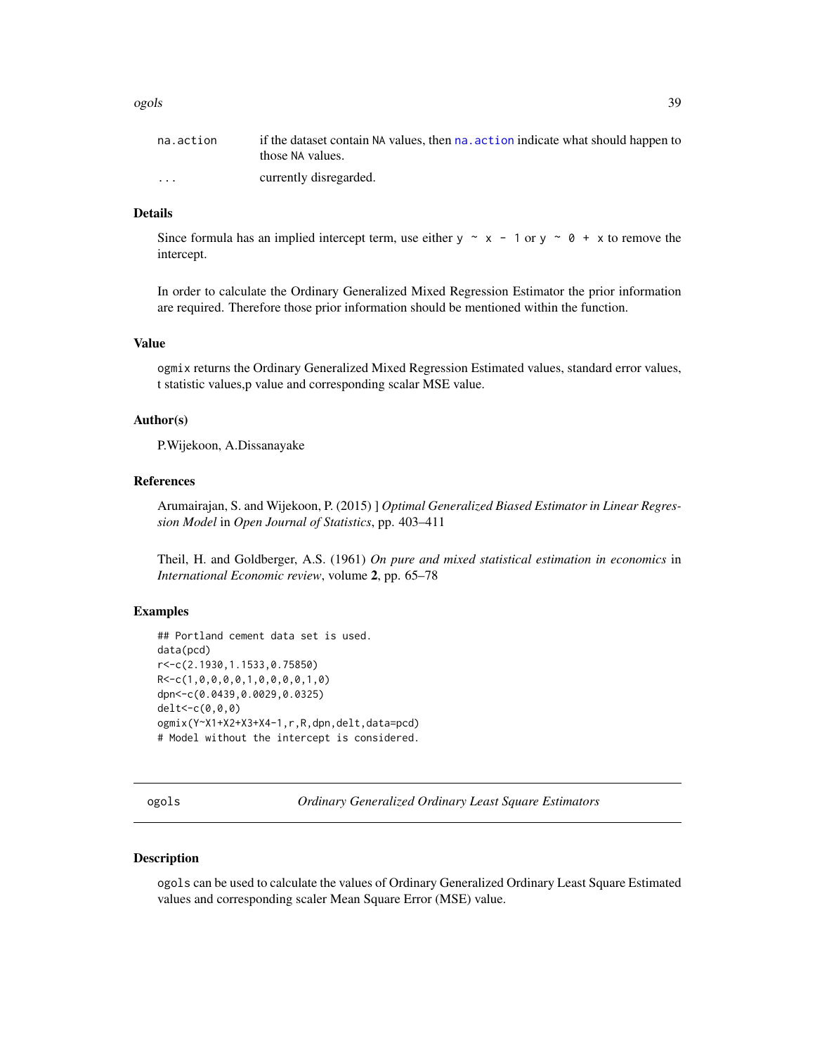| | |
|---|---|
| na.action | if the dataset contain NA values, then na.action indicate what should happen to those NA values. |
| ... | currently disregarded. |

### Details

Since formula has an implied intercept term, use either `y ~ x - 1` or `y ~ 0 + x` to remove the intercept.

In order to calculate the Ordinary Generalized Mixed Regression Estimator the prior information are required. Therefore those prior information should be mentioned within the function.

### Value

`ogmix` returns the Ordinary Generalized Mixed Regression Estimated values, standard error values, t statistic values,p value and corresponding scalar MSE value.

### Author(s)

P.Wijekoon, A.Dissanayake

### References

Arumairajan, S. and Wijekoon, P. (2015) ] *Optimal Generalized Biased Estimator in Linear Regression Model* in *Open Journal of Statistics*, pp. 403–411

Theil, H. and Goldberger, A.S. (1961) *On pure and mixed statistical estimation in economics* in *International Economic review*, volume **2**, pp. 65–78

### Examples

```
## Portland cement data set is used.
data(pcd)
r<-c(2.1930,1.1533,0.75850)
R<-c(1,0,0,0,0,1,0,0,0,0,1,0)
dpn<-c(0.0439,0.0029,0.0325)
delt<-c(0,0,0)
ogmix(Y~X1+X2+X3+X4-1,r,R,dpn,delt,data=pcd)
# Model without the intercept is considered.
```

---

## ogols — *Ordinary Generalized Ordinary Least Square Estimators*

### Description

`ogols` can be used to calculate the values of Ordinary Generalized Ordinary Least Square Estimated values and corresponding scaler Mean Square Error (MSE) value.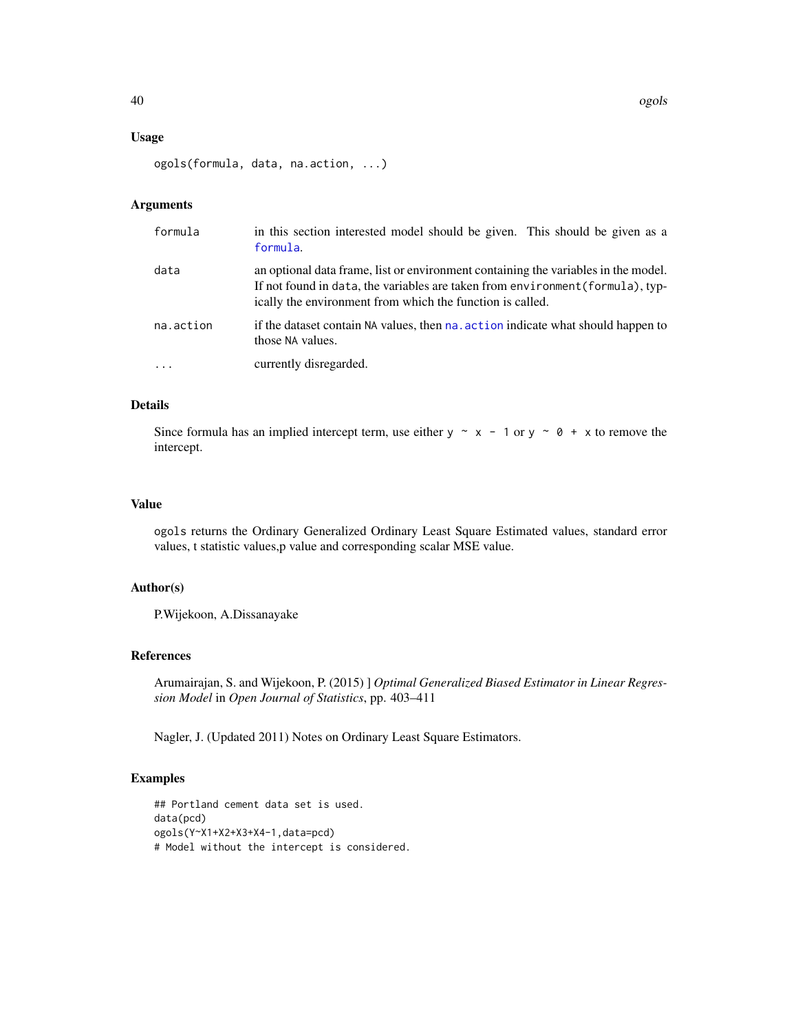## Usage

```
ogols(formula, data, na.action, ...)
```

## Arguments

| | |
|---|---|
| formula | in this section interested model should be given. This should be given as a formula. |
| data | an optional data frame, list or environment containing the variables in the model. If not found in data, the variables are taken from environment(formula), typically the environment from which the function is called. |
| na.action | if the dataset contain NA values, then na.action indicate what should happen to those NA values. |
| ... | currently disregarded. |

## Details

Since formula has an implied intercept term, use either `y ~ x - 1` or `y ~ 0 + x` to remove the intercept.

## Value

ogols returns the Ordinary Generalized Ordinary Least Square Estimated values, standard error values, t statistic values,p value and corresponding scalar MSE value.

## Author(s)

P.Wijekoon, A.Dissanayake

## References

Arumairajan, S. and Wijekoon, P. (2015) ] *Optimal Generalized Biased Estimator in Linear Regression Model* in *Open Journal of Statistics*, pp. 403–411

Nagler, J. (Updated 2011) Notes on Ordinary Least Square Estimators.

## Examples

```
## Portland cement data set is used.
data(pcd)
ogols(Y~X1+X2+X3+X4-1,data=pcd)
# Model without the intercept is considered.
```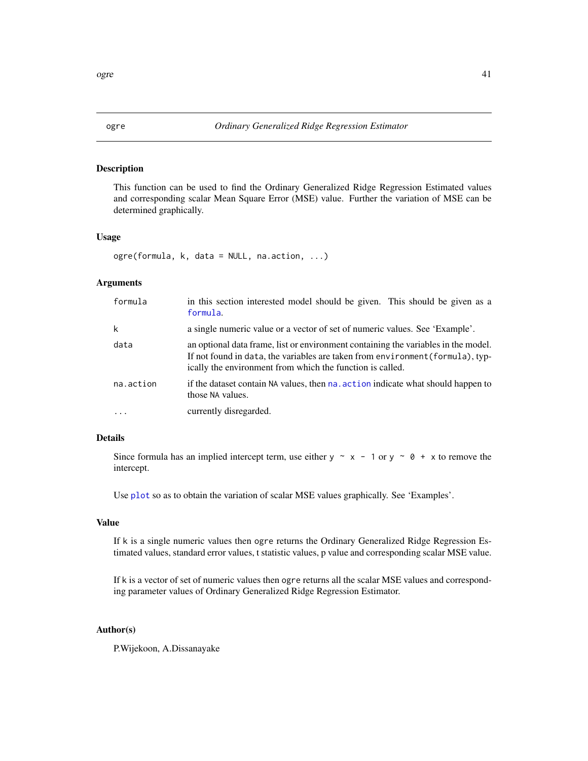# ogre — *Ordinary Generalized Ridge Regression Estimator*

## Description

This function can be used to find the Ordinary Generalized Ridge Regression Estimated values and corresponding scalar Mean Square Error (MSE) value. Further the variation of MSE can be determined graphically.

## Usage

```
ogre(formula, k, data = NULL, na.action, ...)
```

## Arguments

| | |
|---|---|
| `formula` | in this section interested model should be given. This should be given as a `formula`. |
| `k` | a single numeric value or a vector of set of numeric values. See 'Example'. |
| `data` | an optional data frame, list or environment containing the variables in the model. If not found in `data`, the variables are taken from `environment(formula)`, typically the environment from which the function is called. |
| `na.action` | if the dataset contain `NA` values, then `na.action` indicate what should happen to those `NA` values. |
| `...` | currently disregarded. |

## Details

Since formula has an implied intercept term, use either `y ~ x - 1` or `y ~ 0 + x` to remove the intercept.

Use `plot` so as to obtain the variation of scalar MSE values graphically. See 'Examples'.

## Value

If `k` is a single numeric values then `ogre` returns the Ordinary Generalized Ridge Regression Estimated values, standard error values, t statistic values, p value and corresponding scalar MSE value.

If `k` is a vector of set of numeric values then `ogre` returns all the scalar MSE values and corresponding parameter values of Ordinary Generalized Ridge Regression Estimator.

## Author(s)

P.Wijekoon, A.Dissanayake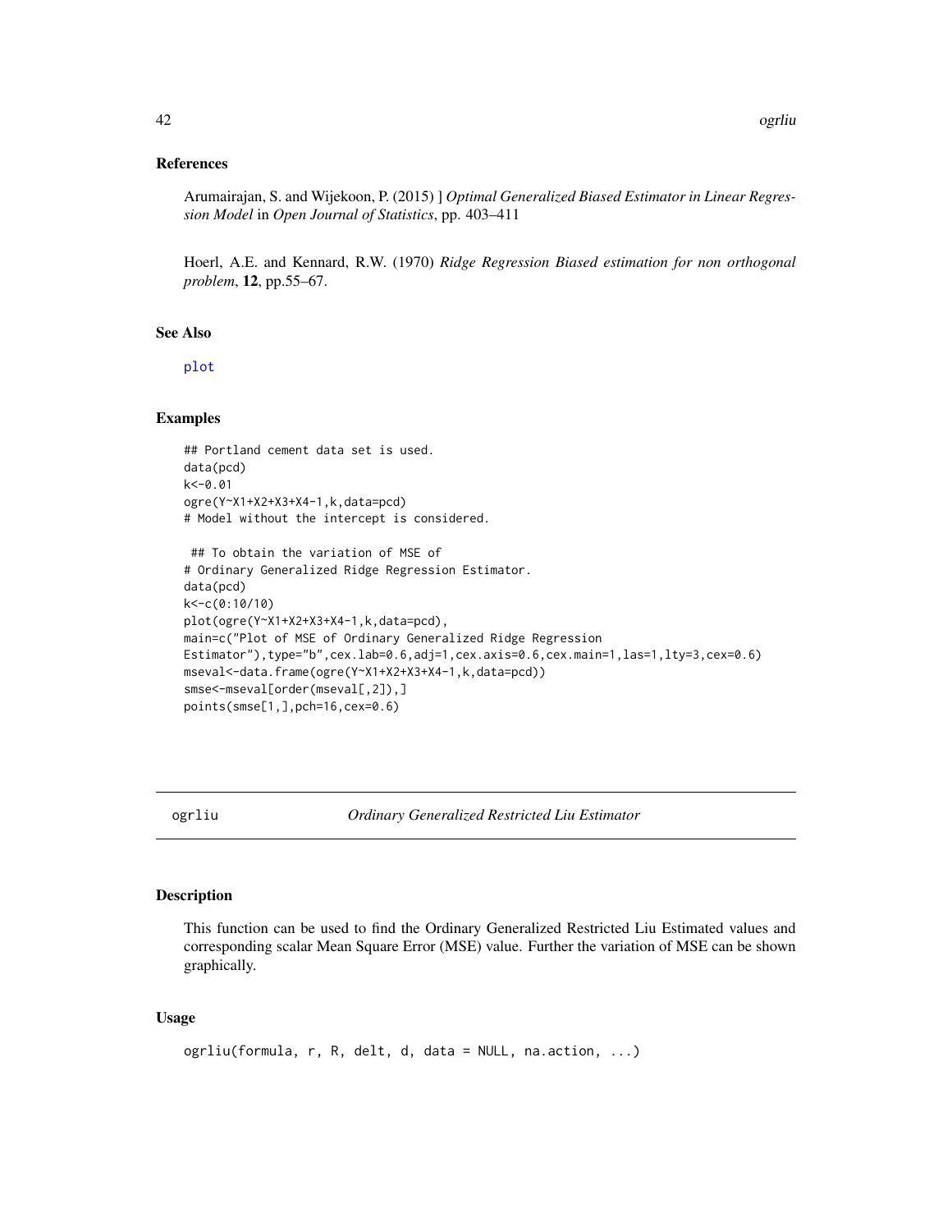### References

Arumairajan, S. and Wijekoon, P. (2015) ] *Optimal Generalized Biased Estimator in Linear Regression Model* in *Open Journal of Statistics*, pp. 403–411

Hoerl, A.E. and Kennard, R.W. (1970) *Ridge Regression Biased estimation for non orthogonal problem*, **12**, pp.55–67.

### See Also

plot

### Examples

```
## Portland cement data set is used.
data(pcd)
k<-0.01
ogre(Y~X1+X2+X3+X4-1,k,data=pcd)
# Model without the intercept is considered.

 ## To obtain the variation of MSE of
# Ordinary Generalized Ridge Regression Estimator.
data(pcd)
k<-c(0:10/10)
plot(ogre(Y~X1+X2+X3+X4-1,k,data=pcd),
main=c("Plot of MSE of Ordinary Generalized Ridge Regression
Estimator"),type="b",cex.lab=0.6,adj=1,cex.axis=0.6,cex.main=1,las=1,lty=3,cex=0.6)
mseval<-data.frame(ogre(Y~X1+X2+X3+X4-1,k,data=pcd))
smse<-mseval[order(mseval[,2]),]
points(smse[1,],pch=16,cex=0.6)
```

---

## ogrliu — *Ordinary Generalized Restricted Liu Estimator*

### Description

This function can be used to find the Ordinary Generalized Restricted Liu Estimated values and corresponding scalar Mean Square Error (MSE) value. Further the variation of MSE can be shown graphically.

### Usage

```
ogrliu(formula, r, R, delt, d, data = NULL, na.action, ...)
```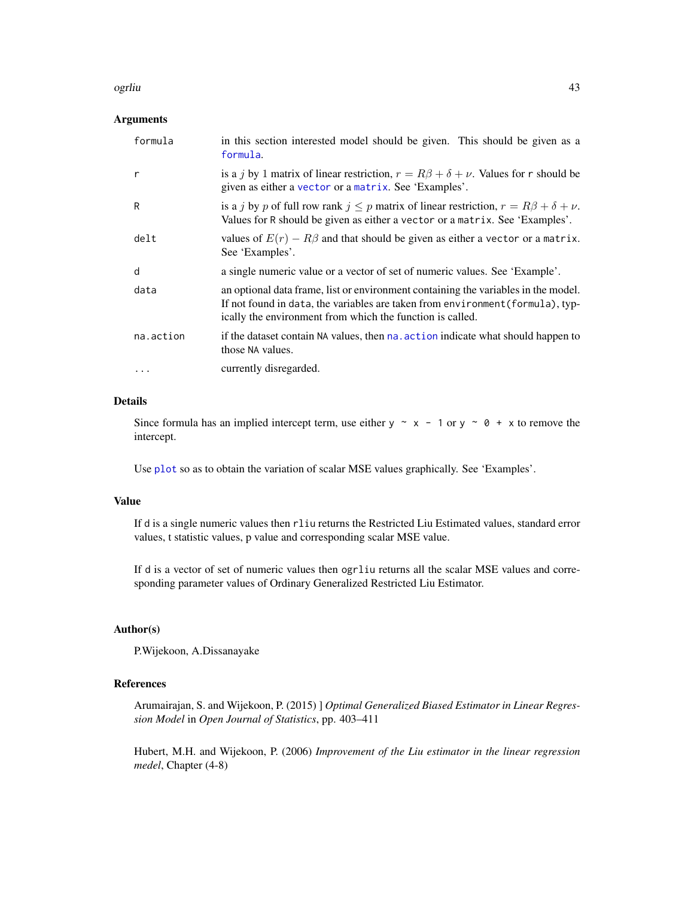### Arguments

| | |
|---|---|
| `formula` | in this section interested model should be given. This should be given as a `formula`. |
| `r` | is a $j$ by 1 matrix of linear restriction, $r = R\beta + \delta + \nu$. Values for `r` should be given as either a `vector` or a `matrix`. See 'Examples'. |
| `R` | is a $j$ by $p$ of full row rank $j \leq p$ matrix of linear restriction, $r = R\beta + \delta + \nu$. Values for `R` should be given as either a `vector` or a `matrix`. See 'Examples'. |
| `delt` | values of $E(r) - R\beta$ and that should be given as either a `vector` or a `matrix`. See 'Examples'. |
| `d` | a single numeric value or a vector of set of numeric values. See 'Example'. |
| `data` | an optional data frame, list or environment containing the variables in the model. If not found in `data`, the variables are taken from `environment(formula)`, typically the environment from which the function is called. |
| `na.action` | if the dataset contain `NA` values, then `na.action` indicate what should happen to those `NA` values. |
| `...` | currently disregarded. |

### Details

Since formula has an implied intercept term, use either `y ~ x - 1` or `y ~ 0 + x` to remove the intercept.

Use `plot` so as to obtain the variation of scalar MSE values graphically. See 'Examples'.

### Value

If `d` is a single numeric values then `rliu` returns the Restricted Liu Estimated values, standard error values, t statistic values, p value and corresponding scalar MSE value.

If `d` is a vector of set of numeric values then `ogrliu` returns all the scalar MSE values and corresponding parameter values of Ordinary Generalized Restricted Liu Estimator.

### Author(s)

P.Wijekoon, A.Dissanayake

### References

Arumairajan, S. and Wijekoon, P. (2015) ] *Optimal Generalized Biased Estimator in Linear Regression Model* in *Open Journal of Statistics*, pp. 403–411

Hubert, M.H. and Wijekoon, P. (2006) *Improvement of the Liu estimator in the linear regression medel*, Chapter (4-8)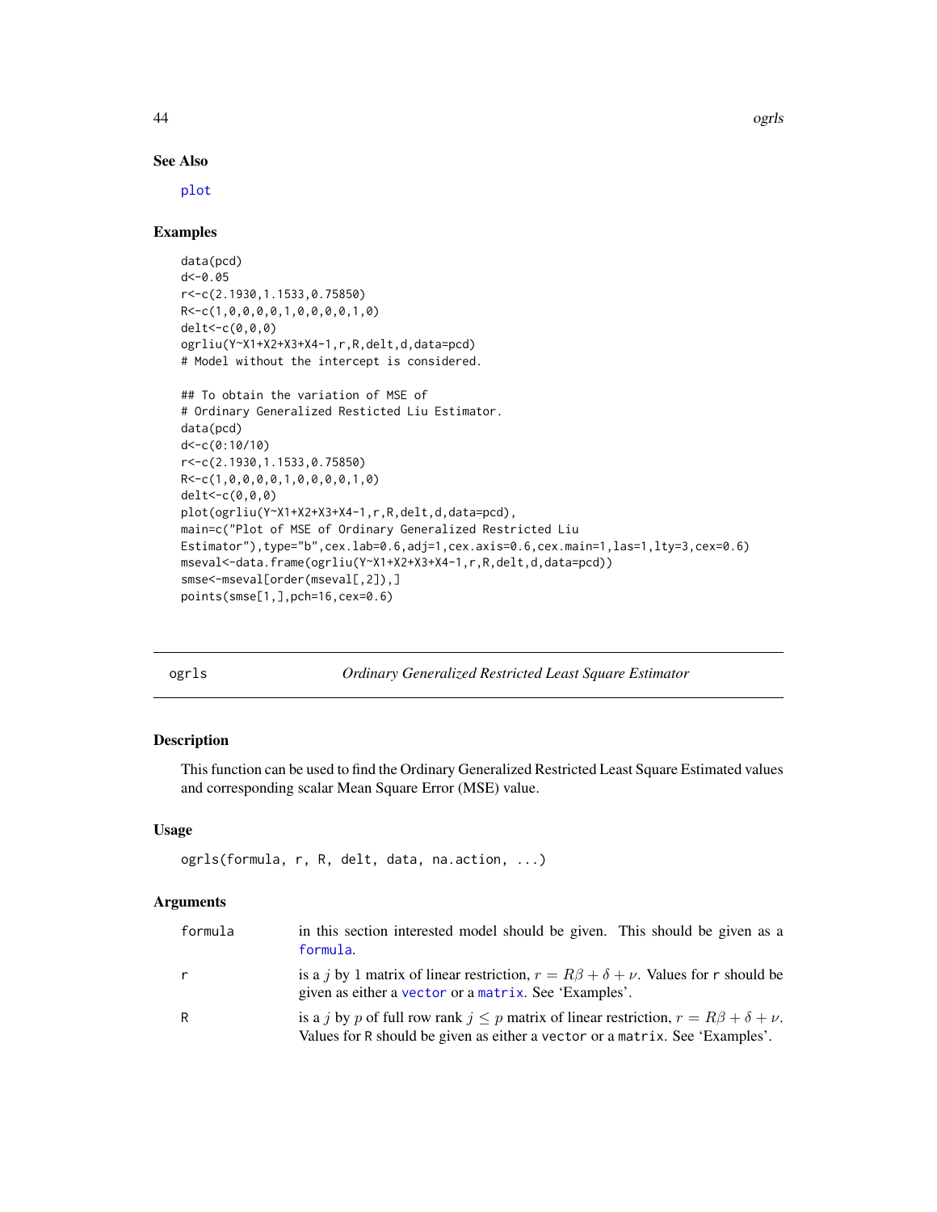## See Also

plot

## Examples

```
data(pcd)
d<-0.05
r<-c(2.1930,1.1533,0.75850)
R<-c(1,0,0,0,0,1,0,0,0,0,1,0)
delt<-c(0,0,0)
ogrliu(Y~X1+X2+X3+X4-1,r,R,delt,d,data=pcd)
# Model without the intercept is considered.

## To obtain the variation of MSE of
# Ordinary Generalized Restricted Liu Estimator.
data(pcd)
d<-c(0:10/10)
r<-c(2.1930,1.1533,0.75850)
R<-c(1,0,0,0,0,1,0,0,0,0,1,0)
delt<-c(0,0,0)
plot(ogrliu(Y~X1+X2+X3+X4-1,r,R,delt,d,data=pcd),
main=c("Plot of MSE of Ordinary Generalized Restricted Liu
Estimator"),type="b",cex.lab=0.6,adj=1,cex.axis=0.6,cex.main=1,las=1,lty=3,cex=0.6)
mseval<-data.frame(ogrliu(Y~X1+X2+X3+X4-1,r,R,delt,d,data=pcd))
smse<-mseval[order(mseval[,2]),]
points(smse[1,],pch=16,cex=0.6)
```

---

# ogrls *Ordinary Generalized Restricted Least Square Estimator*

## Description

This function can be used to find the Ordinary Generalized Restricted Least Square Estimated values and corresponding scalar Mean Square Error (MSE) value.

## Usage

```
ogrls(formula, r, R, delt, data, na.action, ...)
```

## Arguments

| | |
|---|---|
| formula | in this section interested model should be given. This should be given as a formula. |
| r | is a $j$ by 1 matrix of linear restriction, $r = R\beta + \delta + \nu$. Values for r should be given as either a vector or a matrix. See 'Examples'. |
| R | is a $j$ by $p$ of full row rank $j \leq p$ matrix of linear restriction, $r = R\beta + \delta + \nu$. Values for R should be given as either a vector or a matrix. See 'Examples'. |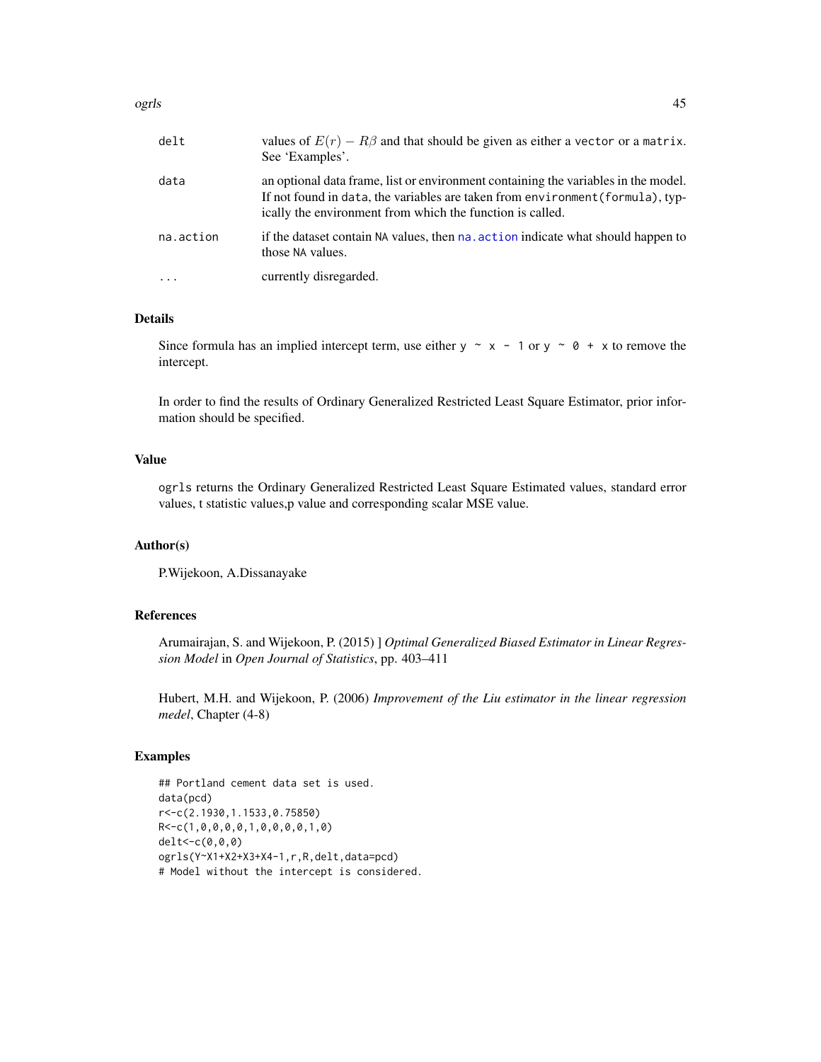| | |
|---|---|
| delt | values of $E(r) - R\beta$ and that should be given as either a vector or a matrix. See 'Examples'. |
| data | an optional data frame, list or environment containing the variables in the model. If not found in data, the variables are taken from environment(formula), typically the environment from which the function is called. |
| na.action | if the dataset contain NA values, then na.action indicate what should happen to those NA values. |
| ... | currently disregarded. |

## Details

Since formula has an implied intercept term, use either y ~ x - 1 or y ~ 0 + x to remove the intercept.

In order to find the results of Ordinary Generalized Restricted Least Square Estimator, prior information should be specified.

## Value

ogrls returns the Ordinary Generalized Restricted Least Square Estimated values, standard error values, t statistic values,p value and corresponding scalar MSE value.

## Author(s)

P.Wijekoon, A.Dissanayake

## References

Arumairajan, S. and Wijekoon, P. (2015) ] *Optimal Generalized Biased Estimator in Linear Regression Model* in *Open Journal of Statistics*, pp. 403–411

Hubert, M.H. and Wijekoon, P. (2006) *Improvement of the Liu estimator in the linear regression medel*, Chapter (4-8)

## Examples

```
## Portland cement data set is used.
data(pcd)
r<-c(2.1930,1.1533,0.75850)
R<-c(1,0,0,0,0,1,0,0,0,0,1,0)
delt<-c(0,0,0)
ogrls(Y~X1+X2+X3+X4-1,r,R,delt,data=pcd)
# Model without the intercept is considered.
```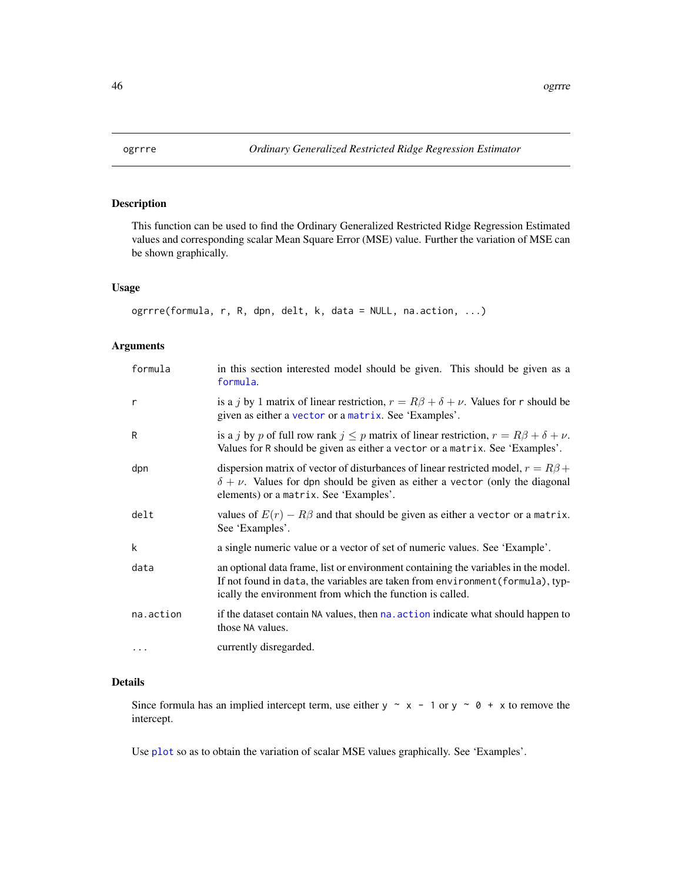ogrrre *Ordinary Generalized Restricted Ridge Regression Estimator*

## Description

This function can be used to find the Ordinary Generalized Restricted Ridge Regression Estimated values and corresponding scalar Mean Square Error (MSE) value. Further the variation of MSE can be shown graphically.

## Usage

```
ogrrre(formula, r, R, dpn, delt, k, data = NULL, na.action, ...)
```

## Arguments

| | |
|---|---|
| formula | in this section interested model should be given. This should be given as a formula. |
| r | is a $j$ by 1 matrix of linear restriction, $r = R\beta + \delta + \nu$. Values for r should be given as either a vector or a matrix. See 'Examples'. |
| R | is a $j$ by $p$ of full row rank $j \leq p$ matrix of linear restriction, $r = R\beta + \delta + \nu$. Values for R should be given as either a vector or a matrix. See 'Examples'. |
| dpn | dispersion matrix of vector of disturbances of linear restricted model, $r = R\beta + \delta + \nu$. Values for dpn should be given as either a vector (only the diagonal elements) or a matrix. See 'Examples'. |
| delt | values of $E(r) - R\beta$ and that should be given as either a vector or a matrix. See 'Examples'. |
| k | a single numeric value or a vector of set of numeric values. See 'Example'. |
| data | an optional data frame, list or environment containing the variables in the model. If not found in data, the variables are taken from environment(formula), typically the environment from which the function is called. |
| na.action | if the dataset contain NA values, then na.action indicate what should happen to those NA values. |
| ... | currently disregarded. |

## Details

Since formula has an implied intercept term, use either `y ~ x - 1` or `y ~ 0 + x` to remove the intercept.

Use plot so as to obtain the variation of scalar MSE values graphically. See 'Examples'.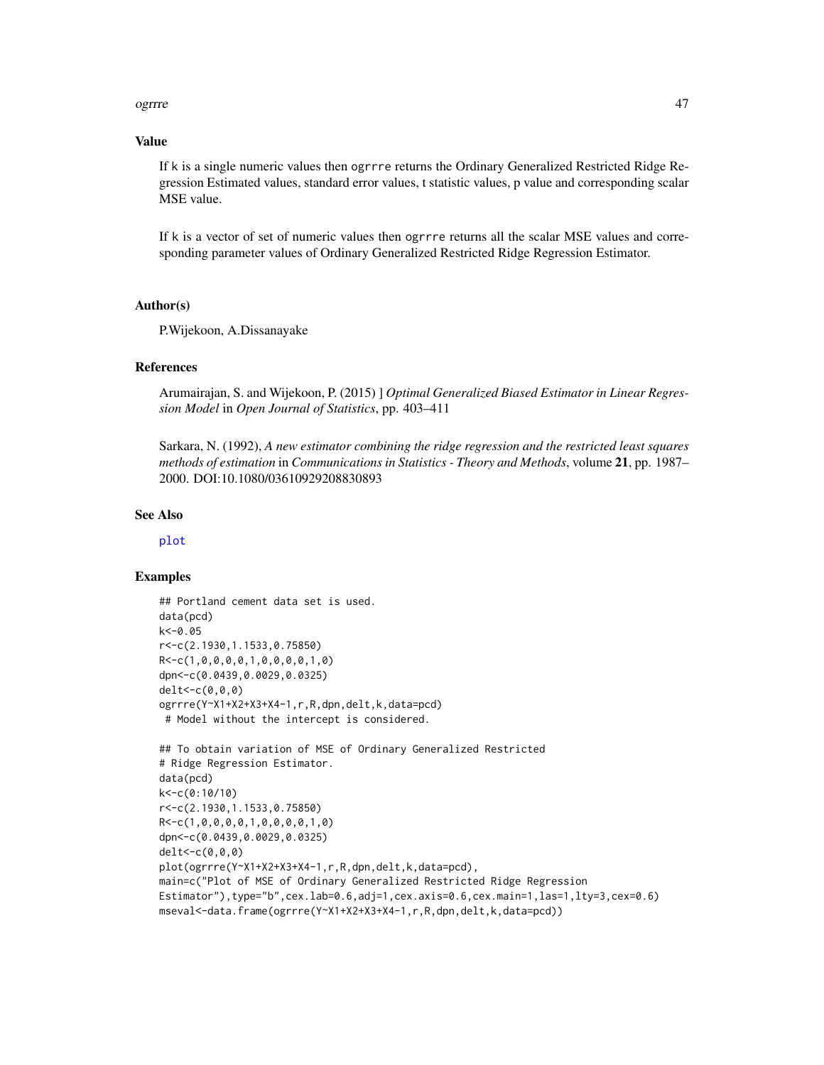## Value

If k is a single numeric values then ogrrre returns the Ordinary Generalized Restricted Ridge Regression Estimated values, standard error values, t statistic values, p value and corresponding scalar MSE value.

If k is a vector of set of numeric values then ogrrre returns all the scalar MSE values and corresponding parameter values of Ordinary Generalized Restricted Ridge Regression Estimator.

## Author(s)

P.Wijekoon, A.Dissanayake

## References

Arumairajan, S. and Wijekoon, P. (2015) ] *Optimal Generalized Biased Estimator in Linear Regression Model* in *Open Journal of Statistics*, pp. 403–411

Sarkara, N. (1992), *A new estimator combining the ridge regression and the restricted least squares methods of estimation* in *Communications in Statistics - Theory and Methods*, volume **21**, pp. 1987–2000. DOI:10.1080/03610929208830893

## See Also

plot

## Examples

```
## Portland cement data set is used.
data(pcd)
k<-0.05
r<-c(2.1930,1.1533,0.75850)
R<-c(1,0,0,0,0,1,0,0,0,0,1,0)
dpn<-c(0.0439,0.0029,0.0325)
delt<-c(0,0,0)
ogrrre(Y~X1+X2+X3+X4-1,r,R,dpn,delt,k,data=pcd)
 # Model without the intercept is considered.

## To obtain variation of MSE of Ordinary Generalized Restricted
# Ridge Regression Estimator.
data(pcd)
k<-c(0:10/10)
r<-c(2.1930,1.1533,0.75850)
R<-c(1,0,0,0,0,1,0,0,0,0,1,0)
dpn<-c(0.0439,0.0029,0.0325)
delt<-c(0,0,0)
plot(ogrrre(Y~X1+X2+X3+X4-1,r,R,dpn,delt,k,data=pcd),
main=c("Plot of MSE of Ordinary Generalized Restricted Ridge Regression
Estimator"),type="b",cex.lab=0.6,adj=1,cex.axis=0.6,cex.main=1,las=1,lty=3,cex=0.6)
mseval<-data.frame(ogrrre(Y~X1+X2+X3+X4-1,r,R,dpn,delt,k,data=pcd))
```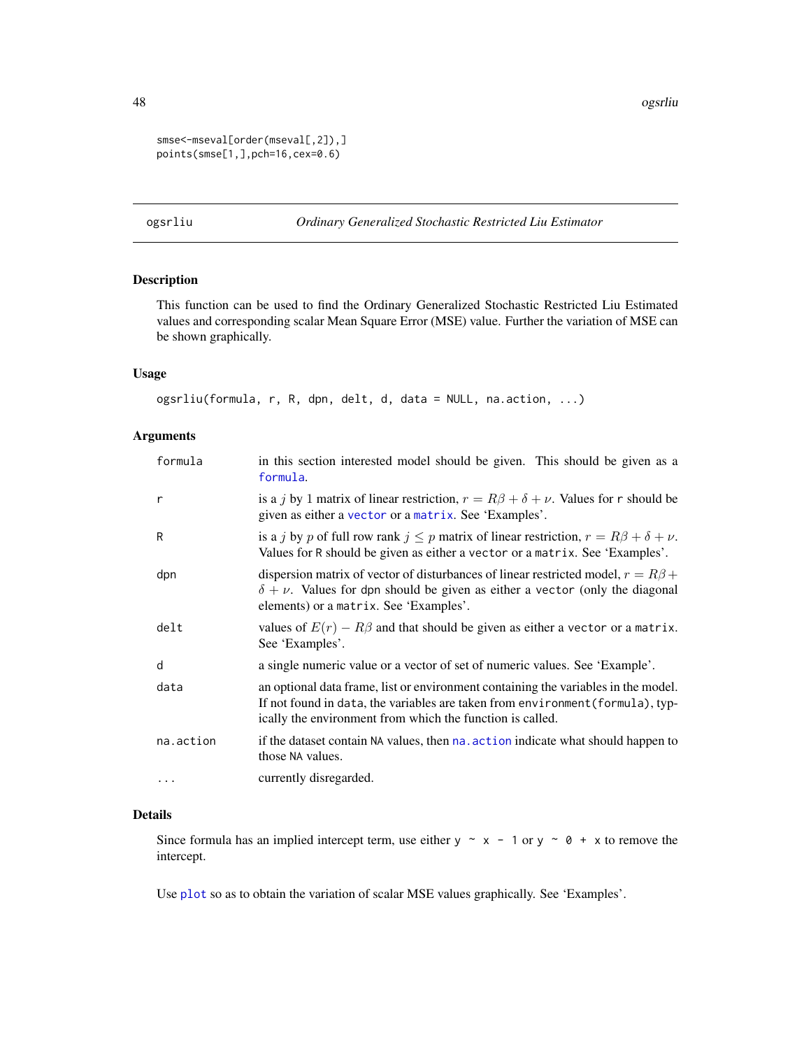```
smse<-mseval[order(mseval[,2]),]
points(smse[1,],pch=16,cex=0.6)
```

## ogsrliu — *Ordinary Generalized Stochastic Restricted Liu Estimator*

### Description

This function can be used to find the Ordinary Generalized Stochastic Restricted Liu Estimated values and corresponding scalar Mean Square Error (MSE) value. Further the variation of MSE can be shown graphically.

### Usage

```
ogsrliu(formula, r, R, dpn, delt, d, data = NULL, na.action, ...)
```

### Arguments

| Argument | Description |
|---|---|
| formula | in this section interested model should be given. This should be given as a formula. |
| r | is a $j$ by 1 matrix of linear restriction, $r = R\beta + \delta + \nu$. Values for r should be given as either a vector or a matrix. See 'Examples'. |
| R | is a $j$ by $p$ of full row rank $j \leq p$ matrix of linear restriction, $r = R\beta + \delta + \nu$. Values for R should be given as either a vector or a matrix. See 'Examples'. |
| dpn | dispersion matrix of vector of disturbances of linear restricted model, $r = R\beta + \delta + \nu$. Values for dpn should be given as either a vector (only the diagonal elements) or a matrix. See 'Examples'. |
| delt | values of $E(r) - R\beta$ and that should be given as either a vector or a matrix. See 'Examples'. |
| d | a single numeric value or a vector of set of numeric values. See 'Example'. |
| data | an optional data frame, list or environment containing the variables in the model. If not found in data, the variables are taken from environment(formula), typically the environment from which the function is called. |
| na.action | if the dataset contain NA values, then na.action indicate what should happen to those NA values. |
| ... | currently disregarded. |

### Details

Since formula has an implied intercept term, use either `y ~ x - 1` or `y ~ 0 + x` to remove the intercept.

Use plot so as to obtain the variation of scalar MSE values graphically. See 'Examples'.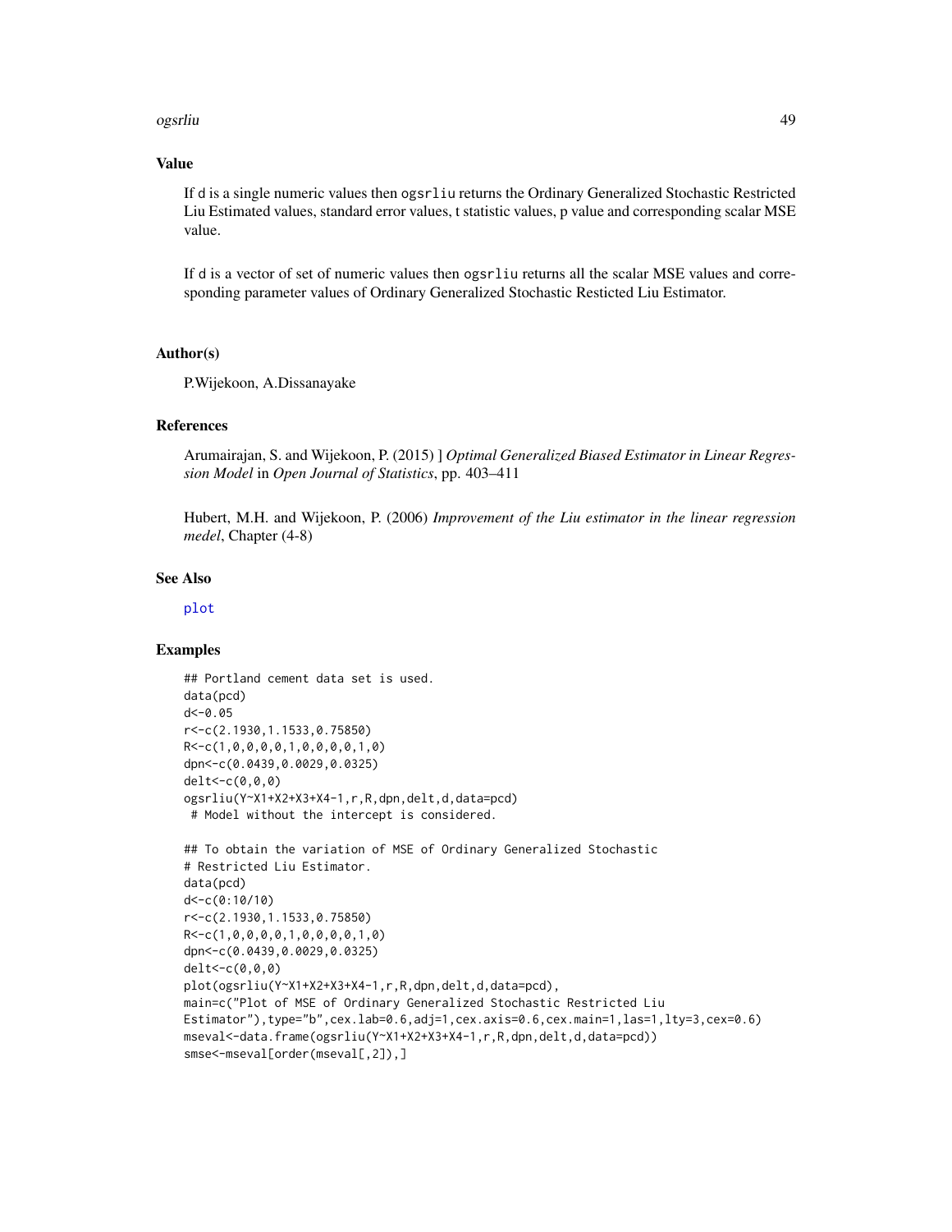### Value

If d is a single numeric values then ogsrliu returns the Ordinary Generalized Stochastic Restricted Liu Estimated values, standard error values, t statistic values, p value and corresponding scalar MSE value.

If d is a vector of set of numeric values then ogsrliu returns all the scalar MSE values and corresponding parameter values of Ordinary Generalized Stochastic Resticted Liu Estimator.

### Author(s)

P.Wijekoon, A.Dissanayake

### References

Arumairajan, S. and Wijekoon, P. (2015) ] *Optimal Generalized Biased Estimator in Linear Regression Model* in *Open Journal of Statistics*, pp. 403–411

Hubert, M.H. and Wijekoon, P. (2006) *Improvement of the Liu estimator in the linear regression medel*, Chapter (4-8)

### See Also

plot

### Examples

```
## Portland cement data set is used.
data(pcd)
d<-0.05
r<-c(2.1930,1.1533,0.75850)
R<-c(1,0,0,0,0,1,0,0,0,0,1,0)
dpn<-c(0.0439,0.0029,0.0325)
delt<-c(0,0,0)
ogsrliu(Y~X1+X2+X3+X4-1,r,R,dpn,delt,d,data=pcd)
 # Model without the intercept is considered.

## To obtain the variation of MSE of Ordinary Generalized Stochastic
# Restricted Liu Estimator.
data(pcd)
d<-c(0:10/10)
r<-c(2.1930,1.1533,0.75850)
R<-c(1,0,0,0,0,1,0,0,0,0,1,0)
dpn<-c(0.0439,0.0029,0.0325)
delt<-c(0,0,0)
plot(ogsrliu(Y~X1+X2+X3+X4-1,r,R,dpn,delt,d,data=pcd),
main=c("Plot of MSE of Ordinary Generalized Stochastic Restricted Liu
Estimator"),type="b",cex.lab=0.6,adj=1,cex.axis=0.6,cex.main=1,las=1,lty=3,cex=0.6)
mseval<-data.frame(ogsrliu(Y~X1+X2+X3+X4-1,r,R,dpn,delt,d,data=pcd))
smse<-mseval[order(mseval[,2]),]
```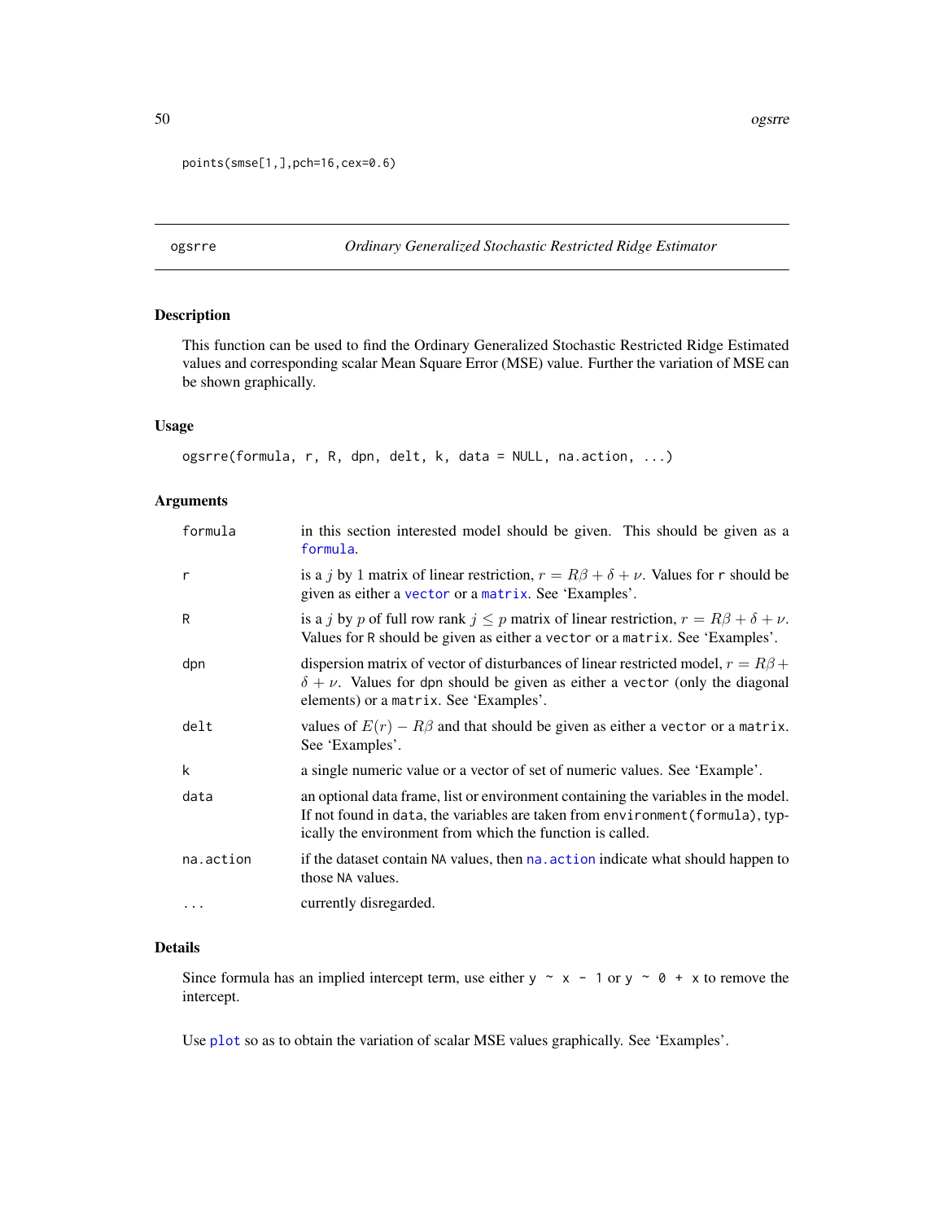```
points(smse[1,],pch=16,cex=0.6)
```

## ogsrre — *Ordinary Generalized Stochastic Restricted Ridge Estimator*

### Description

This function can be used to find the Ordinary Generalized Stochastic Restricted Ridge Estimated values and corresponding scalar Mean Square Error (MSE) value. Further the variation of MSE can be shown graphically.

### Usage

```
ogsrre(formula, r, R, dpn, delt, k, data = NULL, na.action, ...)
```

### Arguments

| Argument | Description |
|---|---|
| formula | in this section interested model should be given. This should be given as a formula. |
| r | is a $j$ by 1 matrix of linear restriction, $r = R\beta + \delta + \nu$. Values for r should be given as either a vector or a matrix. See 'Examples'. |
| R | is a $j$ by $p$ of full row rank $j \leq p$ matrix of linear restriction, $r = R\beta + \delta + \nu$. Values for R should be given as either a vector or a matrix. See 'Examples'. |
| dpn | dispersion matrix of vector of disturbances of linear restricted model, $r = R\beta + \delta + \nu$. Values for dpn should be given as either a vector (only the diagonal elements) or a matrix. See 'Examples'. |
| delt | values of $E(r) - R\beta$ and that should be given as either a vector or a matrix. See 'Examples'. |
| k | a single numeric value or a vector of set of numeric values. See 'Example'. |
| data | an optional data frame, list or environment containing the variables in the model. If not found in data, the variables are taken from environment(formula), typically the environment from which the function is called. |
| na.action | if the dataset contain NA values, then na.action indicate what should happen to those NA values. |
| ... | currently disregarded. |

### Details

Since formula has an implied intercept term, use either `y ~ x - 1` or `y ~ 0 + x` to remove the intercept.

Use plot so as to obtain the variation of scalar MSE values graphically. See 'Examples'.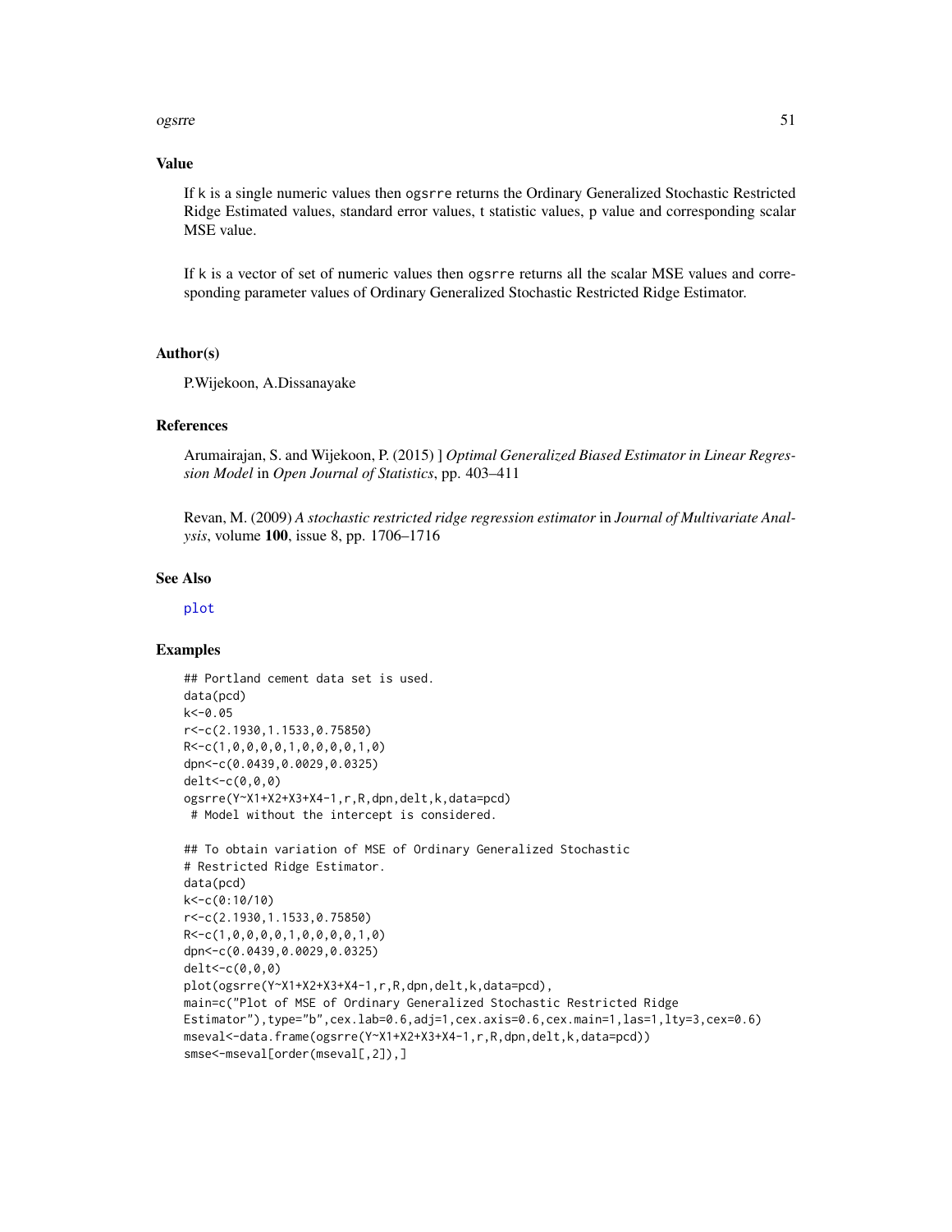## Value

If k is a single numeric values then ogsrre returns the Ordinary Generalized Stochastic Restricted Ridge Estimated values, standard error values, t statistic values, p value and corresponding scalar MSE value.

If k is a vector of set of numeric values then ogsrre returns all the scalar MSE values and corresponding parameter values of Ordinary Generalized Stochastic Restricted Ridge Estimator.

## Author(s)

P.Wijekoon, A.Dissanayake

## References

Arumairajan, S. and Wijekoon, P. (2015) ] *Optimal Generalized Biased Estimator in Linear Regression Model* in *Open Journal of Statistics*, pp. 403–411

Revan, M. (2009) *A stochastic restricted ridge regression estimator* in *Journal of Multivariate Analysis*, volume **100**, issue 8, pp. 1706–1716

## See Also

plot

## Examples

```
## Portland cement data set is used.
data(pcd)
k<-0.05
r<-c(2.1930,1.1533,0.75850)
R<-c(1,0,0,0,0,1,0,0,0,0,1,0)
dpn<-c(0.0439,0.0029,0.0325)
delt<-c(0,0,0)
ogsrre(Y~X1+X2+X3+X4-1,r,R,dpn,delt,k,data=pcd)
 # Model without the intercept is considered.

## To obtain variation of MSE of Ordinary Generalized Stochastic
# Restricted Ridge Estimator.
data(pcd)
k<-c(0:10/10)
r<-c(2.1930,1.1533,0.75850)
R<-c(1,0,0,0,0,1,0,0,0,0,1,0)
dpn<-c(0.0439,0.0029,0.0325)
delt<-c(0,0,0)
plot(ogsrre(Y~X1+X2+X3+X4-1,r,R,dpn,delt,k,data=pcd),
main=c("Plot of MSE of Ordinary Generalized Stochastic Restricted Ridge
Estimator"),type="b",cex.lab=0.6,adj=1,cex.axis=0.6,cex.main=1,las=1,lty=3,cex=0.6)
mseval<-data.frame(ogsrre(Y~X1+X2+X3+X4-1,r,R,dpn,delt,k,data=pcd))
smse<-mseval[order(mseval[,2]),]
```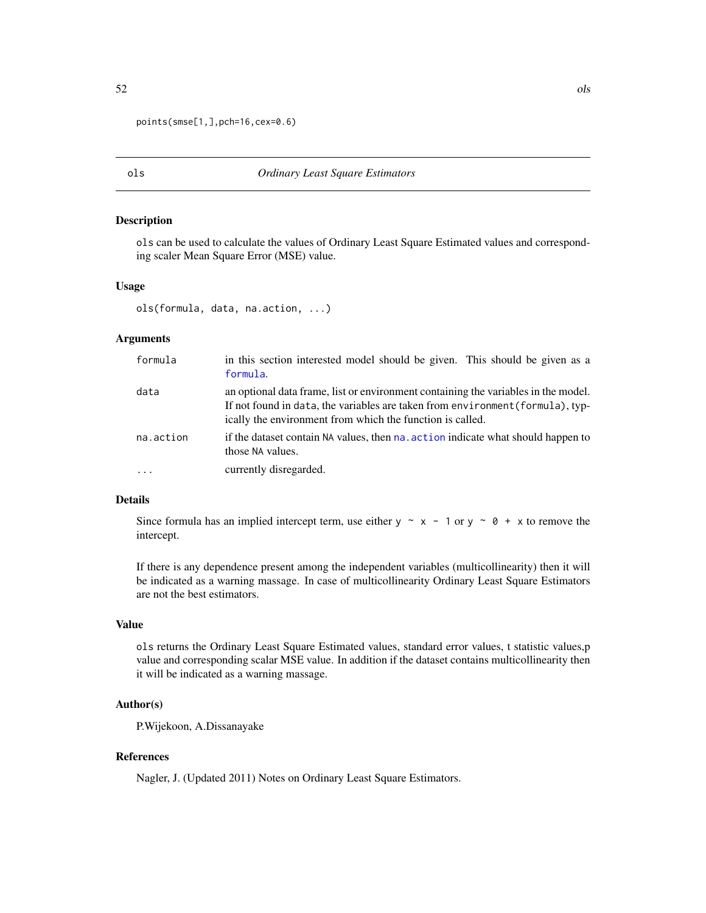```
points(smse[1,],pch=16,cex=0.6)
```

---

## ols — *Ordinary Least Square Estimators*

### Description

`ols` can be used to calculate the values of Ordinary Least Square Estimated values and corresponding scaler Mean Square Error (MSE) value.

### Usage

```
ols(formula, data, na.action, ...)
```

### Arguments

| | |
|---|---|
| `formula` | in this section interested model should be given. This should be given as a `formula`. |
| `data` | an optional data frame, list or environment containing the variables in the model. If not found in `data`, the variables are taken from `environment(formula)`, typically the environment from which the function is called. |
| `na.action` | if the dataset contain `NA` values, then `na.action` indicate what should happen to those `NA` values. |
| `...` | currently disregarded. |

### Details

Since formula has an implied intercept term, use either `y ~ x - 1` or `y ~ 0 + x` to remove the intercept.

If there is any dependence present among the independent variables (multicollinearity) then it will be indicated as a warning massage. In case of multicollinearity Ordinary Least Square Estimators are not the best estimators.

### Value

`ols` returns the Ordinary Least Square Estimated values, standard error values, t statistic values,p value and corresponding scalar MSE value. In addition if the dataset contains multicollinearity then it will be indicated as a warning massage.

### Author(s)

P.Wijekoon, A.Dissanayake

### References

Nagler, J. (Updated 2011) Notes on Ordinary Least Square Estimators.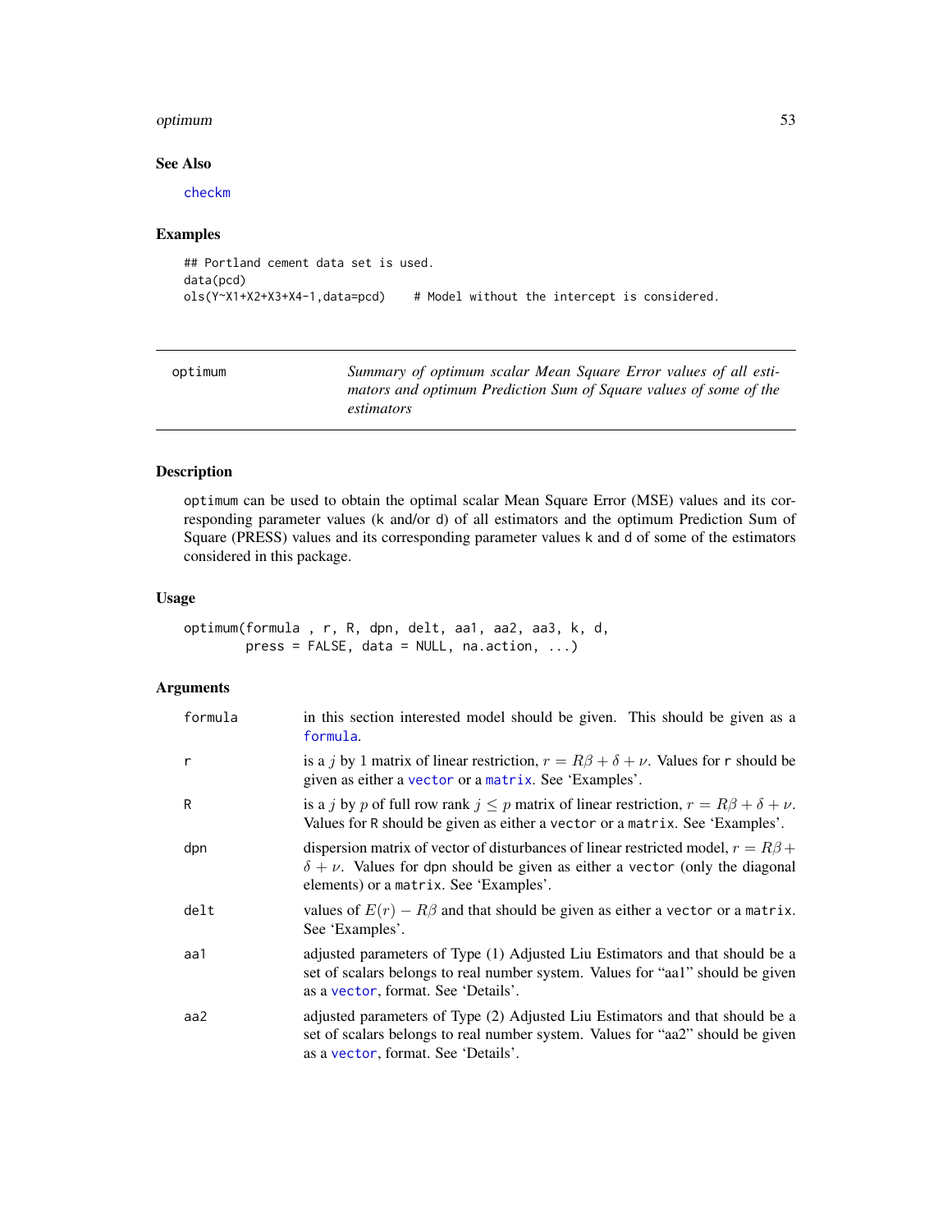## See Also

checkm

## Examples

```
## Portland cement data set is used.
data(pcd)
ols(Y~X1+X2+X3+X4-1,data=pcd)    # Model without the intercept is considered.
```

---

optimum — *Summary of optimum scalar Mean Square Error values of all estimators and optimum Prediction Sum of Square values of some of the estimators*

---

## Description

optimum can be used to obtain the optimal scalar Mean Square Error (MSE) values and its corresponding parameter values (k and/or d) of all estimators and the optimum Prediction Sum of Square (PRESS) values and its corresponding parameter values k and d of some of the estimators considered in this package.

## Usage

```
optimum(formula , r, R, dpn, delt, aa1, aa2, aa3, k, d,
        press = FALSE, data = NULL, na.action, ...)
```

## Arguments

| | |
|---|---|
| formula | in this section interested model should be given. This should be given as a formula. |
| r | is a $j$ by 1 matrix of linear restriction, $r = R\beta + \delta + \nu$. Values for r should be given as either a vector or a matrix. See 'Examples'. |
| R | is a $j$ by $p$ of full row rank $j \leq p$ matrix of linear restriction, $r = R\beta + \delta + \nu$. Values for R should be given as either a vector or a matrix. See 'Examples'. |
| dpn | dispersion matrix of vector of disturbances of linear restricted model, $r = R\beta + \delta + \nu$. Values for dpn should be given as either a vector (only the diagonal elements) or a matrix. See 'Examples'. |
| delt | values of $E(r) - R\beta$ and that should be given as either a vector or a matrix. See 'Examples'. |
| aa1 | adjusted parameters of Type (1) Adjusted Liu Estimators and that should be a set of scalars belongs to real number system. Values for "aa1" should be given as a vector, format. See 'Details'. |
| aa2 | adjusted parameters of Type (2) Adjusted Liu Estimators and that should be a set of scalars belongs to real number system. Values for "aa2" should be given as a vector, format. See 'Details'. |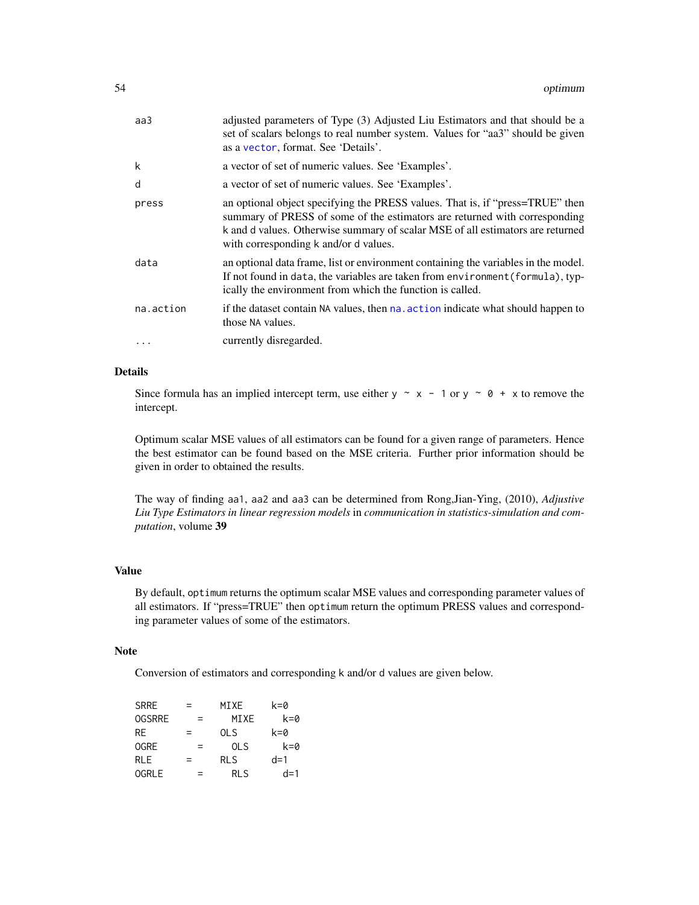| | |
|---|---|
| aa3 | adjusted parameters of Type (3) Adjusted Liu Estimators and that should be a set of scalars belongs to real number system. Values for "aa3" should be given as a vector, format. See 'Details'. |
| k | a vector of set of numeric values. See 'Examples'. |
| d | a vector of set of numeric values. See 'Examples'. |
| press | an optional object specifying the PRESS values. That is, if "press=TRUE" then summary of PRESS of some of the estimators are returned with corresponding k and d values. Otherwise summary of scalar MSE of all estimators are returned with corresponding k and/or d values. |
| data | an optional data frame, list or environment containing the variables in the model. If not found in data, the variables are taken from environment(formula), typically the environment from which the function is called. |
| na.action | if the dataset contain NA values, then na.action indicate what should happen to those NA values. |
| ... | currently disregarded. |

## Details

Since formula has an implied intercept term, use either `y ~ x - 1` or `y ~ 0 + x` to remove the intercept.

Optimum scalar MSE values of all estimators can be found for a given range of parameters. Hence the best estimator can be found based on the MSE criteria. Further prior information should be given in order to obtained the results.

The way of finding aa1, aa2 and aa3 can be determined from Rong,Jian-Ying, (2010), *Adjustive Liu Type Estimators in linear regression models* in *communication in statistics-simulation and computation*, volume **39**

## Value

By default, optimum returns the optimum scalar MSE values and corresponding parameter values of all estimators. If "press=TRUE" then optimum return the optimum PRESS values and corresponding parameter values of some of the estimators.

## Note

Conversion of estimators and corresponding k and/or d values are given below.

```
SRRE      =     MIXE     k=0
OGSRRE      =     MIXE     k=0
RE        =     OLS      k=0
OGRE        =     OLS      k=0
RLE       =     RLS      d=1
OGRLE       =     RLS      d=1
```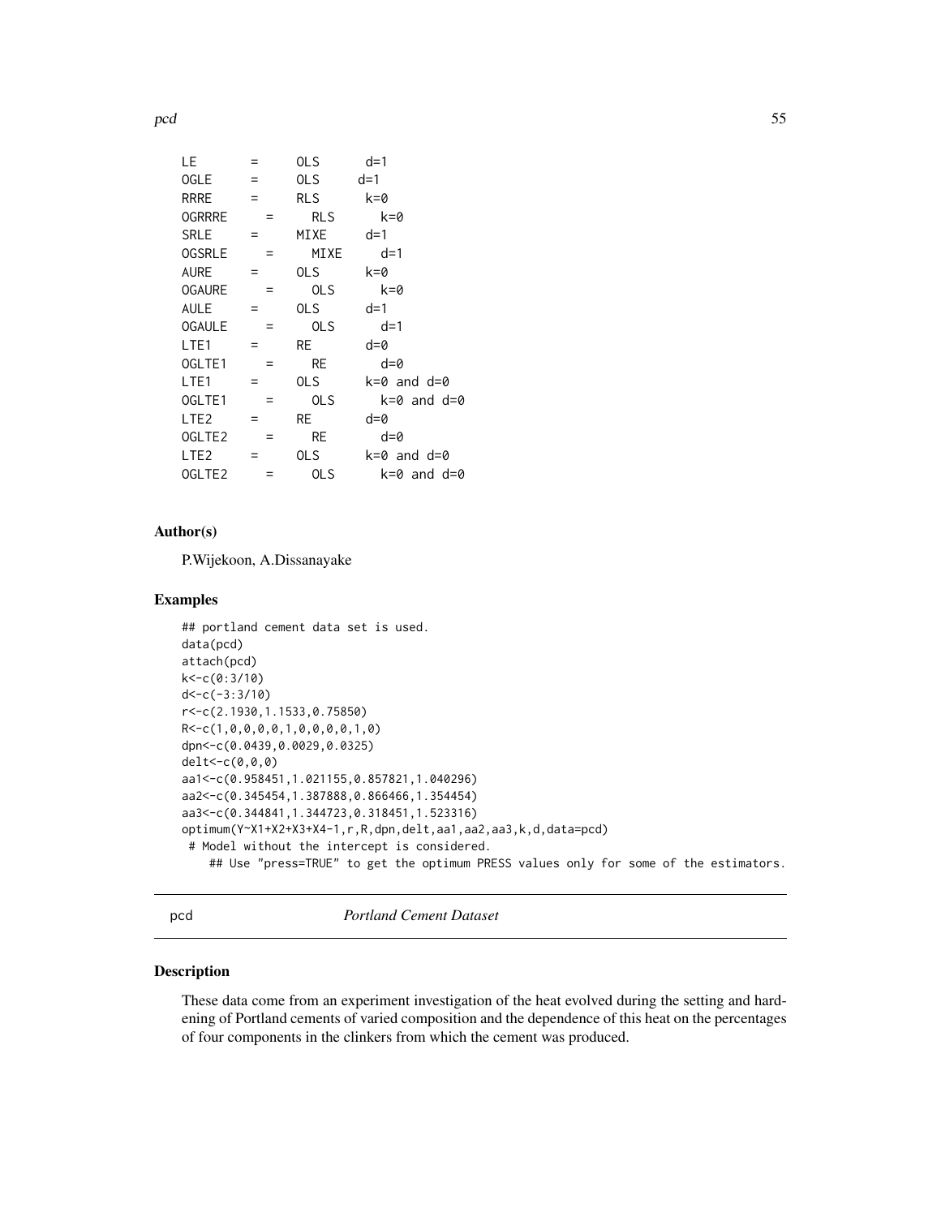```
LE       =     OLS      d=1
OGLE     =     OLS     d=1
RRRE     =     RLS      k=0
OGRRRE     =     RLS      k=0
SRLE     =     MIXE     d=1
OGSRLE     =     MIXE     d=1
AURE     =     OLS      k=0
OGAURE     =     OLS      k=0
AULE     =     OLS      d=1
OGAULE     =     OLS      d=1
LTE1     =     RE       d=0
OGLTE1     =     RE       d=0
LTE1     =     OLS      k=0 and d=0
OGLTE1     =     OLS      k=0 and d=0
LTE2     =     RE       d=0
OGLTE2     =     RE       d=0
LTE2     =     OLS      k=0 and d=0
OGLTE2     =     OLS      k=0 and d=0
```

## Author(s)

P.Wijekoon, A.Dissanayake

## Examples

```
## portland cement data set is used.
data(pcd)
attach(pcd)
k<-c(0:3/10)
d<-c(-3:3/10)
r<-c(2.1930,1.1533,0.75850)
R<-c(1,0,0,0,0,1,0,0,0,0,1,0)
dpn<-c(0.0439,0.0029,0.0325)
delt<-c(0,0,0)
aa1<-c(0.958451,1.021155,0.857821,1.040296)
aa2<-c(0.345454,1.387888,0.866466,1.354454)
aa3<-c(0.344841,1.344723,0.318451,1.523316)
optimum(Y~X1+X2+X3+X4-1,r,R,dpn,delt,aa1,aa2,aa3,k,d,data=pcd)
 # Model without the intercept is considered.
    ## Use "press=TRUE" to get the optimum PRESS values only for some of the estimators.
```

---

# pcd    *Portland Cement Dataset*

## Description

These data come from an experiment investigation of the heat evolved during the setting and hardening of Portland cements of varied composition and the dependence of this heat on the percentages of four components in the clinkers from which the cement was produced.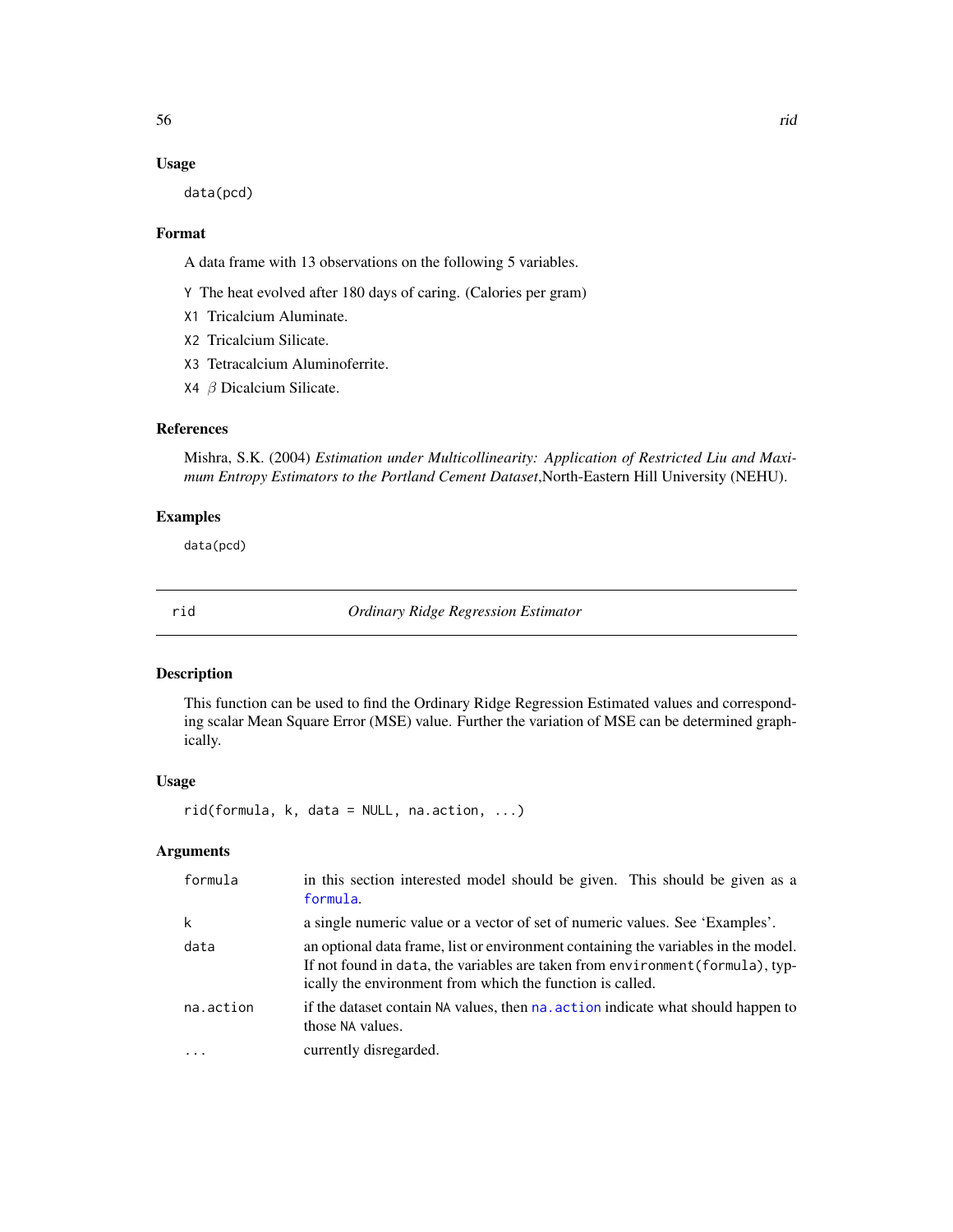### Usage

```
data(pcd)
```

### Format

A data frame with 13 observations on the following 5 variables.

- `Y` The heat evolved after 180 days of caring. (Calories per gram)
- `X1` Tricalcium Aluminate.
- `X2` Tricalcium Silicate.
- `X3` Tetracalcium Aluminoferrite.
- `X4` $\beta$ Dicalcium Silicate.

### References

Mishra, S.K. (2004) *Estimation under Multicollinearity: Application of Restricted Liu and Maximum Entropy Estimators to the Portland Cement Dataset*,North-Eastern Hill University (NEHU).

### Examples

```
data(pcd)
```

---

## rid — *Ordinary Ridge Regression Estimator*

### Description

This function can be used to find the Ordinary Ridge Regression Estimated values and corresponding scalar Mean Square Error (MSE) value. Further the variation of MSE can be determined graphically.

### Usage

```
rid(formula, k, data = NULL, na.action, ...)
```

### Arguments

| | |
|---|---|
| `formula` | in this section interested model should be given. This should be given as a `formula`. |
| `k` | a single numeric value or a vector of set of numeric values. See 'Examples'. |
| `data` | an optional data frame, list or environment containing the variables in the model. If not found in `data`, the variables are taken from `environment(formula)`, typically the environment from which the function is called. |
| `na.action` | if the dataset contain `NA` values, then `na.action` indicate what should happen to those `NA` values. |
| `...` | currently disregarded. |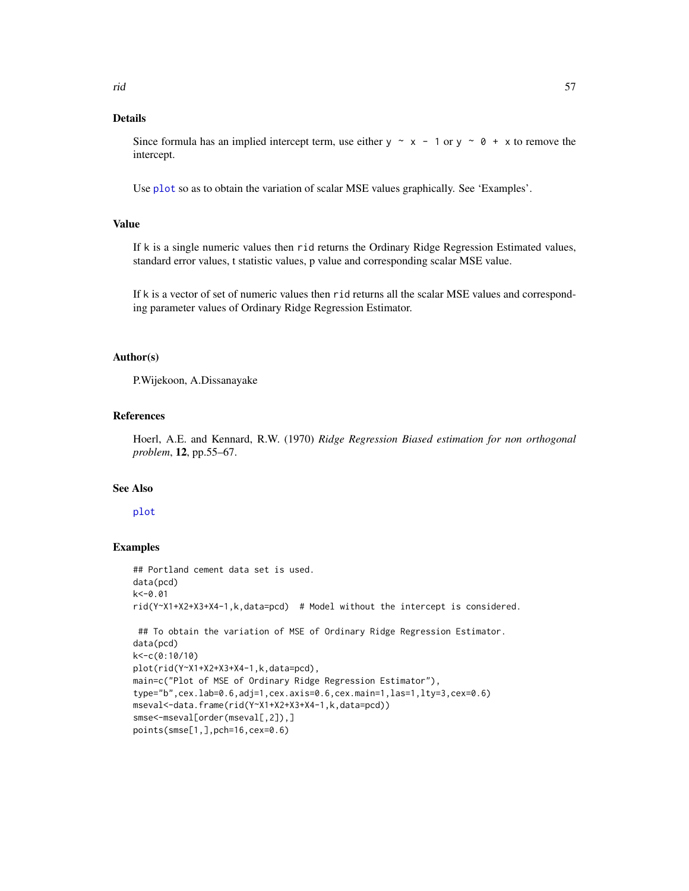## Details

Since formula has an implied intercept term, use either `y ~ x - 1` or `y ~ 0 + x` to remove the intercept.

Use `plot` so as to obtain the variation of scalar MSE values graphically. See 'Examples'.

## Value

If `k` is a single numeric values then `rid` returns the Ordinary Ridge Regression Estimated values, standard error values, t statistic values, p value and corresponding scalar MSE value.

If `k` is a vector of set of numeric values then `rid` returns all the scalar MSE values and corresponding parameter values of Ordinary Ridge Regression Estimator.

## Author(s)

P.Wijekoon, A.Dissanayake

## References

Hoerl, A.E. and Kennard, R.W. (1970) *Ridge Regression Biased estimation for non orthogonal problem*, **12**, pp.55–67.

## See Also

`plot`

## Examples

```
## Portland cement data set is used.
data(pcd)
k<-0.01
rid(Y~X1+X2+X3+X4-1,k,data=pcd)  # Model without the intercept is considered.

 ## To obtain the variation of MSE of Ordinary Ridge Regression Estimator.
data(pcd)
k<-c(0:10/10)
plot(rid(Y~X1+X2+X3+X4-1,k,data=pcd),
main=c("Plot of MSE of Ordinary Ridge Regression Estimator"),
type="b",cex.lab=0.6,adj=1,cex.axis=0.6,cex.main=1,las=1,lty=3,cex=0.6)
mseval<-data.frame(rid(Y~X1+X2+X3+X4-1,k,data=pcd))
smse<-mseval[order(mseval[,2]),]
points(smse[1,],pch=16,cex=0.6)
```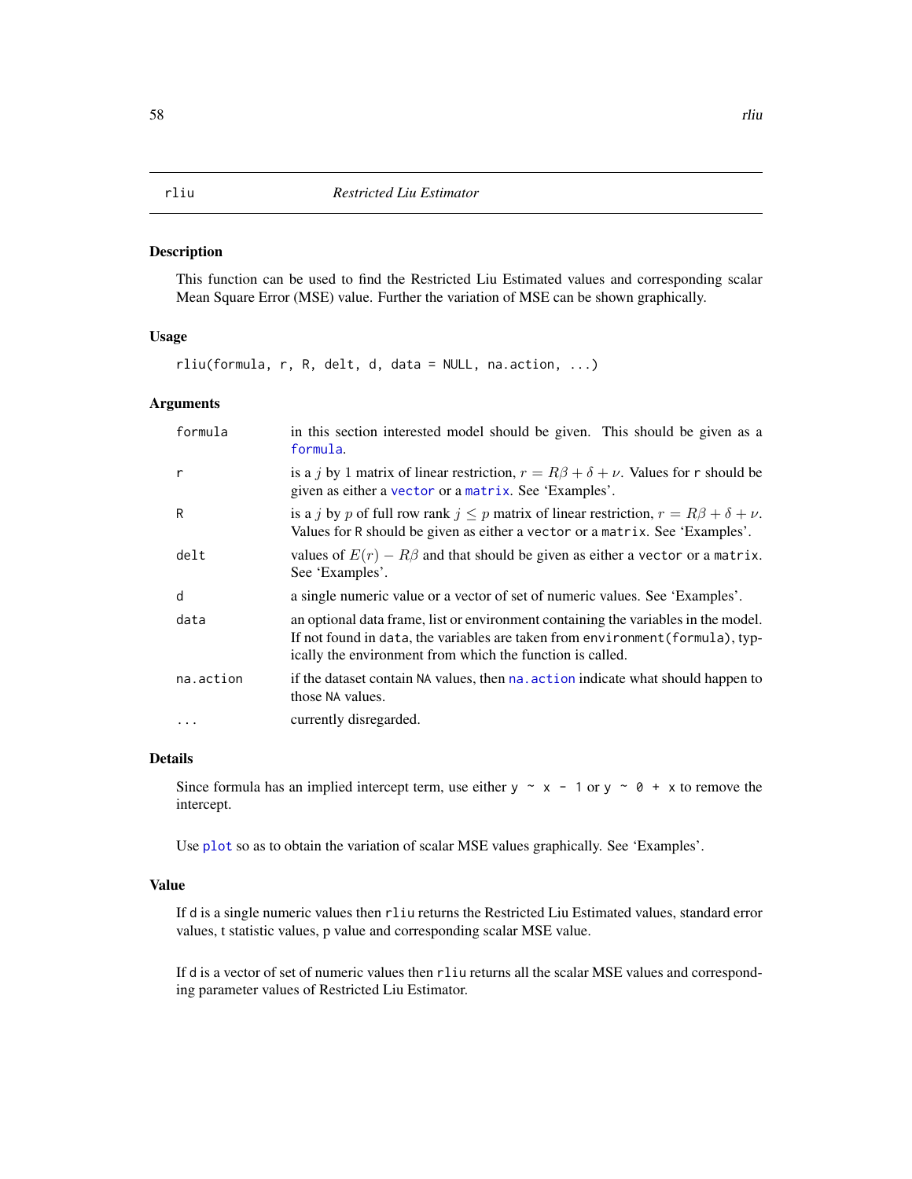# rlju

rliu *Restricted Liu Estimator*

## Description

This function can be used to find the Restricted Liu Estimated values and corresponding scalar Mean Square Error (MSE) value. Further the variation of MSE can be shown graphically.

## Usage

```
rliu(formula, r, R, delt, d, data = NULL, na.action, ...)
```

## Arguments

| | |
|---|---|
| formula | in this section interested model should be given. This should be given as a formula. |
| r | is a $j$ by $1$ matrix of linear restriction, $r = R\beta + \delta + \nu$. Values for r should be given as either a vector or a matrix. See 'Examples'. |
| R | is a $j$ by $p$ of full row rank $j \leq p$ matrix of linear restriction, $r = R\beta + \delta + \nu$. Values for R should be given as either a vector or a matrix. See 'Examples'. |
| delt | values of $E(r) - R\beta$ and that should be given as either a vector or a matrix. See 'Examples'. |
| d | a single numeric value or a vector of set of numeric values. See 'Examples'. |
| data | an optional data frame, list or environment containing the variables in the model. If not found in data, the variables are taken from environment(formula), typically the environment from which the function is called. |
| na.action | if the dataset contain NA values, then na.action indicate what should happen to those NA values. |
| ... | currently disregarded. |

## Details

Since formula has an implied intercept term, use either y ~ x - 1 or y ~ 0 + x to remove the intercept.

Use plot so as to obtain the variation of scalar MSE values graphically. See 'Examples'.

## Value

If d is a single numeric values then rliu returns the Restricted Liu Estimated values, standard error values, t statistic values, p value and corresponding scalar MSE value.

If d is a vector of set of numeric values then rliu returns all the scalar MSE values and corresponding parameter values of Restricted Liu Estimator.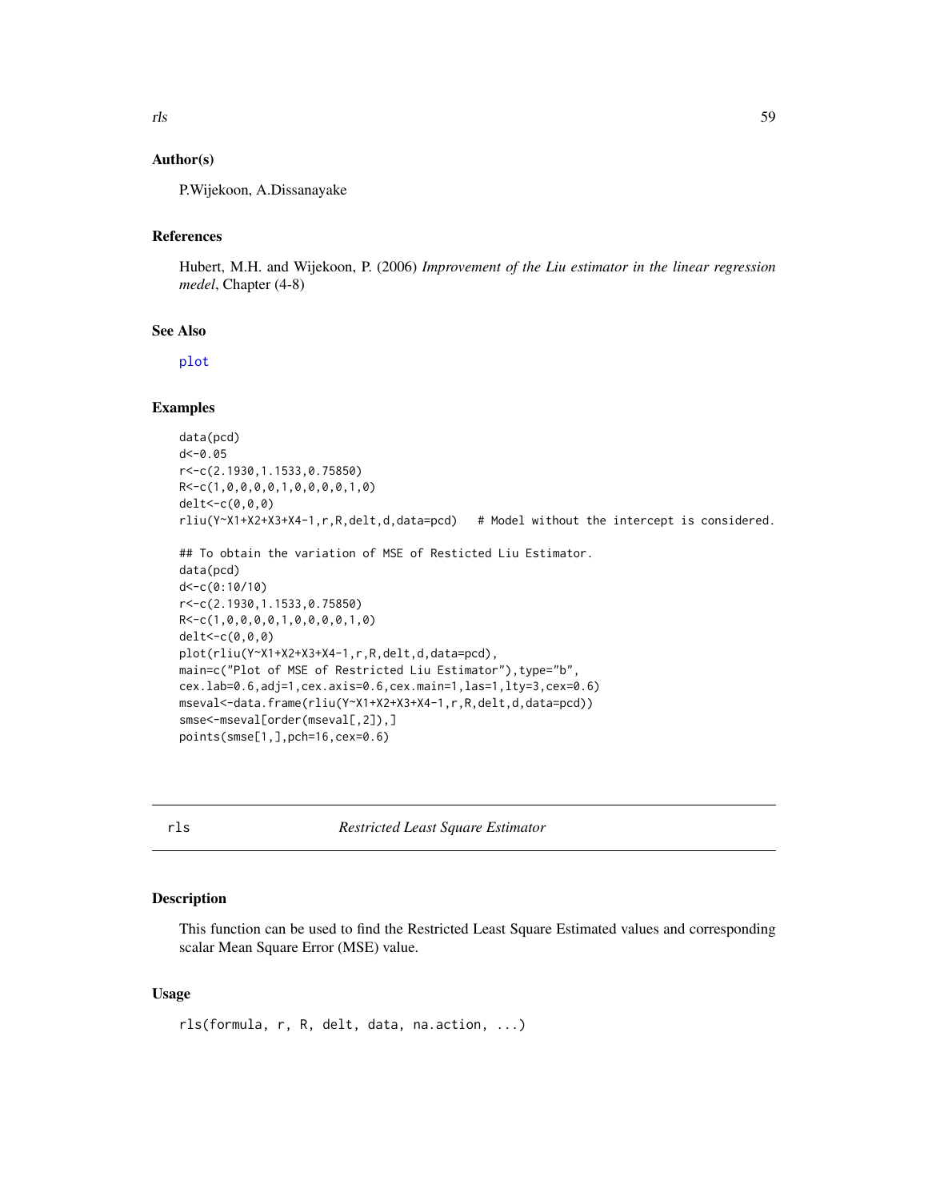### Author(s)

P.Wijekoon, A.Dissanayake

### References

Hubert, M.H. and Wijekoon, P. (2006) *Improvement of the Liu estimator in the linear regression medel*, Chapter (4-8)

### See Also

plot

### Examples

```
data(pcd)
d<-0.05
r<-c(2.1930,1.1533,0.75850)
R<-c(1,0,0,0,0,1,0,0,0,0,1,0)
delt<-c(0,0,0)
rliu(Y~X1+X2+X3+X4-1,r,R,delt,d,data=pcd)   # Model without the intercept is considered.

## To obtain the variation of MSE of Resticted Liu Estimator.
data(pcd)
d<-c(0:10/10)
r<-c(2.1930,1.1533,0.75850)
R<-c(1,0,0,0,0,1,0,0,0,0,1,0)
delt<-c(0,0,0)
plot(rliu(Y~X1+X2+X3+X4-1,r,R,delt,d,data=pcd),
main=c("Plot of MSE of Restricted Liu Estimator"),type="b",
cex.lab=0.6,adj=1,cex.axis=0.6,cex.main=1,las=1,lty=3,cex=0.6)
mseval<-data.frame(rliu(Y~X1+X2+X3+X4-1,r,R,delt,d,data=pcd))
smse<-mseval[order(mseval[,2]),]
points(smse[1,],pch=16,cex=0.6)
```

---

## rls *Restricted Least Square Estimator*

---

### Description

This function can be used to find the Restricted Least Square Estimated values and corresponding scalar Mean Square Error (MSE) value.

### Usage

```
rls(formula, r, R, delt, data, na.action, ...)
```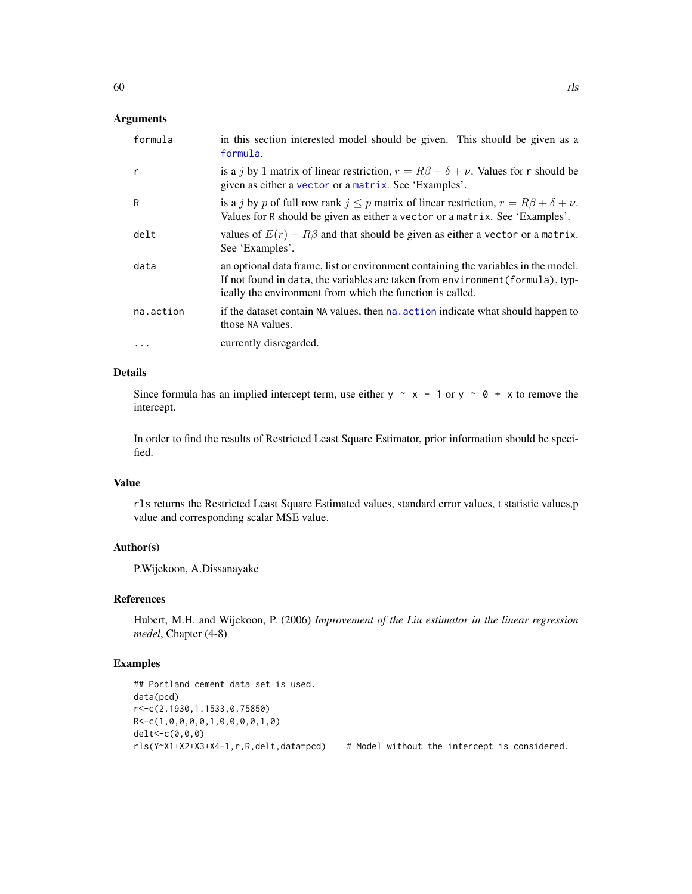## Arguments

| | |
|---|---|
| formula | in this section interested model should be given. This should be given as a formula. |
| r | is a $j$ by 1 matrix of linear restriction, $r = R\beta + \delta + \nu$. Values for r should be given as either a vector or a matrix. See 'Examples'. |
| R | is a $j$ by $p$ of full row rank $j \leq p$ matrix of linear restriction, $r = R\beta + \delta + \nu$. Values for R should be given as either a vector or a matrix. See 'Examples'. |
| delt | values of $E(r) - R\beta$ and that should be given as either a vector or a matrix. See 'Examples'. |
| data | an optional data frame, list or environment containing the variables in the model. If not found in data, the variables are taken from environment(formula), typically the environment from which the function is called. |
| na.action | if the dataset contain NA values, then na.action indicate what should happen to those NA values. |
| ... | currently disregarded. |

## Details

Since formula has an implied intercept term, use either `y ~ x - 1` or `y ~ 0 + x` to remove the intercept.

In order to find the results of Restricted Least Square Estimator, prior information should be specified.

## Value

rls returns the Restricted Least Square Estimated values, standard error values, t statistic values,p value and corresponding scalar MSE value.

## Author(s)

P.Wijekoon, A.Dissanayake

## References

Hubert, M.H. and Wijekoon, P. (2006) *Improvement of the Liu estimator in the linear regression medel*, Chapter (4-8)

## Examples

```
## Portland cement data set is used.
data(pcd)
r<-c(2.1930,1.1533,0.75850)
R<-c(1,0,0,0,0,1,0,0,0,0,1,0)
delt<-c(0,0,0)
rls(Y~X1+X2+X3+X4-1,r,R,delt,data=pcd)    # Model without the intercept is considered.
```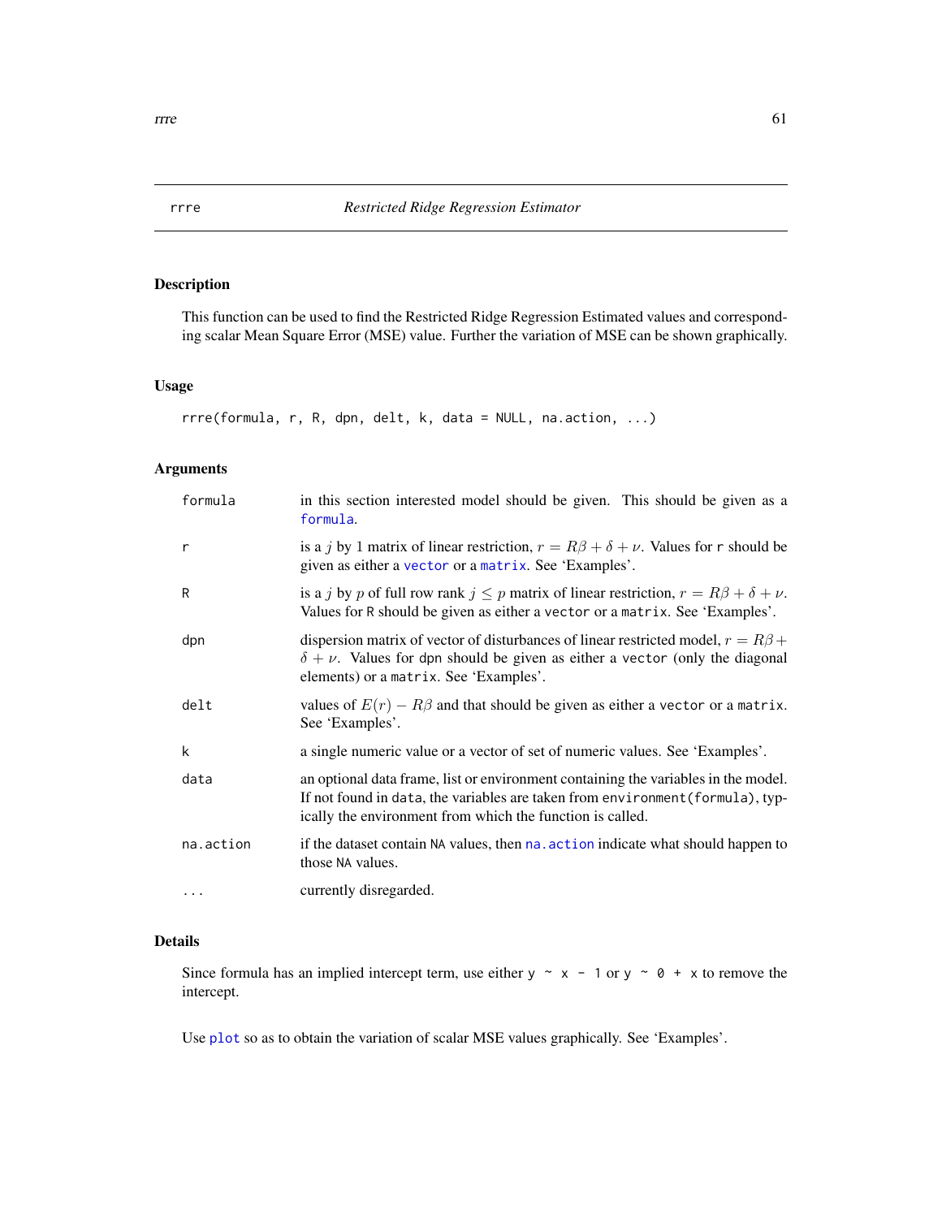## rrre — *Restricted Ridge Regression Estimator*

### Description

This function can be used to find the Restricted Ridge Regression Estimated values and corresponding scalar Mean Square Error (MSE) value. Further the variation of MSE can be shown graphically.

### Usage

```
rrre(formula, r, R, dpn, delt, k, data = NULL, na.action, ...)
```

### Arguments

| | |
|---|---|
| `formula` | in this section interested model should be given. This should be given as a `formula`. |
| `r` | is a $j$ by 1 matrix of linear restriction, $r = R\beta + \delta + \nu$. Values for `r` should be given as either a `vector` or a `matrix`. See 'Examples'. |
| `R` | is a $j$ by $p$ of full row rank $j \leq p$ matrix of linear restriction, $r = R\beta + \delta + \nu$. Values for `R` should be given as either a `vector` or a `matrix`. See 'Examples'. |
| `dpn` | dispersion matrix of vector of disturbances of linear restricted model, $r = R\beta + \delta + \nu$. Values for `dpn` should be given as either a `vector` (only the diagonal elements) or a `matrix`. See 'Examples'. |
| `delt` | values of $E(r) - R\beta$ and that should be given as either a `vector` or a `matrix`. See 'Examples'. |
| `k` | a single numeric value or a vector of set of numeric values. See 'Examples'. |
| `data` | an optional data frame, list or environment containing the variables in the model. If not found in `data`, the variables are taken from `environment(formula)`, typically the environment from which the function is called. |
| `na.action` | if the dataset contain `NA` values, then `na.action` indicate what should happen to those `NA` values. |
| `...` | currently disregarded. |

### Details

Since formula has an implied intercept term, use either `y ~ x - 1` or `y ~ 0 + x` to remove the intercept.

Use `plot` so as to obtain the variation of scalar MSE values graphically. See 'Examples'.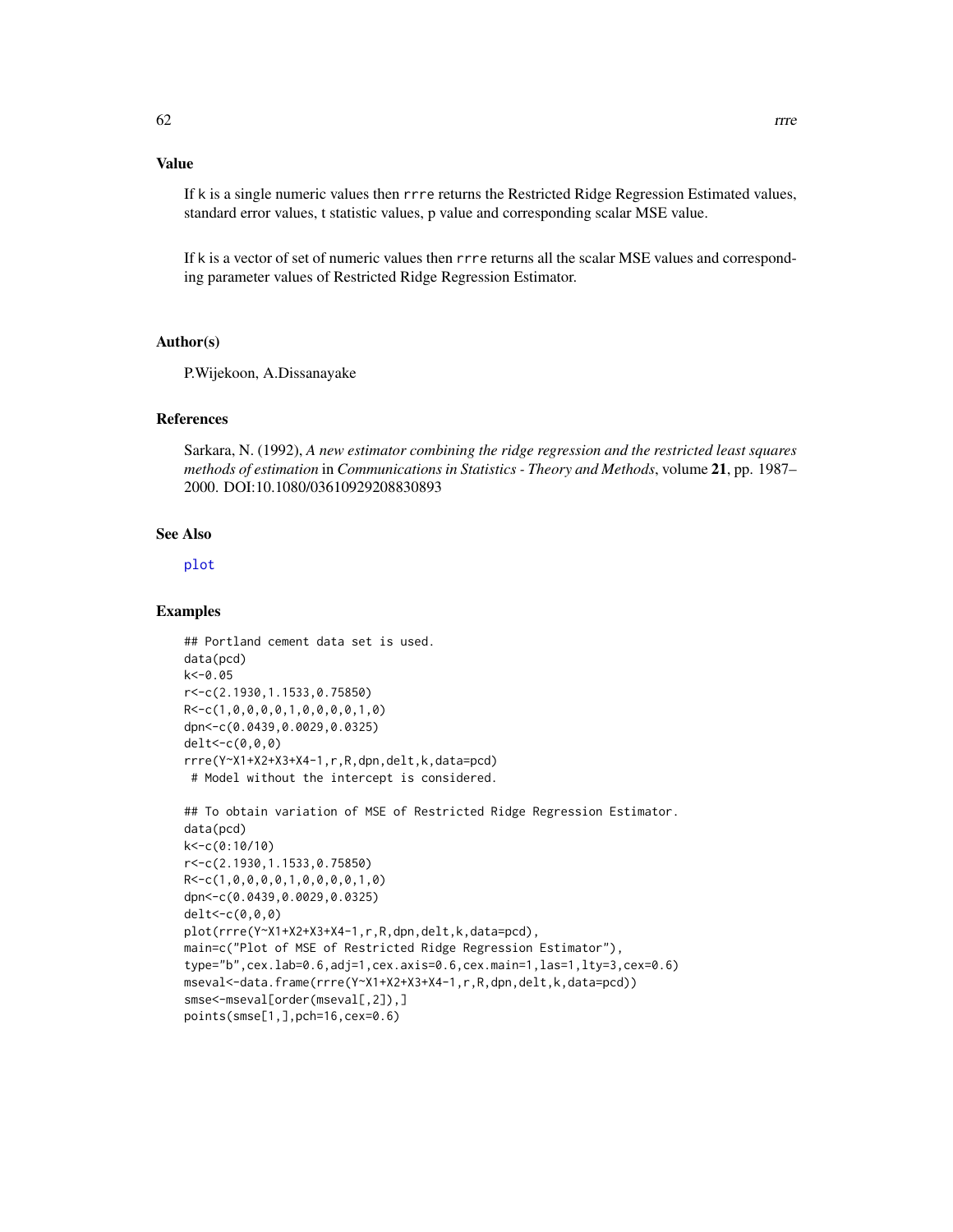## Value

If k is a single numeric values then rrre returns the Restricted Ridge Regression Estimated values, standard error values, t statistic values, p value and corresponding scalar MSE value.

If k is a vector of set of numeric values then rrre returns all the scalar MSE values and corresponding parameter values of Restricted Ridge Regression Estimator.

## Author(s)

P.Wijekoon, A.Dissanayake

## References

Sarkara, N. (1992), *A new estimator combining the ridge regression and the restricted least squares methods of estimation* in *Communications in Statistics - Theory and Methods*, volume **21**, pp. 1987–2000. DOI:10.1080/03610929208830893

## See Also

plot

## Examples

```
## Portland cement data set is used.
data(pcd)
k<-0.05
r<-c(2.1930,1.1533,0.75850)
R<-c(1,0,0,0,0,1,0,0,0,0,1,0)
dpn<-c(0.0439,0.0029,0.0325)
delt<-c(0,0,0)
rrre(Y~X1+X2+X3+X4-1,r,R,dpn,delt,k,data=pcd)
 # Model without the intercept is considered.

## To obtain variation of MSE of Restricted Ridge Regression Estimator.
data(pcd)
k<-c(0:10/10)
r<-c(2.1930,1.1533,0.75850)
R<-c(1,0,0,0,0,1,0,0,0,0,1,0)
dpn<-c(0.0439,0.0029,0.0325)
delt<-c(0,0,0)
plot(rrre(Y~X1+X2+X3+X4-1,r,R,dpn,delt,k,data=pcd),
main=c("Plot of MSE of Restricted Ridge Regression Estimator"),
type="b",cex.lab=0.6,adj=1,cex.axis=0.6,cex.main=1,las=1,lty=3,cex=0.6)
mseval<-data.frame(rrre(Y~X1+X2+X3+X4-1,r,R,dpn,delt,k,data=pcd))
smse<-mseval[order(mseval[,2]),]
points(smse[1,],pch=16,cex=0.6)
```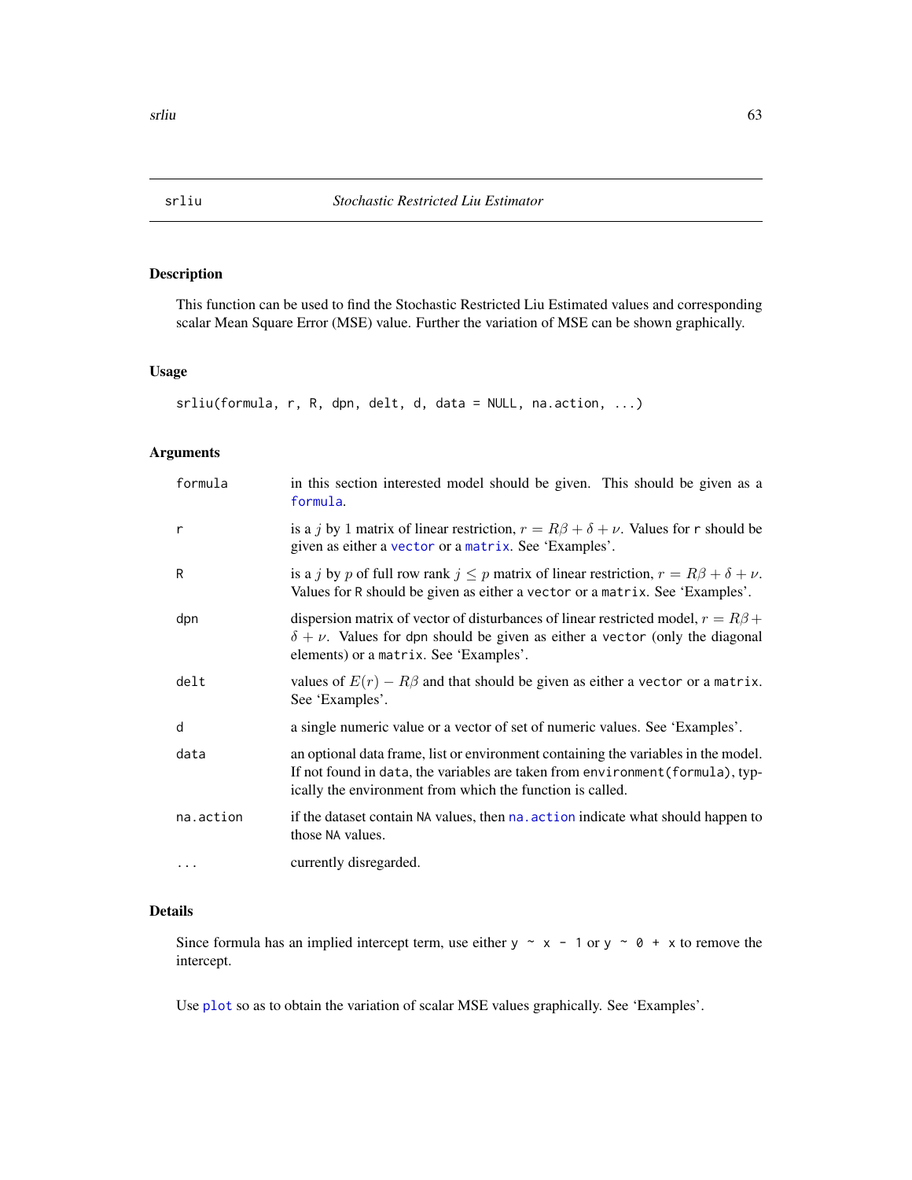## srliu — *Stochastic Restricted Liu Estimator*

### Description

This function can be used to find the Stochastic Restricted Liu Estimated values and corresponding scalar Mean Square Error (MSE) value. Further the variation of MSE can be shown graphically.

### Usage

```
srliu(formula, r, R, dpn, delt, d, data = NULL, na.action, ...)
```

### Arguments

| | |
|---|---|
| `formula` | in this section interested model should be given. This should be given as a `formula`. |
| `r` | is a $j$ by 1 matrix of linear restriction, $r = R\beta + \delta + \nu$. Values for `r` should be given as either a `vector` or a `matrix`. See 'Examples'. |
| `R` | is a $j$ by $p$ of full row rank $j \leq p$ matrix of linear restriction, $r = R\beta + \delta + \nu$. Values for `R` should be given as either a `vector` or a `matrix`. See 'Examples'. |
| `dpn` | dispersion matrix of vector of disturbances of linear restricted model, $r = R\beta + \delta + \nu$. Values for `dpn` should be given as either a `vector` (only the diagonal elements) or a `matrix`. See 'Examples'. |
| `delt` | values of $E(r) - R\beta$ and that should be given as either a `vector` or a `matrix`. See 'Examples'. |
| `d` | a single numeric value or a vector of set of numeric values. See 'Examples'. |
| `data` | an optional data frame, list or environment containing the variables in the model. If not found in `data`, the variables are taken from `environment(formula)`, typically the environment from which the function is called. |
| `na.action` | if the dataset contain `NA` values, then `na.action` indicate what should happen to those `NA` values. |
| `...` | currently disregarded. |

### Details

Since formula has an implied intercept term, use either `y ~ x - 1` or `y ~ 0 + x` to remove the intercept.

Use `plot` so as to obtain the variation of scalar MSE values graphically. See 'Examples'.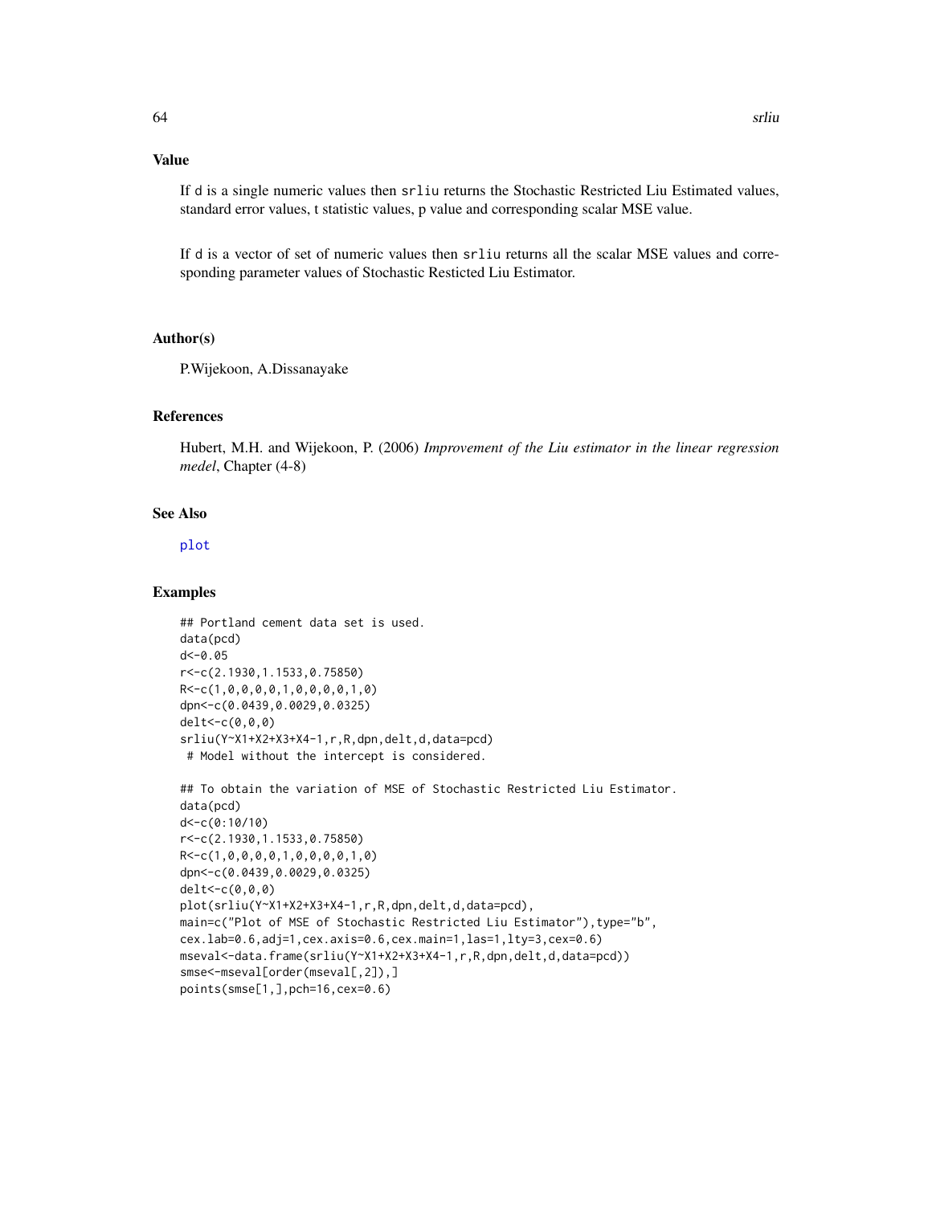## Value

If d is a single numeric values then srliu returns the Stochastic Restricted Liu Estimated values, standard error values, t statistic values, p value and corresponding scalar MSE value.

If d is a vector of set of numeric values then srliu returns all the scalar MSE values and corresponding parameter values of Stochastic Resticted Liu Estimator.

## Author(s)

P.Wijekoon, A.Dissanayake

## References

Hubert, M.H. and Wijekoon, P. (2006) *Improvement of the Liu estimator in the linear regression medel*, Chapter (4-8)

## See Also

plot

## Examples

```
## Portland cement data set is used.
data(pcd)
d<-0.05
r<-c(2.1930,1.1533,0.75850)
R<-c(1,0,0,0,0,1,0,0,0,0,1,0)
dpn<-c(0.0439,0.0029,0.0325)
delt<-c(0,0,0)
srliu(Y~X1+X2+X3+X4-1,r,R,dpn,delt,d,data=pcd)
 # Model without the intercept is considered.

## To obtain the variation of MSE of Stochastic Restricted Liu Estimator.
data(pcd)
d<-c(0:10/10)
r<-c(2.1930,1.1533,0.75850)
R<-c(1,0,0,0,0,1,0,0,0,0,1,0)
dpn<-c(0.0439,0.0029,0.0325)
delt<-c(0,0,0)
plot(srliu(Y~X1+X2+X3+X4-1,r,R,dpn,delt,d,data=pcd),
main=c("Plot of MSE of Stochastic Restricted Liu Estimator"),type="b",
cex.lab=0.6,adj=1,cex.axis=0.6,cex.main=1,las=1,lty=3,cex=0.6)
mseval<-data.frame(srliu(Y~X1+X2+X3+X4-1,r,R,dpn,delt,d,data=pcd))
smse<-mseval[order(mseval[,2]),]
points(smse[1,],pch=16,cex=0.6)
```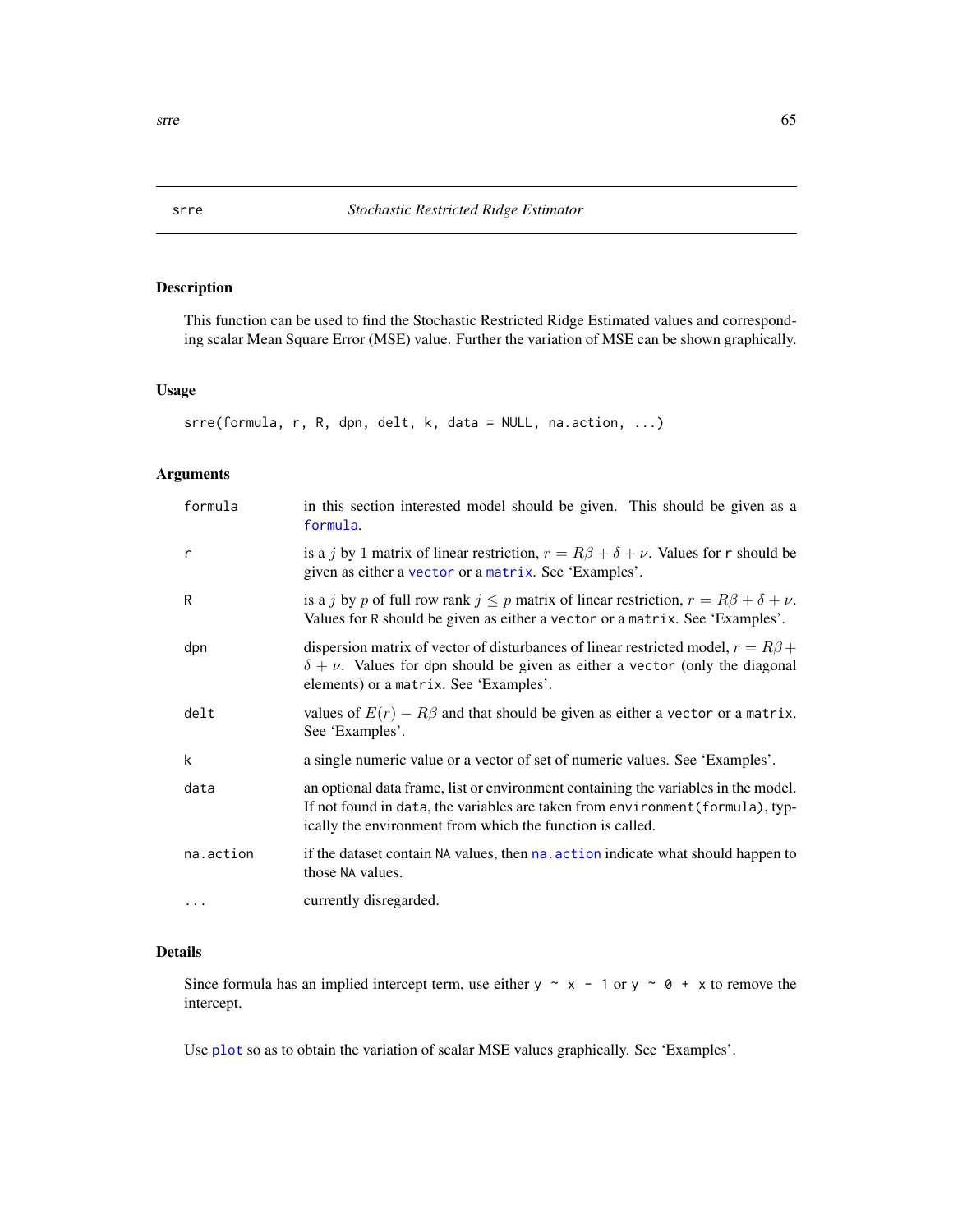## srre — *Stochastic Restricted Ridge Estimator*

### Description

This function can be used to find the Stochastic Restricted Ridge Estimated values and corresponding scalar Mean Square Error (MSE) value. Further the variation of MSE can be shown graphically.

### Usage

```
srre(formula, r, R, dpn, delt, k, data = NULL, na.action, ...)
```

### Arguments

| | |
|---|---|
| `formula` | in this section interested model should be given. This should be given as a `formula`. |
| `r` | is a $j$ by 1 matrix of linear restriction, $r = R\beta + \delta + \nu$. Values for `r` should be given as either a `vector` or a `matrix`. See 'Examples'. |
| `R` | is a $j$ by $p$ of full row rank $j \leq p$ matrix of linear restriction, $r = R\beta + \delta + \nu$. Values for `R` should be given as either a `vector` or a `matrix`. See 'Examples'. |
| `dpn` | dispersion matrix of vector of disturbances of linear restricted model, $r = R\beta + \delta + \nu$. Values for `dpn` should be given as either a `vector` (only the diagonal elements) or a `matrix`. See 'Examples'. |
| `delt` | values of $E(r) - R\beta$ and that should be given as either a `vector` or a `matrix`. See 'Examples'. |
| `k` | a single numeric value or a vector of set of numeric values. See 'Examples'. |
| `data` | an optional data frame, list or environment containing the variables in the model. If not found in `data`, the variables are taken from `environment(formula)`, typically the environment from which the function is called. |
| `na.action` | if the dataset contain `NA` values, then `na.action` indicate what should happen to those `NA` values. |
| `...` | currently disregarded. |

### Details

Since formula has an implied intercept term, use either `y ~ x - 1` or `y ~ 0 + x` to remove the intercept.

Use `plot` so as to obtain the variation of scalar MSE values graphically. See 'Examples'.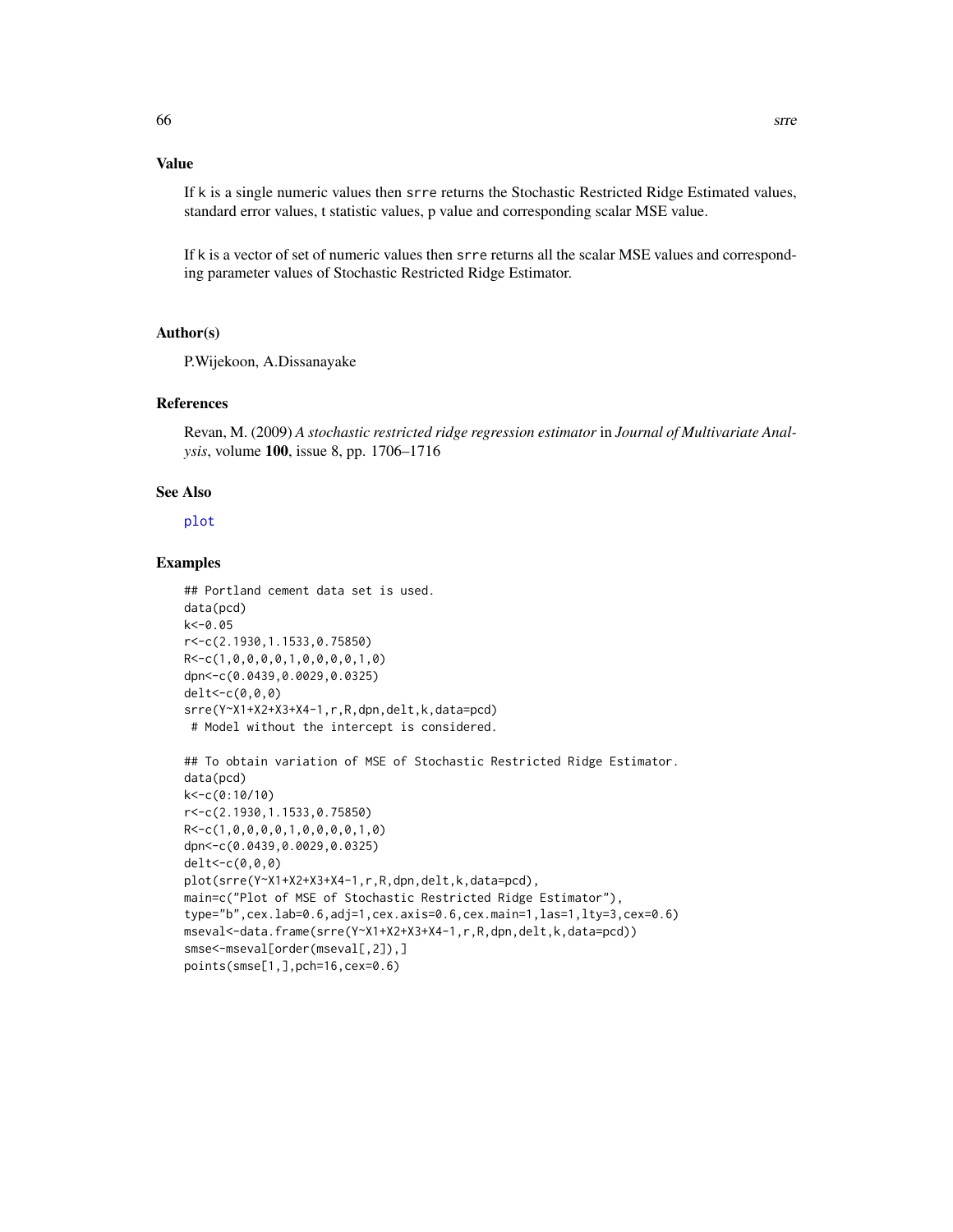## Value

If k is a single numeric values then srre returns the Stochastic Restricted Ridge Estimated values, standard error values, t statistic values, p value and corresponding scalar MSE value.

If k is a vector of set of numeric values then srre returns all the scalar MSE values and corresponding parameter values of Stochastic Restricted Ridge Estimator.

## Author(s)

P.Wijekoon, A.Dissanayake

## References

Revan, M. (2009) *A stochastic restricted ridge regression estimator* in *Journal of Multivariate Analysis*, volume **100**, issue 8, pp. 1706–1716

## See Also

plot

## Examples

```
## Portland cement data set is used.
data(pcd)
k<-0.05
r<-c(2.1930,1.1533,0.75850)
R<-c(1,0,0,0,0,1,0,0,0,0,1,0)
dpn<-c(0.0439,0.0029,0.0325)
delt<-c(0,0,0)
srre(Y~X1+X2+X3+X4-1,r,R,dpn,delt,k,data=pcd)
 # Model without the intercept is considered.

## To obtain variation of MSE of Stochastic Restricted Ridge Estimator.
data(pcd)
k<-c(0:10/10)
r<-c(2.1930,1.1533,0.75850)
R<-c(1,0,0,0,0,1,0,0,0,0,1,0)
dpn<-c(0.0439,0.0029,0.0325)
delt<-c(0,0,0)
plot(srre(Y~X1+X2+X3+X4-1,r,R,dpn,delt,k,data=pcd),
main=c("Plot of MSE of Stochastic Restricted Ridge Estimator"),
type="b",cex.lab=0.6,adj=1,cex.axis=0.6,cex.main=1,las=1,lty=3,cex=0.6)
mseval<-data.frame(srre(Y~X1+X2+X3+X4-1,r,R,dpn,delt,k,data=pcd))
smse<-mseval[order(mseval[,2]),]
points(smse[1,],pch=16,cex=0.6)
```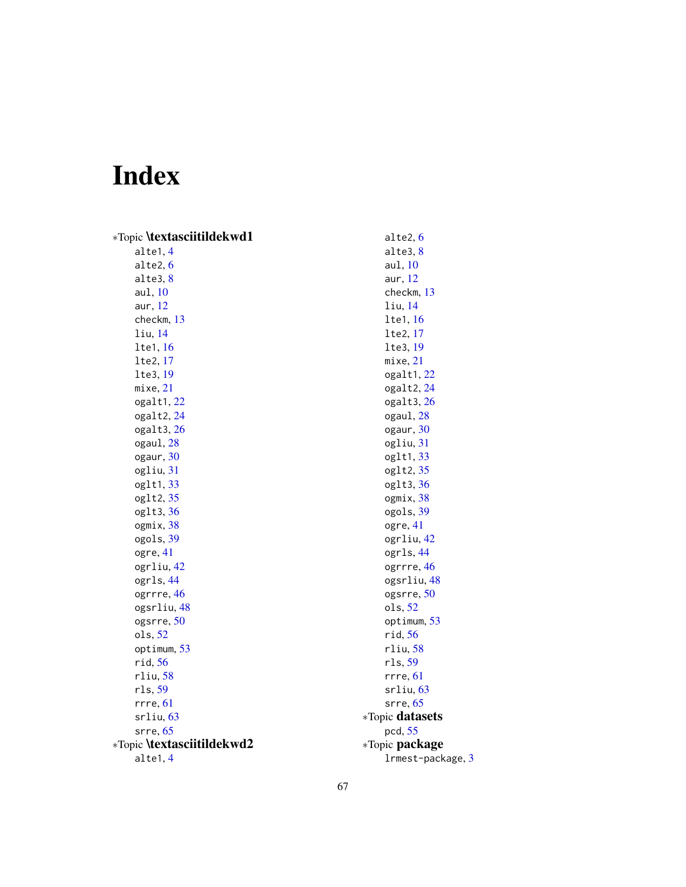# Index

*Topic **\textasciitildekwd1**

alte1, 4
alte2, 6
alte3, 8
aul, 10
aur, 12
checkm, 13
liu, 14
lte1, 16
lte2, 17
lte3, 19
mixe, 21
ogalt1, 22
ogalt2, 24
ogalt3, 26
ogaul, 28
ogaur, 30
ogliu, 31
oglt1, 33
oglt2, 35
oglt3, 36
ogmix, 38
ogols, 39
ogre, 41
ogrliu, 42
ogrls, 44
ogrrre, 46
ogsrliu, 48
ogsrre, 50
ols, 52
optimum, 53
rid, 56
rliu, 58
rls, 59
rrre, 61
srliu, 63
srre, 65

*Topic **\textasciitildekwd2**

alte1, 4
alte2, 6
alte3, 8
aul, 10
aur, 12
checkm, 13
liu, 14
lte1, 16
lte2, 17
lte3, 19
mixe, 21
ogalt1, 22
ogalt2, 24
ogalt3, 26
ogaul, 28
ogaur, 30
ogliu, 31
oglt1, 33
oglt2, 35
oglt3, 36
ogmix, 38
ogols, 39
ogre, 41
ogrliu, 42
ogrls, 44
ogrrre, 46
ogsrliu, 48
ogsrre, 50
ols, 52
optimum, 53
rid, 56
rliu, 58
rls, 59
rrre, 61
srliu, 63
srre, 65

*Topic **datasets**

pcd, 55

*Topic **package**

lrmest-package, 3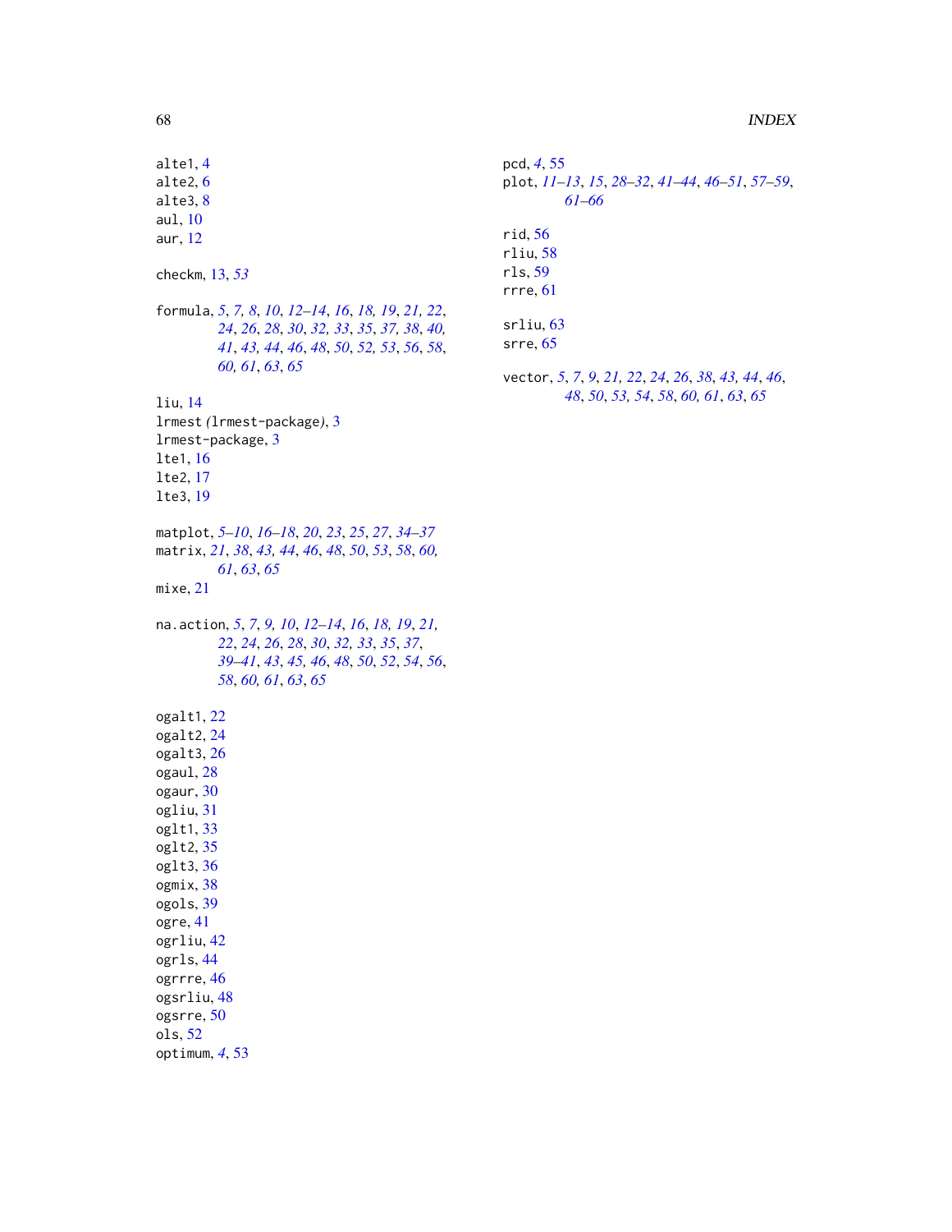alte1, 4
alte2, 6
alte3, 8
aul, 10
aur, 12

checkm, 13, *53*

formula, *5*, *7, 8*, *10*, *12–14*, *16*, *18, 19*, *21, 22*, *24*, *26*, *28*, *30*, *32, 33*, *35*, *37, 38*, *40, 41*, *43, 44*, *46*, *48*, *50*, *52, 53*, *56*, *58*, *60, 61*, *63*, *65*

liu, 14
lrmest (lrmest-package), 3
lrmest-package, 3
lte1, 16
lte2, 17
lte3, 19

matplot, *5–10*, *16–18*, *20*, *23*, *25*, *27*, *34–37*
matrix, *21*, *38*, *43, 44*, *46*, *48*, *50*, *53*, *58*, *60, 61*, *63*, *65*
mixe, 21

na.action, *5*, *7*, *9, 10*, *12–14*, *16*, *18, 19*, *21, 22*, *24*, *26*, *28*, *30*, *32, 33*, *35*, *37*, *39–41*, *43*, *45, 46*, *48*, *50*, *52*, *54*, *56*, *58*, *60, 61*, *63*, *65*

ogalt1, 22
ogalt2, 24
ogalt3, 26
ogaul, 28
ogaur, 30
ogliu, 31
oglt1, 33
oglt2, 35
oglt3, 36
ogmix, 38
ogols, 39
ogre, 41
ogrliu, 42
ogrls, 44
ogrrre, 46
ogsrliu, 48
ogsrre, 50
ols, 52
optimum, *4*, 53

pcd, *4*, 55
plot, *11–13*, *15*, *28–32*, *41–44*, *46–51*, *57–59*, *61–66*

rid, 56
rliu, 58
rls, 59
rrre, 61

srliu, 63
srre, 65

vector, *5*, *7*, *9*, *21, 22*, *24*, *26*, *38*, *43, 44*, *46*, *48*, *50*, *53, 54*, *58*, *60, 61*, *63*, *65*